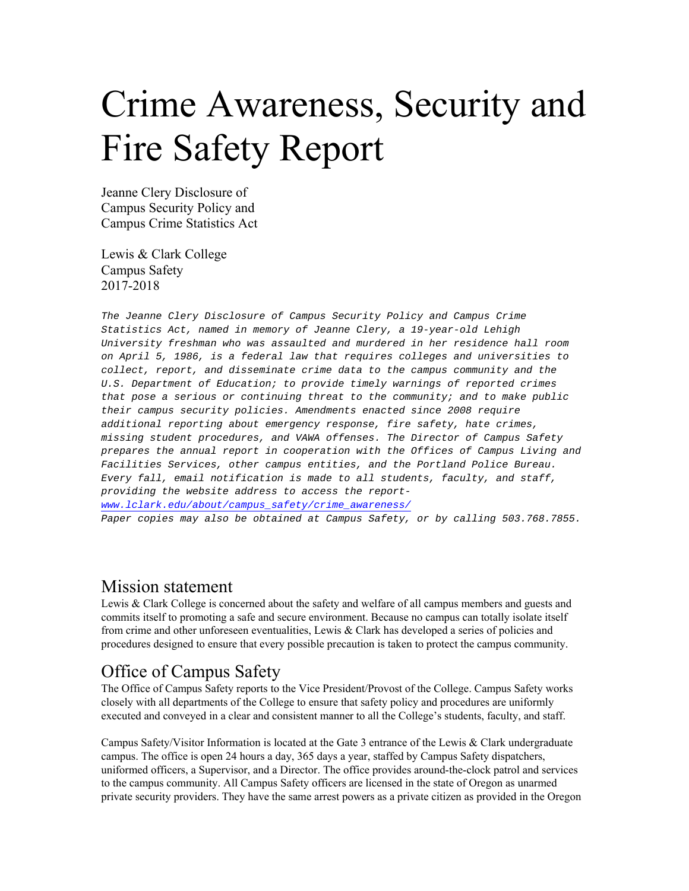# Crime Awareness, Security and Fire Safety Report

Jeanne Clery Disclosure of
Campus Security Policy and
Campus Crime Statistics Act

Lewis & Clark College
Campus Safety
2017-2018

*The Jeanne Clery Disclosure of Campus Security Policy and Campus Crime Statistics Act, named in memory of Jeanne Clery, a 19-year-old Lehigh University freshman who was assaulted and murdered in her residence hall room on April 5, 1986, is a federal law that requires colleges and universities to collect, report, and disseminate crime data to the campus community and the U.S. Department of Education; to provide timely warnings of reported crimes that pose a serious or continuing threat to the community; and to make public their campus security policies. Amendments enacted since 2008 require additional reporting about emergency response, fire safety, hate crimes, missing student procedures, and VAWA offenses. The Director of Campus Safety prepares the annual report in cooperation with the Offices of Campus Living and Facilities Services, other campus entities, and the Portland Police Bureau. Every fall, email notification is made to all students, faculty, and staff, providing the website address to access the report- [www.lclark.edu/about/campus_safety/crime_awareness/](www.lclark.edu/about/campus_safety/crime_awareness/)*
*Paper copies may also be obtained at Campus Safety, or by calling 503.768.7855.*

## Mission statement

Lewis & Clark College is concerned about the safety and welfare of all campus members and guests and commits itself to promoting a safe and secure environment. Because no campus can totally isolate itself from crime and other unforeseen eventualities, Lewis & Clark has developed a series of policies and procedures designed to ensure that every possible precaution is taken to protect the campus community.

## Office of Campus Safety

The Office of Campus Safety reports to the Vice President/Provost of the College. Campus Safety works closely with all departments of the College to ensure that safety policy and procedures are uniformly executed and conveyed in a clear and consistent manner to all the College's students, faculty, and staff.

Campus Safety/Visitor Information is located at the Gate 3 entrance of the Lewis & Clark undergraduate campus. The office is open 24 hours a day, 365 days a year, staffed by Campus Safety dispatchers, uniformed officers, a Supervisor, and a Director. The office provides around-the-clock patrol and services to the campus community. All Campus Safety officers are licensed in the state of Oregon as unarmed private security providers. They have the same arrest powers as a private citizen as provided in the Oregon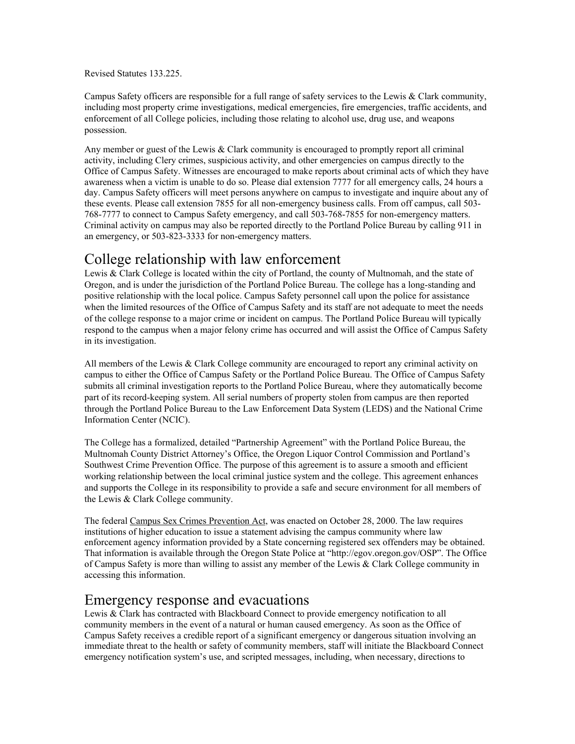Revised Statutes 133.225.

Campus Safety officers are responsible for a full range of safety services to the Lewis & Clark community, including most property crime investigations, medical emergencies, fire emergencies, traffic accidents, and enforcement of all College policies, including those relating to alcohol use, drug use, and weapons possession.

Any member or guest of the Lewis & Clark community is encouraged to promptly report all criminal activity, including Clery crimes, suspicious activity, and other emergencies on campus directly to the Office of Campus Safety. Witnesses are encouraged to make reports about criminal acts of which they have awareness when a victim is unable to do so. Please dial extension 7777 for all emergency calls, 24 hours a day. Campus Safety officers will meet persons anywhere on campus to investigate and inquire about any of these events. Please call extension 7855 for all non-emergency business calls. From off campus, call 503-768-7777 to connect to Campus Safety emergency, and call 503-768-7855 for non-emergency matters. Criminal activity on campus may also be reported directly to the Portland Police Bureau by calling 911 in an emergency, or 503-823-3333 for non-emergency matters.

## College relationship with law enforcement

Lewis & Clark College is located within the city of Portland, the county of Multnomah, and the state of Oregon, and is under the jurisdiction of the Portland Police Bureau. The college has a long-standing and positive relationship with the local police. Campus Safety personnel call upon the police for assistance when the limited resources of the Office of Campus Safety and its staff are not adequate to meet the needs of the college response to a major crime or incident on campus. The Portland Police Bureau will typically respond to the campus when a major felony crime has occurred and will assist the Office of Campus Safety in its investigation.

All members of the Lewis & Clark College community are encouraged to report any criminal activity on campus to either the Office of Campus Safety or the Portland Police Bureau. The Office of Campus Safety submits all criminal investigation reports to the Portland Police Bureau, where they automatically become part of its record-keeping system. All serial numbers of property stolen from campus are then reported through the Portland Police Bureau to the Law Enforcement Data System (LEDS) and the National Crime Information Center (NCIC).

The College has a formalized, detailed "Partnership Agreement" with the Portland Police Bureau, the Multnomah County District Attorney's Office, the Oregon Liquor Control Commission and Portland's Southwest Crime Prevention Office. The purpose of this agreement is to assure a smooth and efficient working relationship between the local criminal justice system and the college. This agreement enhances and supports the College in its responsibility to provide a safe and secure environment for all members of the Lewis & Clark College community.

The federal Campus Sex Crimes Prevention Act, was enacted on October 28, 2000. The law requires institutions of higher education to issue a statement advising the campus community where law enforcement agency information provided by a State concerning registered sex offenders may be obtained. That information is available through the Oregon State Police at "http://egov.oregon.gov/OSP". The Office of Campus Safety is more than willing to assist any member of the Lewis & Clark College community in accessing this information.

## Emergency response and evacuations

Lewis & Clark has contracted with Blackboard Connect to provide emergency notification to all community members in the event of a natural or human caused emergency. As soon as the Office of Campus Safety receives a credible report of a significant emergency or dangerous situation involving an immediate threat to the health or safety of community members, staff will initiate the Blackboard Connect emergency notification system's use, and scripted messages, including, when necessary, directions to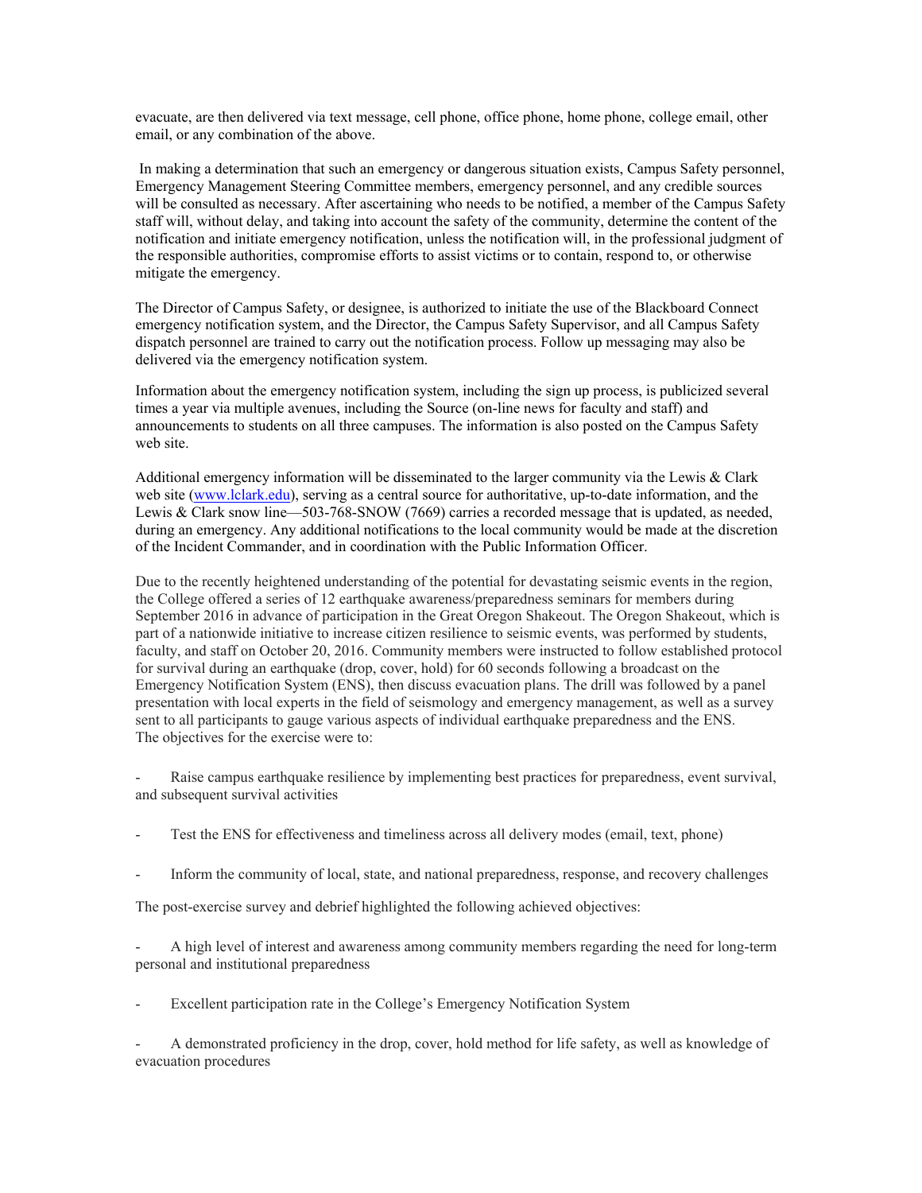evacuate, are then delivered via text message, cell phone, office phone, home phone, college email, other email, or any combination of the above.

In making a determination that such an emergency or dangerous situation exists, Campus Safety personnel, Emergency Management Steering Committee members, emergency personnel, and any credible sources will be consulted as necessary. After ascertaining who needs to be notified, a member of the Campus Safety staff will, without delay, and taking into account the safety of the community, determine the content of the notification and initiate emergency notification, unless the notification will, in the professional judgment of the responsible authorities, compromise efforts to assist victims or to contain, respond to, or otherwise mitigate the emergency.

The Director of Campus Safety, or designee, is authorized to initiate the use of the Blackboard Connect emergency notification system, and the Director, the Campus Safety Supervisor, and all Campus Safety dispatch personnel are trained to carry out the notification process. Follow up messaging may also be delivered via the emergency notification system.

Information about the emergency notification system, including the sign up process, is publicized several times a year via multiple avenues, including the Source (on-line news for faculty and staff) and announcements to students on all three campuses. The information is also posted on the Campus Safety web site.

Additional emergency information will be disseminated to the larger community via the Lewis & Clark web site ([www.lclark.edu](http://www.lclark.edu)), serving as a central source for authoritative, up-to-date information, and the Lewis & Clark snow line—503-768-SNOW (7669) carries a recorded message that is updated, as needed, during an emergency. Any additional notifications to the local community would be made at the discretion of the Incident Commander, and in coordination with the Public Information Officer.

Due to the recently heightened understanding of the potential for devastating seismic events in the region, the College offered a series of 12 earthquake awareness/preparedness seminars for members during September 2016 in advance of participation in the Great Oregon Shakeout. The Oregon Shakeout, which is part of a nationwide initiative to increase citizen resilience to seismic events, was performed by students, faculty, and staff on October 20, 2016. Community members were instructed to follow established protocol for survival during an earthquake (drop, cover, hold) for 60 seconds following a broadcast on the Emergency Notification System (ENS), then discuss evacuation plans. The drill was followed by a panel presentation with local experts in the field of seismology and emergency management, as well as a survey sent to all participants to gauge various aspects of individual earthquake preparedness and the ENS. The objectives for the exercise were to:

- Raise campus earthquake resilience by implementing best practices for preparedness, event survival, and subsequent survival activities
- Test the ENS for effectiveness and timeliness across all delivery modes (email, text, phone)
- Inform the community of local, state, and national preparedness, response, and recovery challenges

The post-exercise survey and debrief highlighted the following achieved objectives:

- A high level of interest and awareness among community members regarding the need for long-term personal and institutional preparedness
- Excellent participation rate in the College's Emergency Notification System
- A demonstrated proficiency in the drop, cover, hold method for life safety, as well as knowledge of evacuation procedures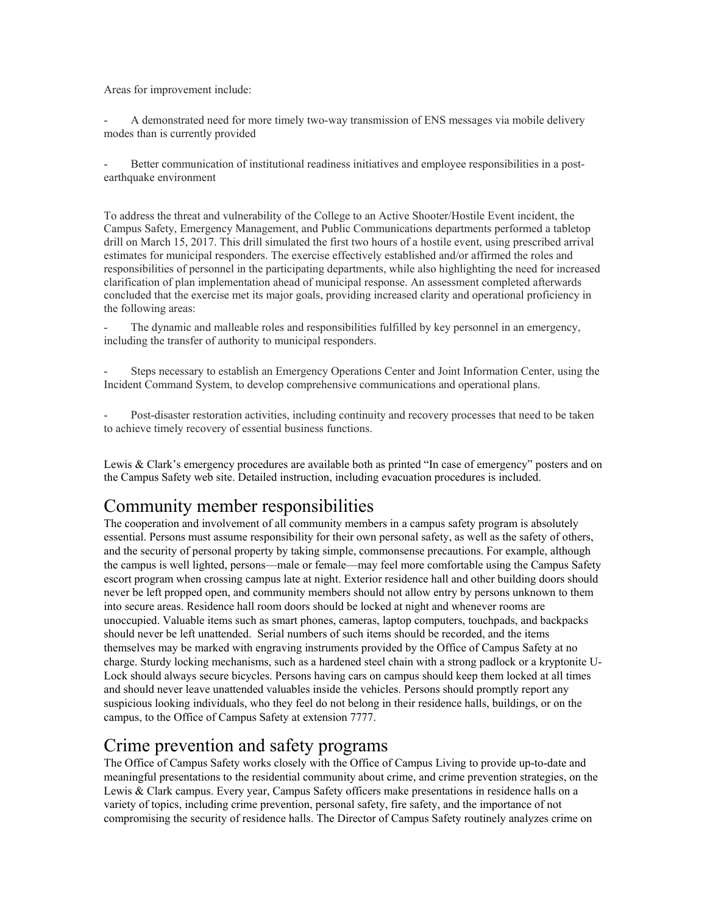Areas for improvement include:

- A demonstrated need for more timely two-way transmission of ENS messages via mobile delivery modes than is currently provided

- Better communication of institutional readiness initiatives and employee responsibilities in a post-earthquake environment

To address the threat and vulnerability of the College to an Active Shooter/Hostile Event incident, the Campus Safety, Emergency Management, and Public Communications departments performed a tabletop drill on March 15, 2017. This drill simulated the first two hours of a hostile event, using prescribed arrival estimates for municipal responders. The exercise effectively established and/or affirmed the roles and responsibilities of personnel in the participating departments, while also highlighting the need for increased clarification of plan implementation ahead of municipal response. An assessment completed afterwards concluded that the exercise met its major goals, providing increased clarity and operational proficiency in the following areas:

- The dynamic and malleable roles and responsibilities fulfilled by key personnel in an emergency, including the transfer of authority to municipal responders.

- Steps necessary to establish an Emergency Operations Center and Joint Information Center, using the Incident Command System, to develop comprehensive communications and operational plans.

- Post-disaster restoration activities, including continuity and recovery processes that need to be taken to achieve timely recovery of essential business functions.

Lewis & Clark's emergency procedures are available both as printed "In case of emergency" posters and on the Campus Safety web site. Detailed instruction, including evacuation procedures is included.

# Community member responsibilities

The cooperation and involvement of all community members in a campus safety program is absolutely essential. Persons must assume responsibility for their own personal safety, as well as the safety of others, and the security of personal property by taking simple, commonsense precautions. For example, although the campus is well lighted, persons—male or female—may feel more comfortable using the Campus Safety escort program when crossing campus late at night. Exterior residence hall and other building doors should never be left propped open, and community members should not allow entry by persons unknown to them into secure areas. Residence hall room doors should be locked at night and whenever rooms are unoccupied. Valuable items such as smart phones, cameras, laptop computers, touchpads, and backpacks should never be left unattended. Serial numbers of such items should be recorded, and the items themselves may be marked with engraving instruments provided by the Office of Campus Safety at no charge. Sturdy locking mechanisms, such as a hardened steel chain with a strong padlock or a kryptonite U-Lock should always secure bicycles. Persons having cars on campus should keep them locked at all times and should never leave unattended valuables inside the vehicles. Persons should promptly report any suspicious looking individuals, who they feel do not belong in their residence halls, buildings, or on the campus, to the Office of Campus Safety at extension 7777.

# Crime prevention and safety programs

The Office of Campus Safety works closely with the Office of Campus Living to provide up-to-date and meaningful presentations to the residential community about crime, and crime prevention strategies, on the Lewis & Clark campus. Every year, Campus Safety officers make presentations in residence halls on a variety of topics, including crime prevention, personal safety, fire safety, and the importance of not compromising the security of residence halls. The Director of Campus Safety routinely analyzes crime on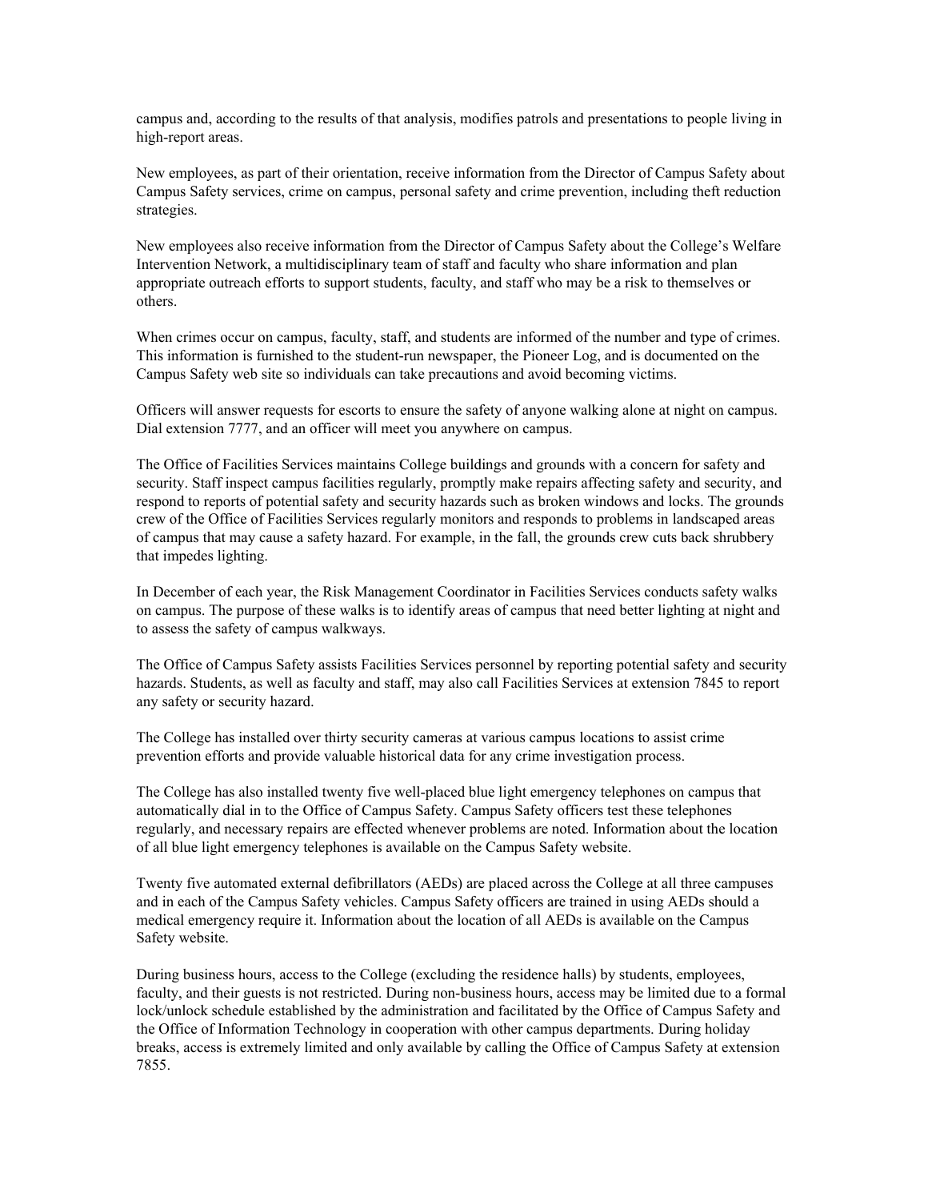campus and, according to the results of that analysis, modifies patrols and presentations to people living in high-report areas.

New employees, as part of their orientation, receive information from the Director of Campus Safety about Campus Safety services, crime on campus, personal safety and crime prevention, including theft reduction strategies.

New employees also receive information from the Director of Campus Safety about the College's Welfare Intervention Network, a multidisciplinary team of staff and faculty who share information and plan appropriate outreach efforts to support students, faculty, and staff who may be a risk to themselves or others.

When crimes occur on campus, faculty, staff, and students are informed of the number and type of crimes. This information is furnished to the student-run newspaper, the Pioneer Log, and is documented on the Campus Safety web site so individuals can take precautions and avoid becoming victims.

Officers will answer requests for escorts to ensure the safety of anyone walking alone at night on campus. Dial extension 7777, and an officer will meet you anywhere on campus.

The Office of Facilities Services maintains College buildings and grounds with a concern for safety and security. Staff inspect campus facilities regularly, promptly make repairs affecting safety and security, and respond to reports of potential safety and security hazards such as broken windows and locks. The grounds crew of the Office of Facilities Services regularly monitors and responds to problems in landscaped areas of campus that may cause a safety hazard. For example, in the fall, the grounds crew cuts back shrubbery that impedes lighting.

In December of each year, the Risk Management Coordinator in Facilities Services conducts safety walks on campus. The purpose of these walks is to identify areas of campus that need better lighting at night and to assess the safety of campus walkways.

The Office of Campus Safety assists Facilities Services personnel by reporting potential safety and security hazards. Students, as well as faculty and staff, may also call Facilities Services at extension 7845 to report any safety or security hazard.

The College has installed over thirty security cameras at various campus locations to assist crime prevention efforts and provide valuable historical data for any crime investigation process.

The College has also installed twenty five well-placed blue light emergency telephones on campus that automatically dial in to the Office of Campus Safety. Campus Safety officers test these telephones regularly, and necessary repairs are effected whenever problems are noted. Information about the location of all blue light emergency telephones is available on the Campus Safety website.

Twenty five automated external defibrillators (AEDs) are placed across the College at all three campuses and in each of the Campus Safety vehicles. Campus Safety officers are trained in using AEDs should a medical emergency require it. Information about the location of all AEDs is available on the Campus Safety website.

During business hours, access to the College (excluding the residence halls) by students, employees, faculty, and their guests is not restricted. During non-business hours, access may be limited due to a formal lock/unlock schedule established by the administration and facilitated by the Office of Campus Safety and the Office of Information Technology in cooperation with other campus departments. During holiday breaks, access is extremely limited and only available by calling the Office of Campus Safety at extension 7855.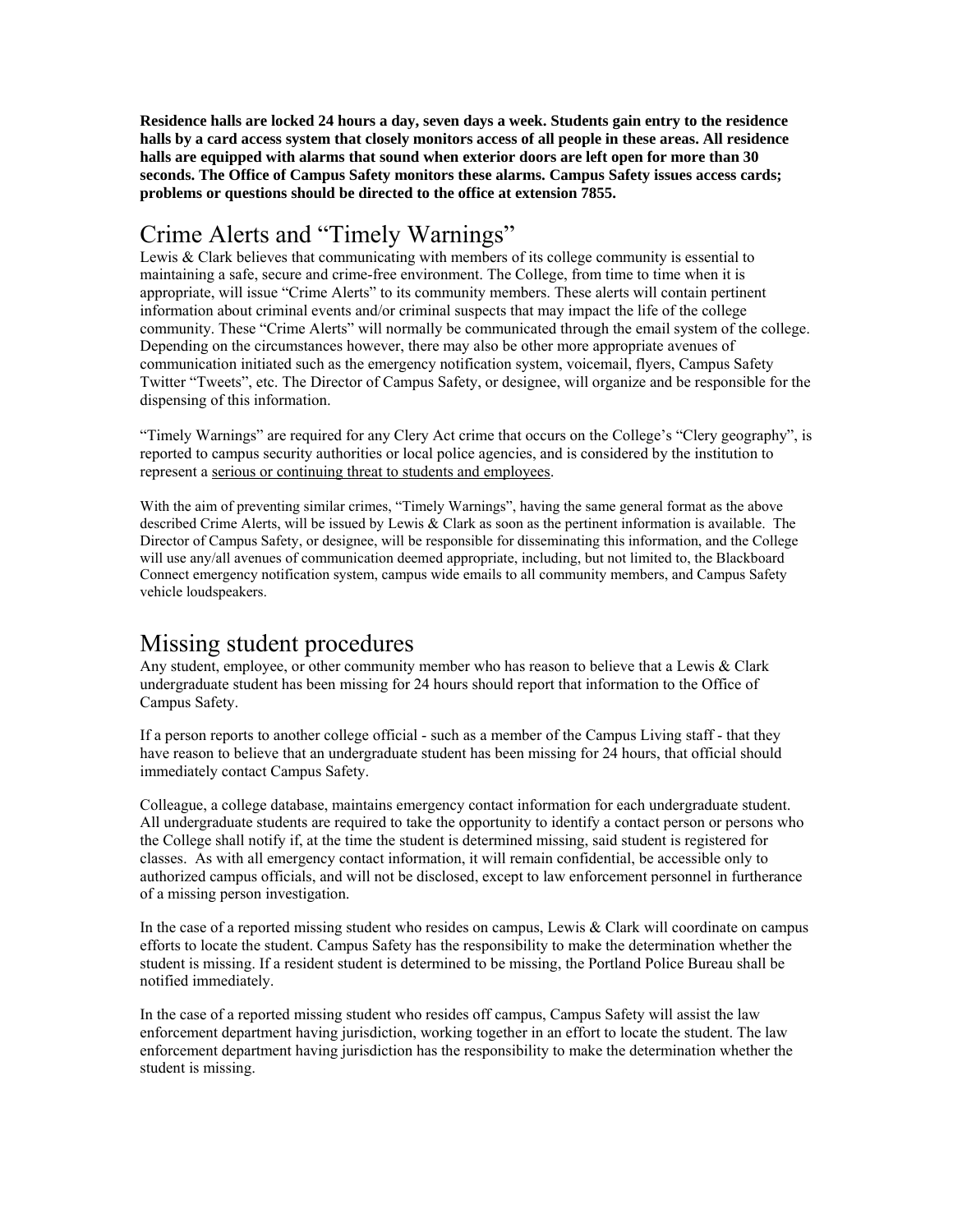**Residence halls are locked 24 hours a day, seven days a week. Students gain entry to the residence halls by a card access system that closely monitors access of all people in these areas. All residence halls are equipped with alarms that sound when exterior doors are left open for more than 30 seconds. The Office of Campus Safety monitors these alarms. Campus Safety issues access cards; problems or questions should be directed to the office at extension 7855.**

## Crime Alerts and "Timely Warnings"

Lewis & Clark believes that communicating with members of its college community is essential to maintaining a safe, secure and crime-free environment. The College, from time to time when it is appropriate, will issue "Crime Alerts" to its community members. These alerts will contain pertinent information about criminal events and/or criminal suspects that may impact the life of the college community. These "Crime Alerts" will normally be communicated through the email system of the college. Depending on the circumstances however, there may also be other more appropriate avenues of communication initiated such as the emergency notification system, voicemail, flyers, Campus Safety Twitter "Tweets", etc. The Director of Campus Safety, or designee, will organize and be responsible for the dispensing of this information.

"Timely Warnings" are required for any Clery Act crime that occurs on the College's "Clery geography", is reported to campus security authorities or local police agencies, and is considered by the institution to represent a serious or continuing threat to students and employees.

With the aim of preventing similar crimes, "Timely Warnings", having the same general format as the above described Crime Alerts, will be issued by Lewis & Clark as soon as the pertinent information is available. The Director of Campus Safety, or designee, will be responsible for disseminating this information, and the College will use any/all avenues of communication deemed appropriate, including, but not limited to, the Blackboard Connect emergency notification system, campus wide emails to all community members, and Campus Safety vehicle loudspeakers.

## Missing student procedures

Any student, employee, or other community member who has reason to believe that a Lewis & Clark undergraduate student has been missing for 24 hours should report that information to the Office of Campus Safety.

If a person reports to another college official - such as a member of the Campus Living staff - that they have reason to believe that an undergraduate student has been missing for 24 hours, that official should immediately contact Campus Safety.

Colleague, a college database, maintains emergency contact information for each undergraduate student. All undergraduate students are required to take the opportunity to identify a contact person or persons who the College shall notify if, at the time the student is determined missing, said student is registered for classes. As with all emergency contact information, it will remain confidential, be accessible only to authorized campus officials, and will not be disclosed, except to law enforcement personnel in furtherance of a missing person investigation.

In the case of a reported missing student who resides on campus, Lewis & Clark will coordinate on campus efforts to locate the student. Campus Safety has the responsibility to make the determination whether the student is missing. If a resident student is determined to be missing, the Portland Police Bureau shall be notified immediately.

In the case of a reported missing student who resides off campus, Campus Safety will assist the law enforcement department having jurisdiction, working together in an effort to locate the student. The law enforcement department having jurisdiction has the responsibility to make the determination whether the student is missing.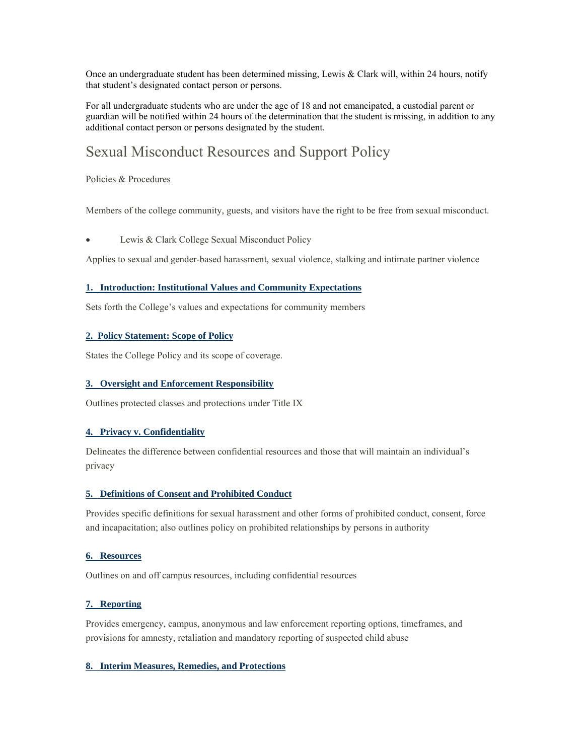Once an undergraduate student has been determined missing, Lewis & Clark will, within 24 hours, notify that student's designated contact person or persons.

For all undergraduate students who are under the age of 18 and not emancipated, a custodial parent or guardian will be notified within 24 hours of the determination that the student is missing, in addition to any additional contact person or persons designated by the student.

## Sexual Misconduct Resources and Support Policy

Policies & Procedures

Members of the college community, guests, and visitors have the right to be free from sexual misconduct.

- Lewis & Clark College Sexual Misconduct Policy

Applies to sexual and gender-based harassment, sexual violence, stalking and intimate partner violence

**1. Introduction: Institutional Values and Community Expectations**

Sets forth the College's values and expectations for community members

**2. Policy Statement: Scope of Policy**

States the College Policy and its scope of coverage.

**3. Oversight and Enforcement Responsibility**

Outlines protected classes and protections under Title IX

**4. Privacy v. Confidentiality**

Delineates the difference between confidential resources and those that will maintain an individual's privacy

**5. Definitions of Consent and Prohibited Conduct**

Provides specific definitions for sexual harassment and other forms of prohibited conduct, consent, force and incapacitation; also outlines policy on prohibited relationships by persons in authority

**6. Resources**

Outlines on and off campus resources, including confidential resources

**7. Reporting**

Provides emergency, campus, anonymous and law enforcement reporting options, timeframes, and provisions for amnesty, retaliation and mandatory reporting of suspected child abuse

**8. Interim Measures, Remedies, and Protections**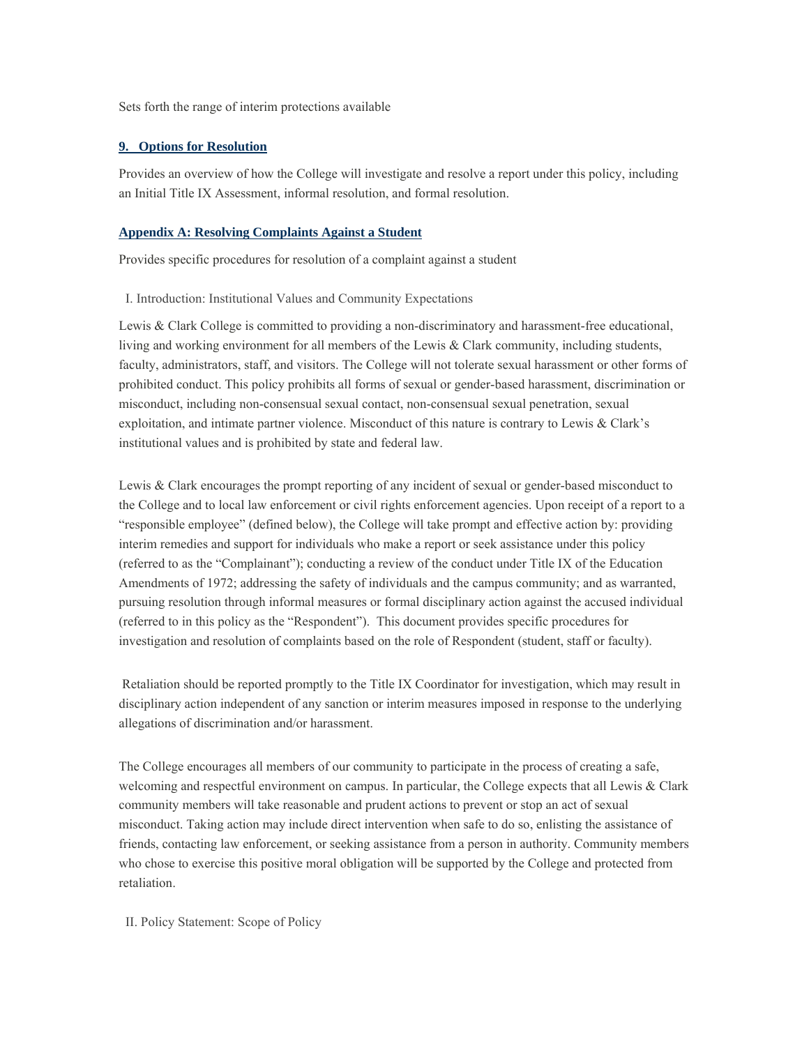Sets forth the range of interim protections available

### 9. Options for Resolution

Provides an overview of how the College will investigate and resolve a report under this policy, including an Initial Title IX Assessment, informal resolution, and formal resolution.

### Appendix A: Resolving Complaints Against a Student

Provides specific procedures for resolution of a complaint against a student

## I. Introduction: Institutional Values and Community Expectations

Lewis & Clark College is committed to providing a non-discriminatory and harassment-free educational, living and working environment for all members of the Lewis & Clark community, including students, faculty, administrators, staff, and visitors. The College will not tolerate sexual harassment or other forms of prohibited conduct. This policy prohibits all forms of sexual or gender-based harassment, discrimination or misconduct, including non-consensual sexual contact, non-consensual sexual penetration, sexual exploitation, and intimate partner violence. Misconduct of this nature is contrary to Lewis & Clark's institutional values and is prohibited by state and federal law.

Lewis & Clark encourages the prompt reporting of any incident of sexual or gender-based misconduct to the College and to local law enforcement or civil rights enforcement agencies. Upon receipt of a report to a "responsible employee" (defined below), the College will take prompt and effective action by: providing interim remedies and support for individuals who make a report or seek assistance under this policy (referred to as the "Complainant"); conducting a review of the conduct under Title IX of the Education Amendments of 1972; addressing the safety of individuals and the campus community; and as warranted, pursuing resolution through informal measures or formal disciplinary action against the accused individual (referred to in this policy as the "Respondent"). This document provides specific procedures for investigation and resolution of complaints based on the role of Respondent (student, staff or faculty).

Retaliation should be reported promptly to the Title IX Coordinator for investigation, which may result in disciplinary action independent of any sanction or interim measures imposed in response to the underlying allegations of discrimination and/or harassment.

The College encourages all members of our community to participate in the process of creating a safe, welcoming and respectful environment on campus. In particular, the College expects that all Lewis & Clark community members will take reasonable and prudent actions to prevent or stop an act of sexual misconduct. Taking action may include direct intervention when safe to do so, enlisting the assistance of friends, contacting law enforcement, or seeking assistance from a person in authority. Community members who chose to exercise this positive moral obligation will be supported by the College and protected from retaliation.

## II. Policy Statement: Scope of Policy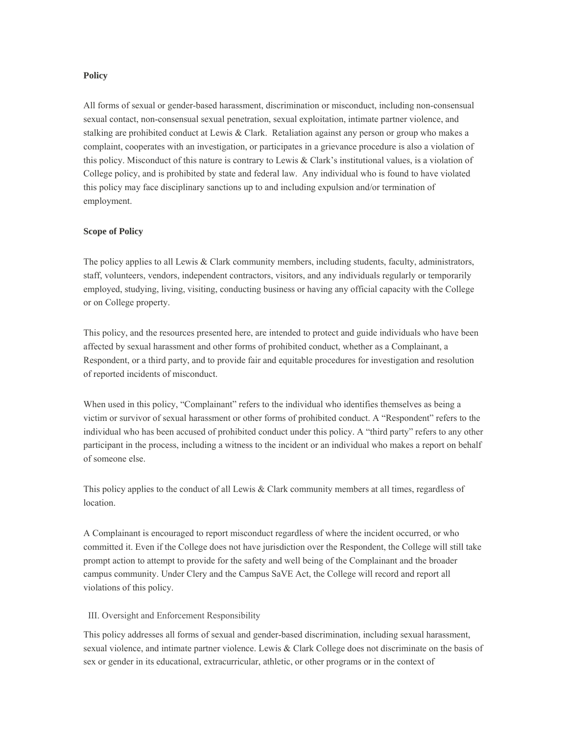**Policy**

All forms of sexual or gender-based harassment, discrimination or misconduct, including non-consensual sexual contact, non-consensual sexual penetration, sexual exploitation, intimate partner violence, and stalking are prohibited conduct at Lewis & Clark. Retaliation against any person or group who makes a complaint, cooperates with an investigation, or participates in a grievance procedure is also a violation of this policy. Misconduct of this nature is contrary to Lewis & Clark's institutional values, is a violation of College policy, and is prohibited by state and federal law. Any individual who is found to have violated this policy may face disciplinary sanctions up to and including expulsion and/or termination of employment.

**Scope of Policy**

The policy applies to all Lewis & Clark community members, including students, faculty, administrators, staff, volunteers, vendors, independent contractors, visitors, and any individuals regularly or temporarily employed, studying, living, visiting, conducting business or having any official capacity with the College or on College property.

This policy, and the resources presented here, are intended to protect and guide individuals who have been affected by sexual harassment and other forms of prohibited conduct, whether as a Complainant, a Respondent, or a third party, and to provide fair and equitable procedures for investigation and resolution of reported incidents of misconduct.

When used in this policy, "Complainant" refers to the individual who identifies themselves as being a victim or survivor of sexual harassment or other forms of prohibited conduct. A "Respondent" refers to the individual who has been accused of prohibited conduct under this policy. A "third party" refers to any other participant in the process, including a witness to the incident or an individual who makes a report on behalf of someone else.

This policy applies to the conduct of all Lewis & Clark community members at all times, regardless of location.

A Complainant is encouraged to report misconduct regardless of where the incident occurred, or who committed it. Even if the College does not have jurisdiction over the Respondent, the College will still take prompt action to attempt to provide for the safety and well being of the Complainant and the broader campus community. Under Clery and the Campus SaVE Act, the College will record and report all violations of this policy.

III. Oversight and Enforcement Responsibility

This policy addresses all forms of sexual and gender-based discrimination, including sexual harassment, sexual violence, and intimate partner violence. Lewis & Clark College does not discriminate on the basis of sex or gender in its educational, extracurricular, athletic, or other programs or in the context of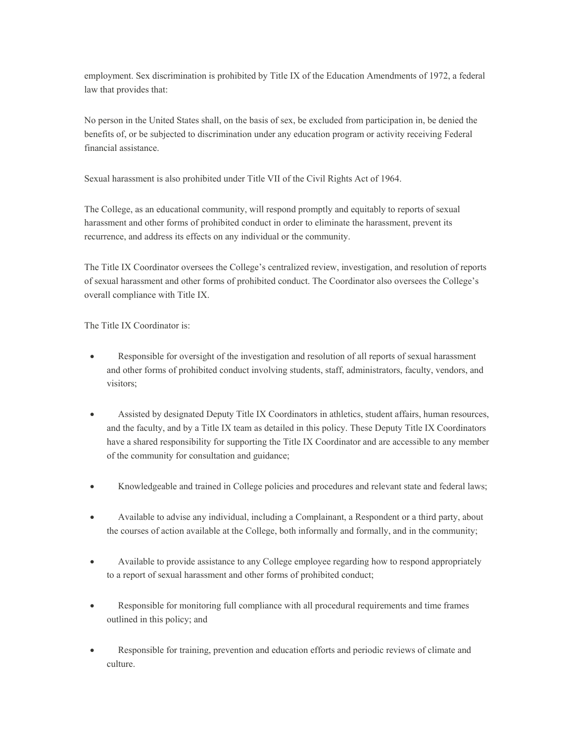employment. Sex discrimination is prohibited by Title IX of the Education Amendments of 1972, a federal law that provides that:

No person in the United States shall, on the basis of sex, be excluded from participation in, be denied the benefits of, or be subjected to discrimination under any education program or activity receiving Federal financial assistance.

Sexual harassment is also prohibited under Title VII of the Civil Rights Act of 1964.

The College, as an educational community, will respond promptly and equitably to reports of sexual harassment and other forms of prohibited conduct in order to eliminate the harassment, prevent its recurrence, and address its effects on any individual or the community.

The Title IX Coordinator oversees the College's centralized review, investigation, and resolution of reports of sexual harassment and other forms of prohibited conduct. The Coordinator also oversees the College's overall compliance with Title IX.

The Title IX Coordinator is:

- Responsible for oversight of the investigation and resolution of all reports of sexual harassment and other forms of prohibited conduct involving students, staff, administrators, faculty, vendors, and visitors;
- Assisted by designated Deputy Title IX Coordinators in athletics, student affairs, human resources, and the faculty, and by a Title IX team as detailed in this policy. These Deputy Title IX Coordinators have a shared responsibility for supporting the Title IX Coordinator and are accessible to any member of the community for consultation and guidance;
- Knowledgeable and trained in College policies and procedures and relevant state and federal laws;
- Available to advise any individual, including a Complainant, a Respondent or a third party, about the courses of action available at the College, both informally and formally, and in the community;
- Available to provide assistance to any College employee regarding how to respond appropriately to a report of sexual harassment and other forms of prohibited conduct;
- Responsible for monitoring full compliance with all procedural requirements and time frames outlined in this policy; and
- Responsible for training, prevention and education efforts and periodic reviews of climate and culture.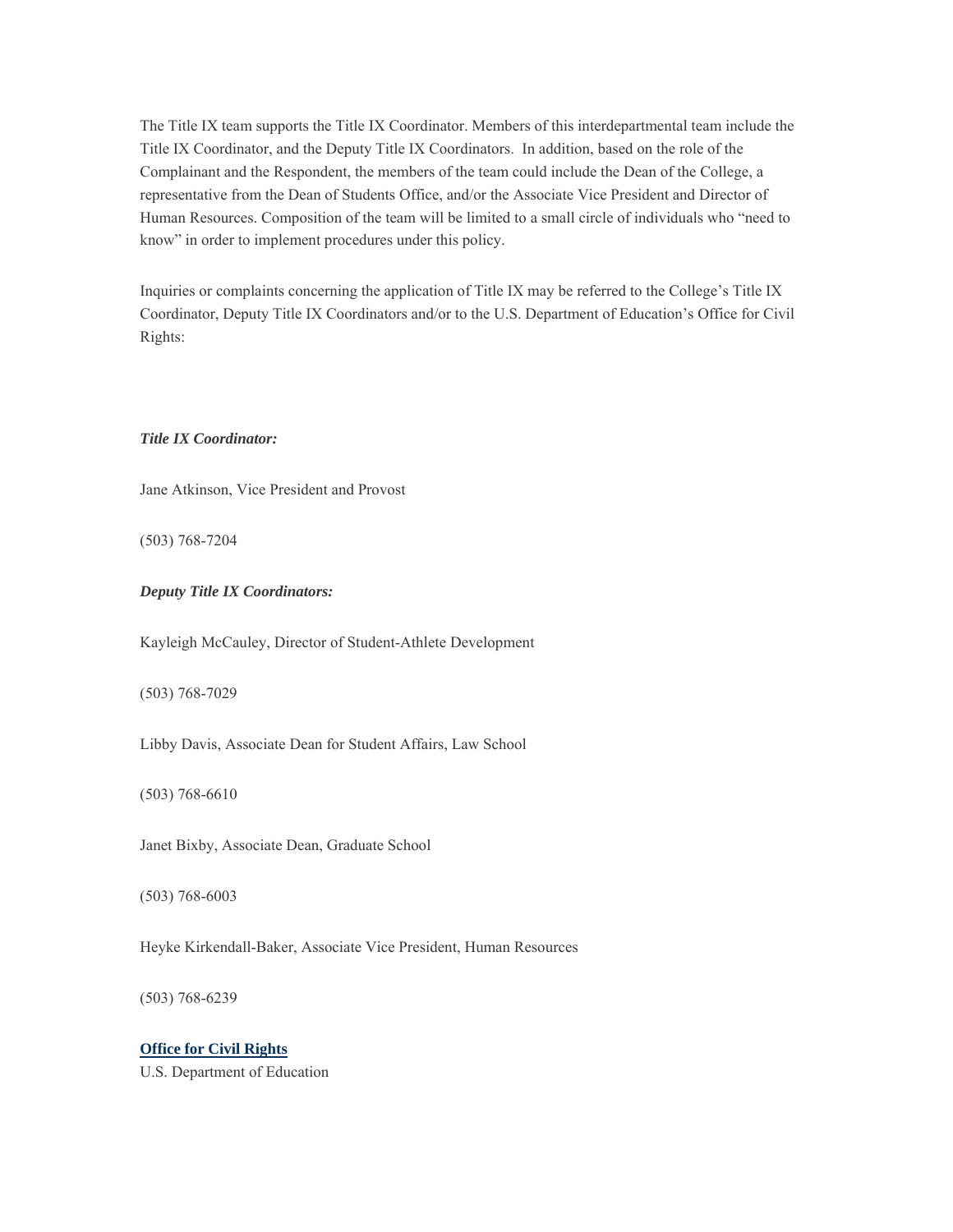The Title IX team supports the Title IX Coordinator. Members of this interdepartmental team include the Title IX Coordinator, and the Deputy Title IX Coordinators. In addition, based on the role of the Complainant and the Respondent, the members of the team could include the Dean of the College, a representative from the Dean of Students Office, and/or the Associate Vice President and Director of Human Resources. Composition of the team will be limited to a small circle of individuals who "need to know" in order to implement procedures under this policy.

Inquiries or complaints concerning the application of Title IX may be referred to the College's Title IX Coordinator, Deputy Title IX Coordinators and/or to the U.S. Department of Education's Office for Civil Rights:

***Title IX Coordinator:***

Jane Atkinson, Vice President and Provost

(503) 768-7204

***Deputy Title IX Coordinators:***

Kayleigh McCauley, Director of Student-Athlete Development

(503) 768-7029

Libby Davis, Associate Dean for Student Affairs, Law School

(503) 768-6610

Janet Bixby, Associate Dean, Graduate School

(503) 768-6003

Heyke Kirkendall-Baker, Associate Vice President, Human Resources

(503) 768-6239

**Office for Civil Rights**
U.S. Department of Education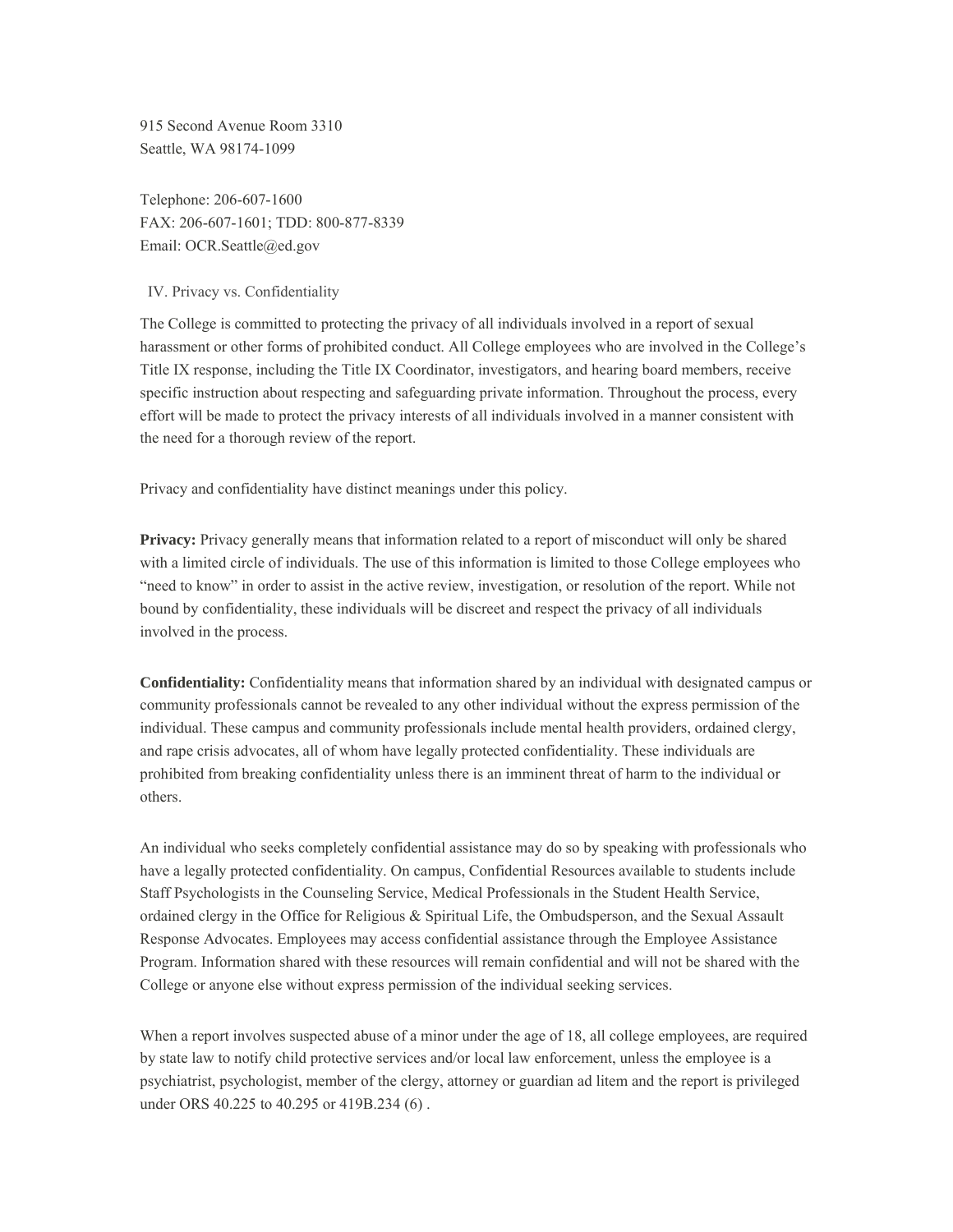915 Second Avenue Room 3310
Seattle, WA 98174-1099

Telephone: 206-607-1600
FAX: 206-607-1601; TDD: 800-877-8339
Email: OCR.Seattle@ed.gov

## IV. Privacy vs. Confidentiality

The College is committed to protecting the privacy of all individuals involved in a report of sexual harassment or other forms of prohibited conduct. All College employees who are involved in the College's Title IX response, including the Title IX Coordinator, investigators, and hearing board members, receive specific instruction about respecting and safeguarding private information. Throughout the process, every effort will be made to protect the privacy interests of all individuals involved in a manner consistent with the need for a thorough review of the report.

Privacy and confidentiality have distinct meanings under this policy.

**Privacy:** Privacy generally means that information related to a report of misconduct will only be shared with a limited circle of individuals. The use of this information is limited to those College employees who "need to know" in order to assist in the active review, investigation, or resolution of the report. While not bound by confidentiality, these individuals will be discreet and respect the privacy of all individuals involved in the process.

**Confidentiality:** Confidentiality means that information shared by an individual with designated campus or community professionals cannot be revealed to any other individual without the express permission of the individual. These campus and community professionals include mental health providers, ordained clergy, and rape crisis advocates, all of whom have legally protected confidentiality. These individuals are prohibited from breaking confidentiality unless there is an imminent threat of harm to the individual or others.

An individual who seeks completely confidential assistance may do so by speaking with professionals who have a legally protected confidentiality. On campus, Confidential Resources available to students include Staff Psychologists in the Counseling Service, Medical Professionals in the Student Health Service, ordained clergy in the Office for Religious & Spiritual Life, the Ombudsperson, and the Sexual Assault Response Advocates. Employees may access confidential assistance through the Employee Assistance Program. Information shared with these resources will remain confidential and will not be shared with the College or anyone else without express permission of the individual seeking services.

When a report involves suspected abuse of a minor under the age of 18, all college employees, are required by state law to notify child protective services and/or local law enforcement, unless the employee is a psychiatrist, psychologist, member of the clergy, attorney or guardian ad litem and the report is privileged under ORS 40.225 to 40.295 or 419B.234 (6) .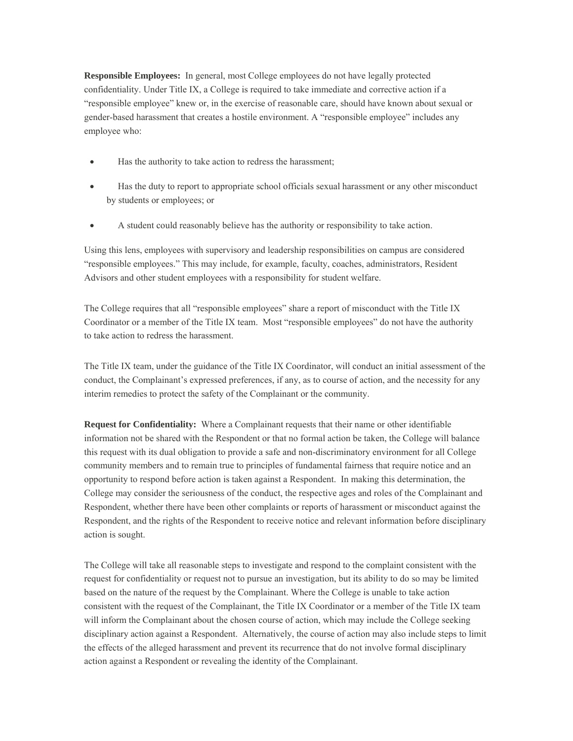**Responsible Employees:** In general, most College employees do not have legally protected confidentiality. Under Title IX, a College is required to take immediate and corrective action if a "responsible employee" knew or, in the exercise of reasonable care, should have known about sexual or gender-based harassment that creates a hostile environment. A "responsible employee" includes any employee who:

- Has the authority to take action to redress the harassment;
- Has the duty to report to appropriate school officials sexual harassment or any other misconduct by students or employees; or
- A student could reasonably believe has the authority or responsibility to take action.

Using this lens, employees with supervisory and leadership responsibilities on campus are considered "responsible employees." This may include, for example, faculty, coaches, administrators, Resident Advisors and other student employees with a responsibility for student welfare.

The College requires that all "responsible employees" share a report of misconduct with the Title IX Coordinator or a member of the Title IX team. Most "responsible employees" do not have the authority to take action to redress the harassment.

The Title IX team, under the guidance of the Title IX Coordinator, will conduct an initial assessment of the conduct, the Complainant's expressed preferences, if any, as to course of action, and the necessity for any interim remedies to protect the safety of the Complainant or the community.

**Request for Confidentiality:** Where a Complainant requests that their name or other identifiable information not be shared with the Respondent or that no formal action be taken, the College will balance this request with its dual obligation to provide a safe and non-discriminatory environment for all College community members and to remain true to principles of fundamental fairness that require notice and an opportunity to respond before action is taken against a Respondent. In making this determination, the College may consider the seriousness of the conduct, the respective ages and roles of the Complainant and Respondent, whether there have been other complaints or reports of harassment or misconduct against the Respondent, and the rights of the Respondent to receive notice and relevant information before disciplinary action is sought.

The College will take all reasonable steps to investigate and respond to the complaint consistent with the request for confidentiality or request not to pursue an investigation, but its ability to do so may be limited based on the nature of the request by the Complainant. Where the College is unable to take action consistent with the request of the Complainant, the Title IX Coordinator or a member of the Title IX team will inform the Complainant about the chosen course of action, which may include the College seeking disciplinary action against a Respondent. Alternatively, the course of action may also include steps to limit the effects of the alleged harassment and prevent its recurrence that do not involve formal disciplinary action against a Respondent or revealing the identity of the Complainant.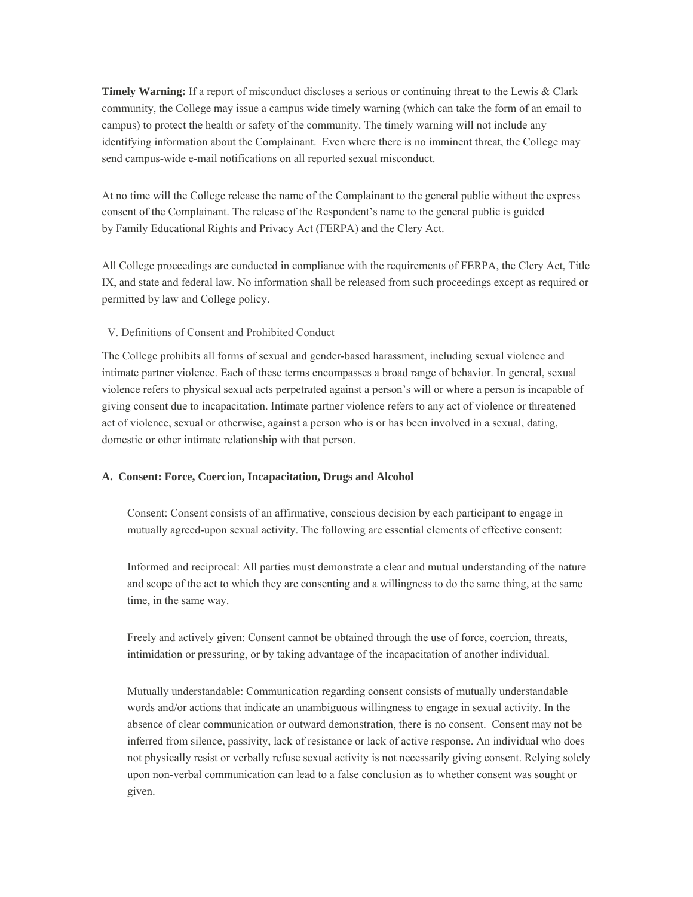**Timely Warning:** If a report of misconduct discloses a serious or continuing threat to the Lewis & Clark community, the College may issue a campus wide timely warning (which can take the form of an email to campus) to protect the health or safety of the community. The timely warning will not include any identifying information about the Complainant. Even where there is no imminent threat, the College may send campus-wide e-mail notifications on all reported sexual misconduct.

At no time will the College release the name of the Complainant to the general public without the express consent of the Complainant. The release of the Respondent's name to the general public is guided by Family Educational Rights and Privacy Act (FERPA) and the Clery Act.

All College proceedings are conducted in compliance with the requirements of FERPA, the Clery Act, Title IX, and state and federal law. No information shall be released from such proceedings except as required or permitted by law and College policy.

## V. Definitions of Consent and Prohibited Conduct

The College prohibits all forms of sexual and gender-based harassment, including sexual violence and intimate partner violence. Each of these terms encompasses a broad range of behavior. In general, sexual violence refers to physical sexual acts perpetrated against a person's will or where a person is incapable of giving consent due to incapacitation. Intimate partner violence refers to any act of violence or threatened act of violence, sexual or otherwise, against a person who is or has been involved in a sexual, dating, domestic or other intimate relationship with that person.

### A. Consent: Force, Coercion, Incapacitation, Drugs and Alcohol

Consent: Consent consists of an affirmative, conscious decision by each participant to engage in mutually agreed-upon sexual activity. The following are essential elements of effective consent:

Informed and reciprocal: All parties must demonstrate a clear and mutual understanding of the nature and scope of the act to which they are consenting and a willingness to do the same thing, at the same time, in the same way.

Freely and actively given: Consent cannot be obtained through the use of force, coercion, threats, intimidation or pressuring, or by taking advantage of the incapacitation of another individual.

Mutually understandable: Communication regarding consent consists of mutually understandable words and/or actions that indicate an unambiguous willingness to engage in sexual activity. In the absence of clear communication or outward demonstration, there is no consent. Consent may not be inferred from silence, passivity, lack of resistance or lack of active response. An individual who does not physically resist or verbally refuse sexual activity is not necessarily giving consent. Relying solely upon non-verbal communication can lead to a false conclusion as to whether consent was sought or given.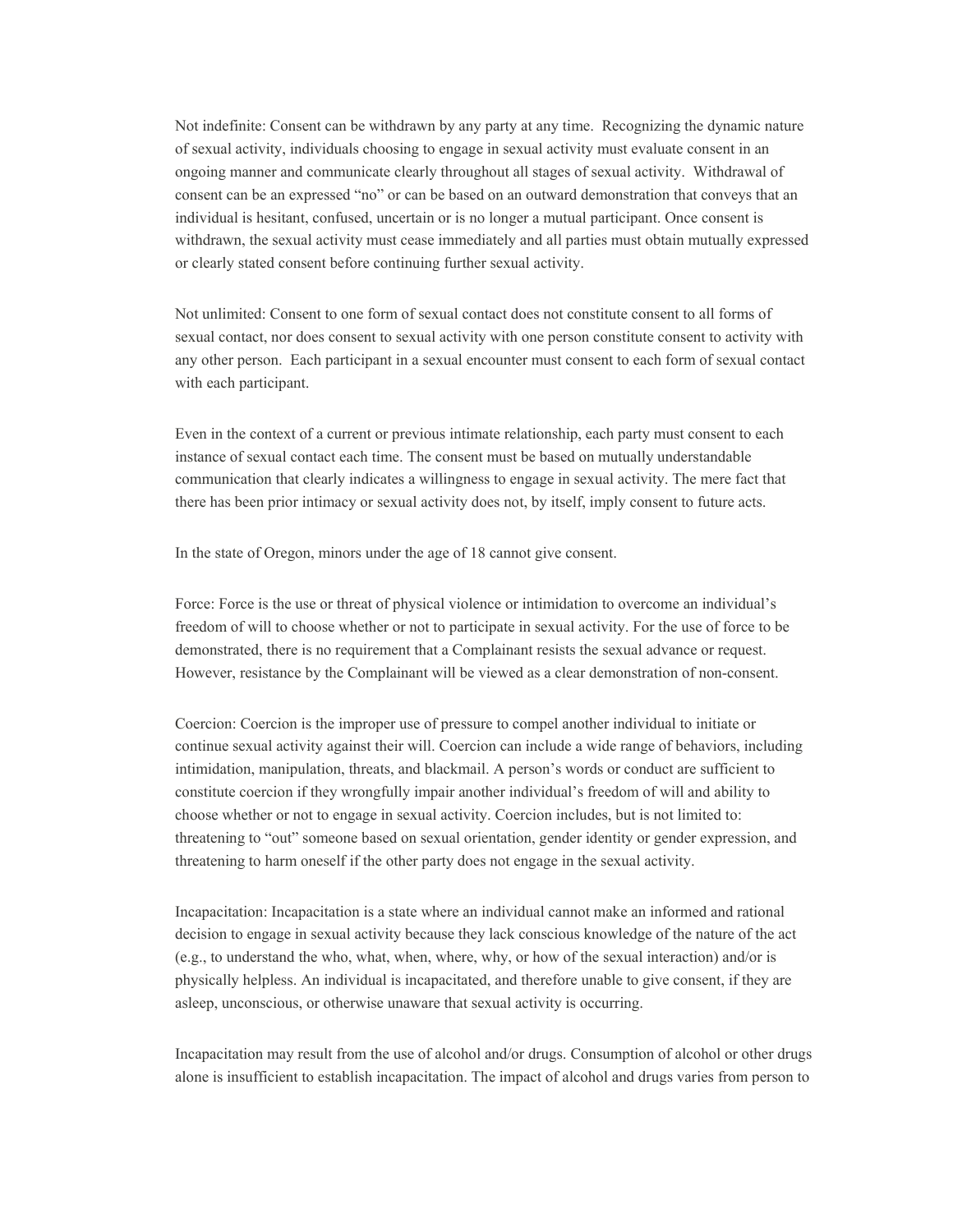Not indefinite: Consent can be withdrawn by any party at any time. Recognizing the dynamic nature of sexual activity, individuals choosing to engage in sexual activity must evaluate consent in an ongoing manner and communicate clearly throughout all stages of sexual activity. Withdrawal of consent can be an expressed "no" or can be based on an outward demonstration that conveys that an individual is hesitant, confused, uncertain or is no longer a mutual participant. Once consent is withdrawn, the sexual activity must cease immediately and all parties must obtain mutually expressed or clearly stated consent before continuing further sexual activity.

Not unlimited: Consent to one form of sexual contact does not constitute consent to all forms of sexual contact, nor does consent to sexual activity with one person constitute consent to activity with any other person. Each participant in a sexual encounter must consent to each form of sexual contact with each participant.

Even in the context of a current or previous intimate relationship, each party must consent to each instance of sexual contact each time. The consent must be based on mutually understandable communication that clearly indicates a willingness to engage in sexual activity. The mere fact that there has been prior intimacy or sexual activity does not, by itself, imply consent to future acts.

In the state of Oregon, minors under the age of 18 cannot give consent.

Force: Force is the use or threat of physical violence or intimidation to overcome an individual's freedom of will to choose whether or not to participate in sexual activity. For the use of force to be demonstrated, there is no requirement that a Complainant resists the sexual advance or request. However, resistance by the Complainant will be viewed as a clear demonstration of non-consent.

Coercion: Coercion is the improper use of pressure to compel another individual to initiate or continue sexual activity against their will. Coercion can include a wide range of behaviors, including intimidation, manipulation, threats, and blackmail. A person's words or conduct are sufficient to constitute coercion if they wrongfully impair another individual's freedom of will and ability to choose whether or not to engage in sexual activity. Coercion includes, but is not limited to: threatening to "out" someone based on sexual orientation, gender identity or gender expression, and threatening to harm oneself if the other party does not engage in the sexual activity.

Incapacitation: Incapacitation is a state where an individual cannot make an informed and rational decision to engage in sexual activity because they lack conscious knowledge of the nature of the act (e.g., to understand the who, what, when, where, why, or how of the sexual interaction) and/or is physically helpless. An individual is incapacitated, and therefore unable to give consent, if they are asleep, unconscious, or otherwise unaware that sexual activity is occurring.

Incapacitation may result from the use of alcohol and/or drugs. Consumption of alcohol or other drugs alone is insufficient to establish incapacitation. The impact of alcohol and drugs varies from person to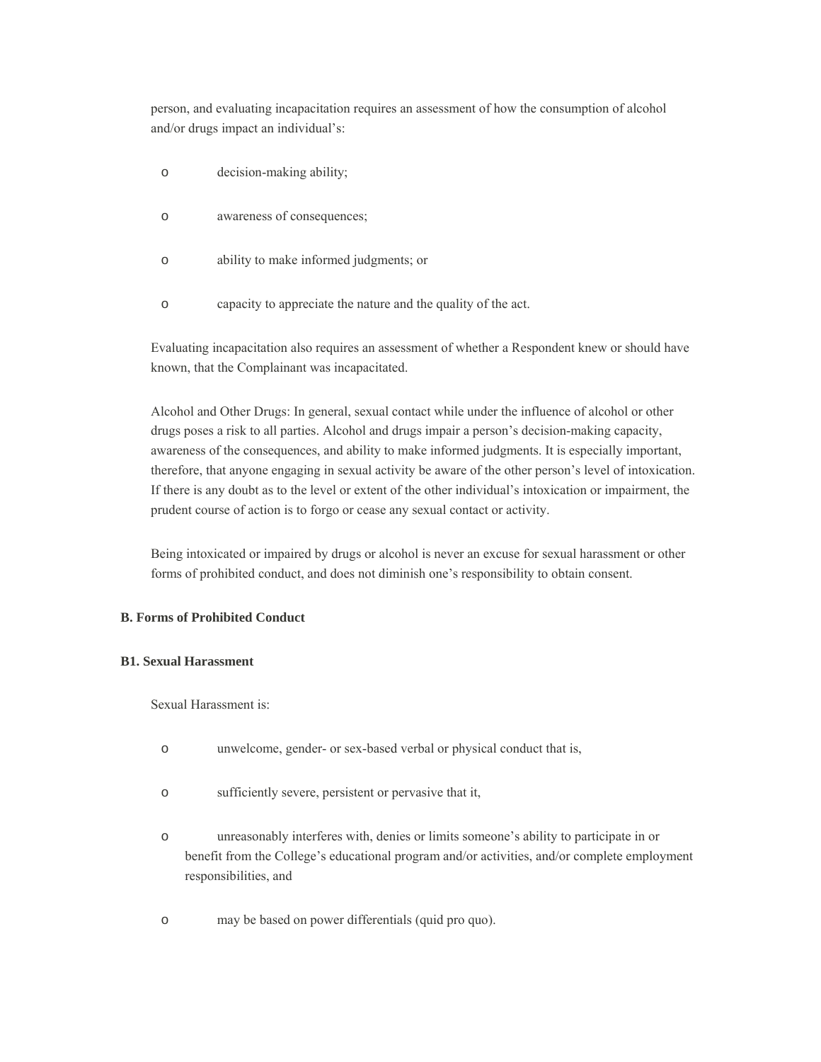person, and evaluating incapacitation requires an assessment of how the consumption of alcohol and/or drugs impact an individual's:

- decision-making ability;
- awareness of consequences;
- ability to make informed judgments; or
- capacity to appreciate the nature and the quality of the act.

Evaluating incapacitation also requires an assessment of whether a Respondent knew or should have known, that the Complainant was incapacitated.

Alcohol and Other Drugs: In general, sexual contact while under the influence of alcohol or other drugs poses a risk to all parties. Alcohol and drugs impair a person's decision-making capacity, awareness of the consequences, and ability to make informed judgments. It is especially important, therefore, that anyone engaging in sexual activity be aware of the other person's level of intoxication. If there is any doubt as to the level or extent of the other individual's intoxication or impairment, the prudent course of action is to forgo or cease any sexual contact or activity.

Being intoxicated or impaired by drugs or alcohol is never an excuse for sexual harassment or other forms of prohibited conduct, and does not diminish one's responsibility to obtain consent.

**B. Forms of Prohibited Conduct**

**B1. Sexual Harassment**

Sexual Harassment is:

- unwelcome, gender- or sex-based verbal or physical conduct that is,
- sufficiently severe, persistent or pervasive that it,
- unreasonably interferes with, denies or limits someone's ability to participate in or benefit from the College's educational program and/or activities, and/or complete employment responsibilities, and
- may be based on power differentials (quid pro quo).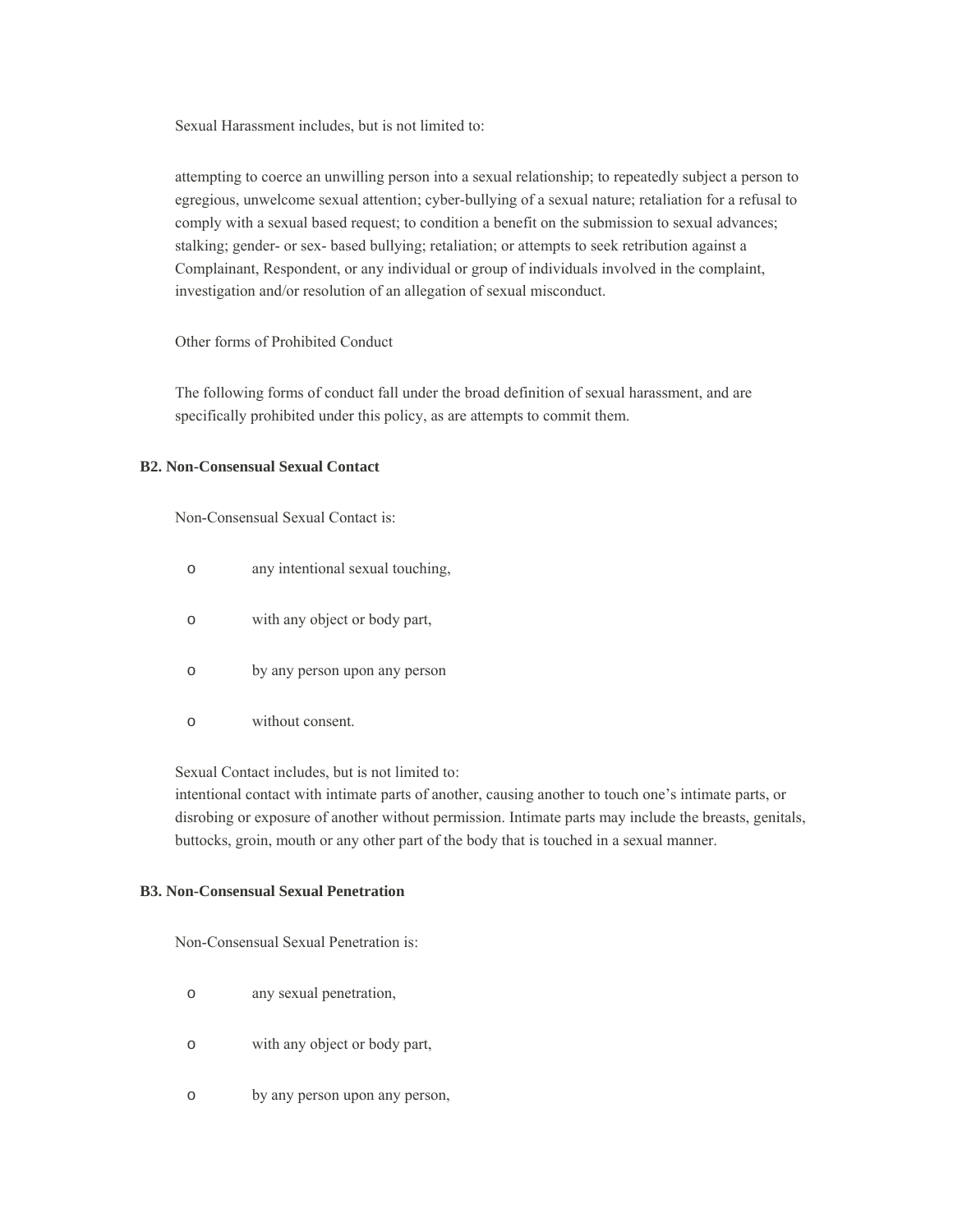Sexual Harassment includes, but is not limited to:

attempting to coerce an unwilling person into a sexual relationship; to repeatedly subject a person to egregious, unwelcome sexual attention; cyber-bullying of a sexual nature; retaliation for a refusal to comply with a sexual based request; to condition a benefit on the submission to sexual advances; stalking; gender- or sex- based bullying; retaliation; or attempts to seek retribution against a Complainant, Respondent, or any individual or group of individuals involved in the complaint, investigation and/or resolution of an allegation of sexual misconduct.

Other forms of Prohibited Conduct

The following forms of conduct fall under the broad definition of sexual harassment, and are specifically prohibited under this policy, as are attempts to commit them.

**B2. Non-Consensual Sexual Contact**

Non-Consensual Sexual Contact is:

- any intentional sexual touching,
- with any object or body part,
- by any person upon any person
- without consent.

Sexual Contact includes, but is not limited to:
intentional contact with intimate parts of another, causing another to touch one's intimate parts, or disrobing or exposure of another without permission. Intimate parts may include the breasts, genitals, buttocks, groin, mouth or any other part of the body that is touched in a sexual manner.

**B3. Non-Consensual Sexual Penetration**

Non-Consensual Sexual Penetration is:

- any sexual penetration,
- with any object or body part,
- by any person upon any person,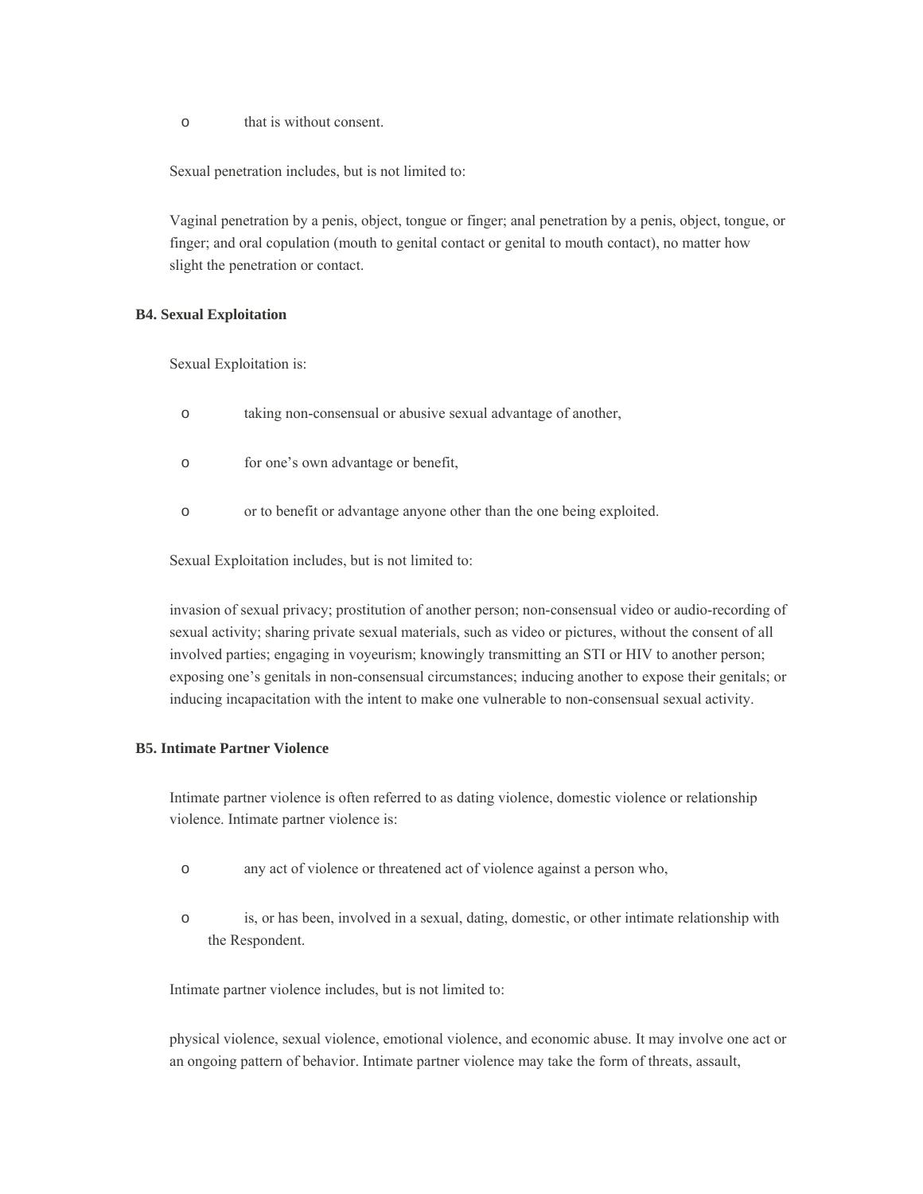- that is without consent.

Sexual penetration includes, but is not limited to:

Vaginal penetration by a penis, object, tongue or finger; anal penetration by a penis, object, tongue, or finger; and oral copulation (mouth to genital contact or genital to mouth contact), no matter how slight the penetration or contact.

**B4. Sexual Exploitation**

Sexual Exploitation is:

- taking non-consensual or abusive sexual advantage of another,
- for one's own advantage or benefit,
- or to benefit or advantage anyone other than the one being exploited.

Sexual Exploitation includes, but is not limited to:

invasion of sexual privacy; prostitution of another person; non-consensual video or audio-recording of sexual activity; sharing private sexual materials, such as video or pictures, without the consent of all involved parties; engaging in voyeurism; knowingly transmitting an STI or HIV to another person; exposing one's genitals in non-consensual circumstances; inducing another to expose their genitals; or inducing incapacitation with the intent to make one vulnerable to non-consensual sexual activity.

**B5. Intimate Partner Violence**

Intimate partner violence is often referred to as dating violence, domestic violence or relationship violence. Intimate partner violence is:

- any act of violence or threatened act of violence against a person who,
- is, or has been, involved in a sexual, dating, domestic, or other intimate relationship with the Respondent.

Intimate partner violence includes, but is not limited to:

physical violence, sexual violence, emotional violence, and economic abuse. It may involve one act or an ongoing pattern of behavior. Intimate partner violence may take the form of threats, assault,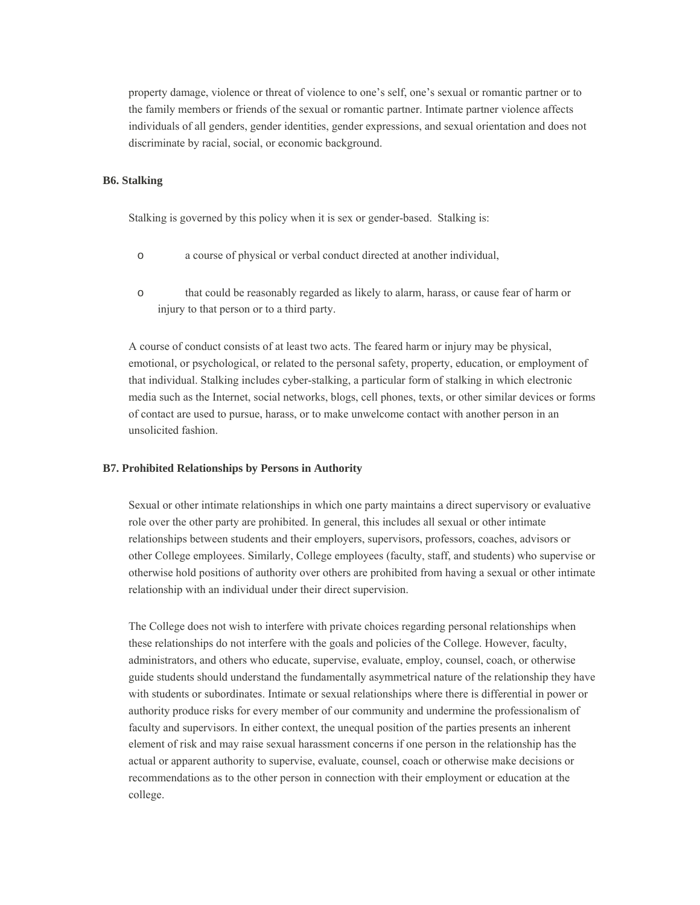property damage, violence or threat of violence to one's self, one's sexual or romantic partner or to the family members or friends of the sexual or romantic partner. Intimate partner violence affects individuals of all genders, gender identities, gender expressions, and sexual orientation and does not discriminate by racial, social, or economic background.

**B6. Stalking**

Stalking is governed by this policy when it is sex or gender-based. Stalking is:

- a course of physical or verbal conduct directed at another individual,
- that could be reasonably regarded as likely to alarm, harass, or cause fear of harm or injury to that person or to a third party.

A course of conduct consists of at least two acts. The feared harm or injury may be physical, emotional, or psychological, or related to the personal safety, property, education, or employment of that individual. Stalking includes cyber-stalking, a particular form of stalking in which electronic media such as the Internet, social networks, blogs, cell phones, texts, or other similar devices or forms of contact are used to pursue, harass, or to make unwelcome contact with another person in an unsolicited fashion.

**B7. Prohibited Relationships by Persons in Authority**

Sexual or other intimate relationships in which one party maintains a direct supervisory or evaluative role over the other party are prohibited. In general, this includes all sexual or other intimate relationships between students and their employers, supervisors, professors, coaches, advisors or other College employees. Similarly, College employees (faculty, staff, and students) who supervise or otherwise hold positions of authority over others are prohibited from having a sexual or other intimate relationship with an individual under their direct supervision.

The College does not wish to interfere with private choices regarding personal relationships when these relationships do not interfere with the goals and policies of the College. However, faculty, administrators, and others who educate, supervise, evaluate, employ, counsel, coach, or otherwise guide students should understand the fundamentally asymmetrical nature of the relationship they have with students or subordinates. Intimate or sexual relationships where there is differential in power or authority produce risks for every member of our community and undermine the professionalism of faculty and supervisors. In either context, the unequal position of the parties presents an inherent element of risk and may raise sexual harassment concerns if one person in the relationship has the actual or apparent authority to supervise, evaluate, counsel, coach or otherwise make decisions or recommendations as to the other person in connection with their employment or education at the college.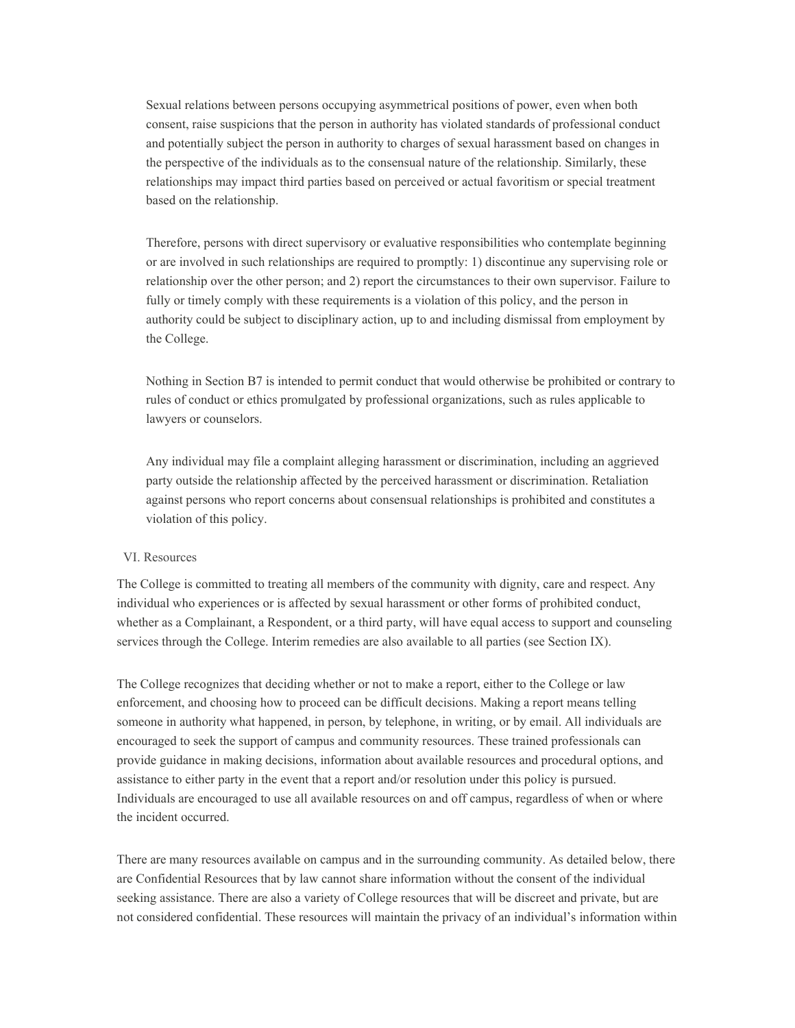Sexual relations between persons occupying asymmetrical positions of power, even when both consent, raise suspicions that the person in authority has violated standards of professional conduct and potentially subject the person in authority to charges of sexual harassment based on changes in the perspective of the individuals as to the consensual nature of the relationship. Similarly, these relationships may impact third parties based on perceived or actual favoritism or special treatment based on the relationship.

Therefore, persons with direct supervisory or evaluative responsibilities who contemplate beginning or are involved in such relationships are required to promptly: 1) discontinue any supervising role or relationship over the other person; and 2) report the circumstances to their own supervisor. Failure to fully or timely comply with these requirements is a violation of this policy, and the person in authority could be subject to disciplinary action, up to and including dismissal from employment by the College.

Nothing in Section B7 is intended to permit conduct that would otherwise be prohibited or contrary to rules of conduct or ethics promulgated by professional organizations, such as rules applicable to lawyers or counselors.

Any individual may file a complaint alleging harassment or discrimination, including an aggrieved party outside the relationship affected by the perceived harassment or discrimination. Retaliation against persons who report concerns about consensual relationships is prohibited and constitutes a violation of this policy.

## VI. Resources

The College is committed to treating all members of the community with dignity, care and respect. Any individual who experiences or is affected by sexual harassment or other forms of prohibited conduct, whether as a Complainant, a Respondent, or a third party, will have equal access to support and counseling services through the College. Interim remedies are also available to all parties (see Section IX).

The College recognizes that deciding whether or not to make a report, either to the College or law enforcement, and choosing how to proceed can be difficult decisions. Making a report means telling someone in authority what happened, in person, by telephone, in writing, or by email. All individuals are encouraged to seek the support of campus and community resources. These trained professionals can provide guidance in making decisions, information about available resources and procedural options, and assistance to either party in the event that a report and/or resolution under this policy is pursued. Individuals are encouraged to use all available resources on and off campus, regardless of when or where the incident occurred.

There are many resources available on campus and in the surrounding community. As detailed below, there are Confidential Resources that by law cannot share information without the consent of the individual seeking assistance. There are also a variety of College resources that will be discreet and private, but are not considered confidential. These resources will maintain the privacy of an individual's information within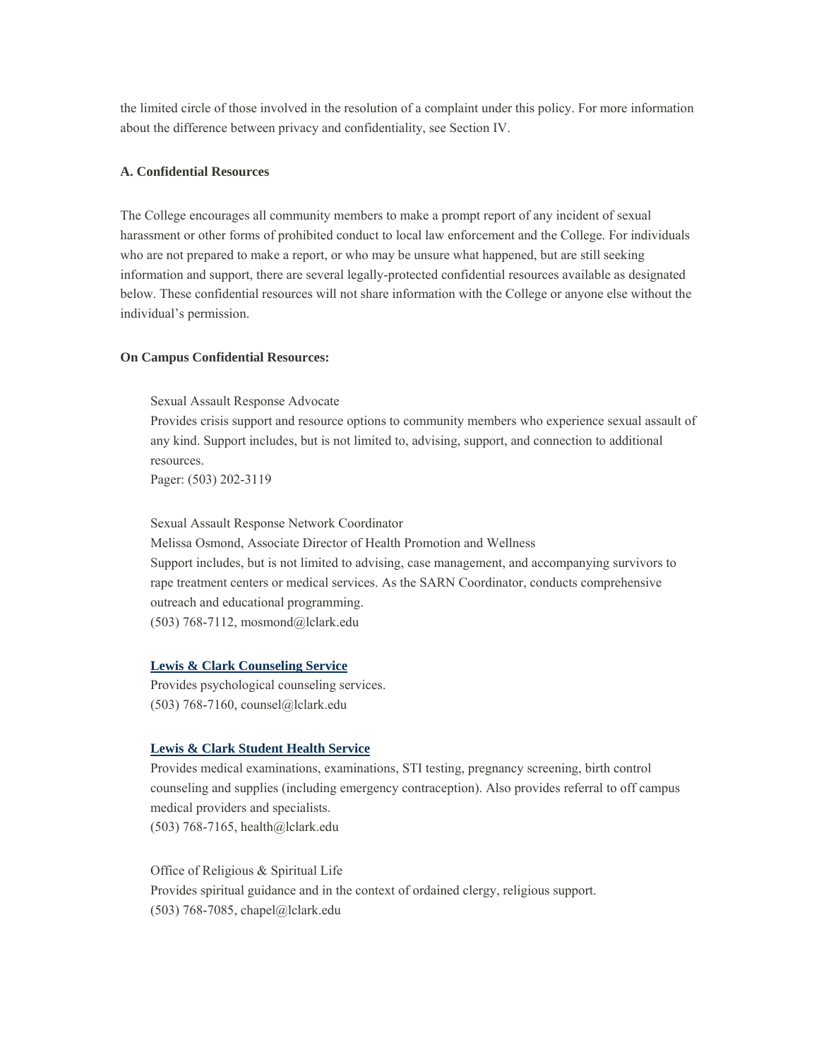the limited circle of those involved in the resolution of a complaint under this policy. For more information about the difference between privacy and confidentiality, see Section IV.

**A. Confidential Resources**

The College encourages all community members to make a prompt report of any incident of sexual harassment or other forms of prohibited conduct to local law enforcement and the College. For individuals who are not prepared to make a report, or who may be unsure what happened, but are still seeking information and support, there are several legally-protected confidential resources available as designated below. These confidential resources will not share information with the College or anyone else without the individual's permission.

**On Campus Confidential Resources:**

Sexual Assault Response Advocate
Provides crisis support and resource options to community members who experience sexual assault of any kind. Support includes, but is not limited to, advising, support, and connection to additional resources.
Pager: (503) 202-3119

Sexual Assault Response Network Coordinator
Melissa Osmond, Associate Director of Health Promotion and Wellness
Support includes, but is not limited to advising, case management, and accompanying survivors to rape treatment centers or medical services. As the SARN Coordinator, conducts comprehensive outreach and educational programming.
(503) 768-7112, mosmond@lclark.edu

**Lewis & Clark Counseling Service**
Provides psychological counseling services.
(503) 768-7160, counsel@lclark.edu

**Lewis & Clark Student Health Service**
Provides medical examinations, examinations, STI testing, pregnancy screening, birth control counseling and supplies (including emergency contraception). Also provides referral to off campus medical providers and specialists.
(503) 768-7165, health@lclark.edu

Office of Religious & Spiritual Life
Provides spiritual guidance and in the context of ordained clergy, religious support.
(503) 768-7085, chapel@lclark.edu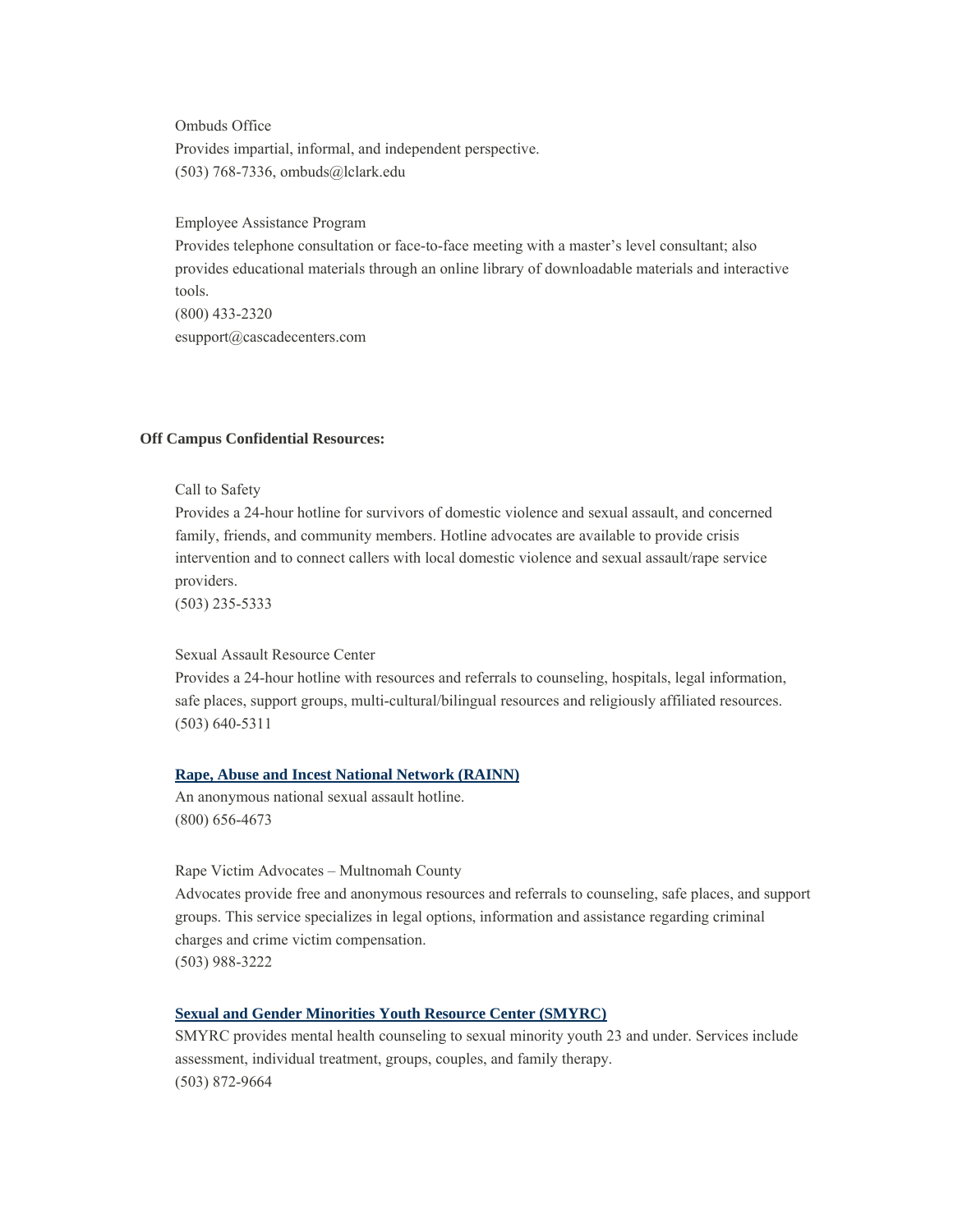Ombuds Office
Provides impartial, informal, and independent perspective.
(503) 768-7336, ombuds@lclark.edu

Employee Assistance Program
Provides telephone consultation or face-to-face meeting with a master's level consultant; also provides educational materials through an online library of downloadable materials and interactive tools.
(800) 433-2320
esupport@cascadecenters.com

**Off Campus Confidential Resources:**

Call to Safety
Provides a 24-hour hotline for survivors of domestic violence and sexual assault, and concerned family, friends, and community members. Hotline advocates are available to provide crisis intervention and to connect callers with local domestic violence and sexual assault/rape service providers.
(503) 235-5333

Sexual Assault Resource Center
Provides a 24-hour hotline with resources and referrals to counseling, hospitals, legal information, safe places, support groups, multi-cultural/bilingual resources and religiously affiliated resources.
(503) 640-5311

**Rape, Abuse and Incest National Network (RAINN)**
An anonymous national sexual assault hotline.
(800) 656-4673

Rape Victim Advocates – Multnomah County
Advocates provide free and anonymous resources and referrals to counseling, safe places, and support groups. This service specializes in legal options, information and assistance regarding criminal charges and crime victim compensation.
(503) 988-3222

**Sexual and Gender Minorities Youth Resource Center (SMYRC)**
SMYRC provides mental health counseling to sexual minority youth 23 and under. Services include assessment, individual treatment, groups, couples, and family therapy.
(503) 872-9664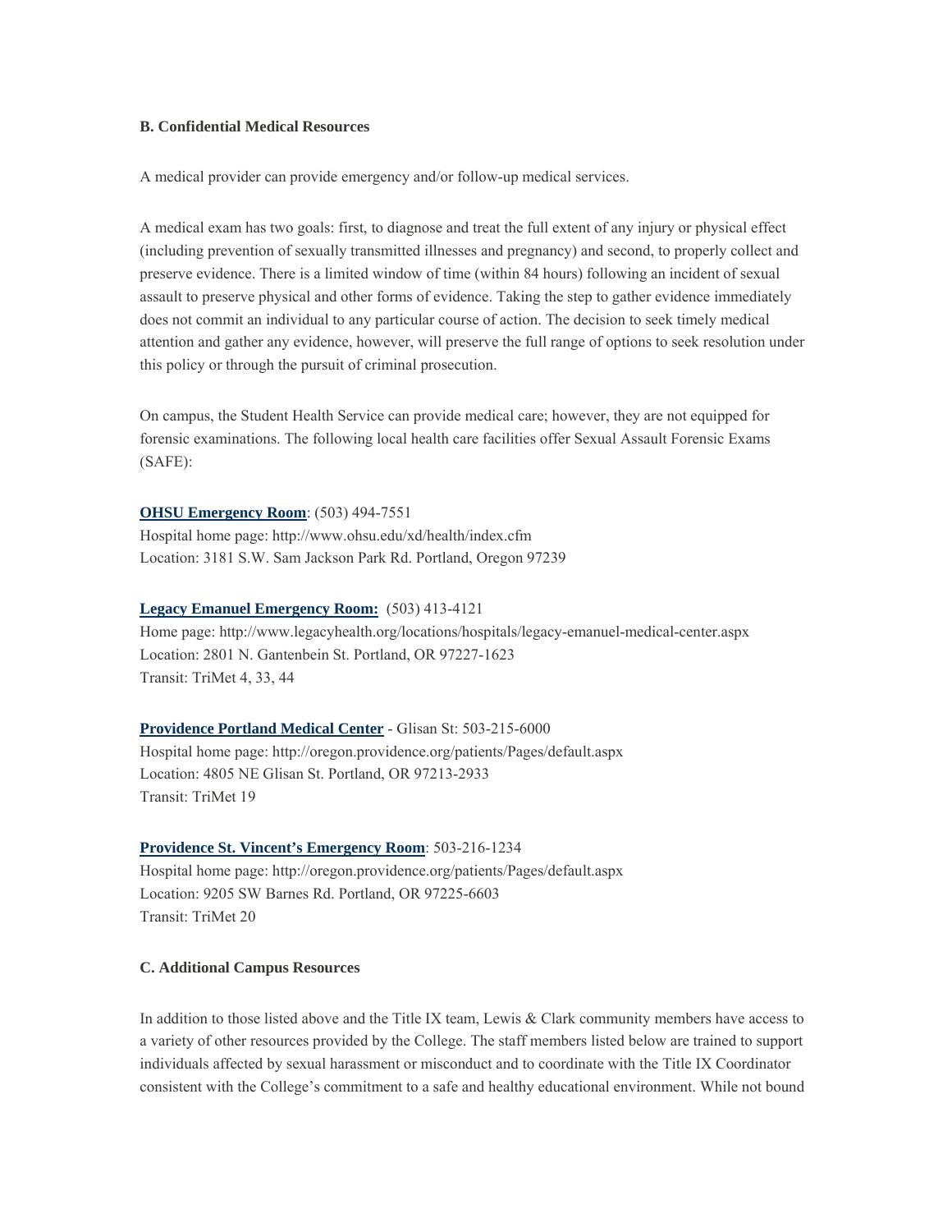**B. Confidential Medical Resources**

A medical provider can provide emergency and/or follow-up medical services.

A medical exam has two goals: first, to diagnose and treat the full extent of any injury or physical effect (including prevention of sexually transmitted illnesses and pregnancy) and second, to properly collect and preserve evidence. There is a limited window of time (within 84 hours) following an incident of sexual assault to preserve physical and other forms of evidence. Taking the step to gather evidence immediately does not commit an individual to any particular course of action. The decision to seek timely medical attention and gather any evidence, however, will preserve the full range of options to seek resolution under this policy or through the pursuit of criminal prosecution.

On campus, the Student Health Service can provide medical care; however, they are not equipped for forensic examinations. The following local health care facilities offer Sexual Assault Forensic Exams (SAFE):

**OHSU Emergency Room**: (503) 494-7551
Hospital home page: http://www.ohsu.edu/xd/health/index.cfm
Location: 3181 S.W. Sam Jackson Park Rd. Portland, Oregon 97239

**Legacy Emanuel Emergency Room:** (503) 413-4121
Home page: http://www.legacyhealth.org/locations/hospitals/legacy-emanuel-medical-center.aspx
Location: 2801 N. Gantenbein St. Portland, OR 97227-1623
Transit: TriMet 4, 33, 44

**Providence Portland Medical Center** - Glisan St: 503-215-6000
Hospital home page: http://oregon.providence.org/patients/Pages/default.aspx
Location: 4805 NE Glisan St. Portland, OR 97213-2933
Transit: TriMet 19

**Providence St. Vincent's Emergency Room**: 503-216-1234
Hospital home page: http://oregon.providence.org/patients/Pages/default.aspx
Location: 9205 SW Barnes Rd. Portland, OR 97225-6603
Transit: TriMet 20

**C. Additional Campus Resources**

In addition to those listed above and the Title IX team, Lewis & Clark community members have access to a variety of other resources provided by the College. The staff members listed below are trained to support individuals affected by sexual harassment or misconduct and to coordinate with the Title IX Coordinator consistent with the College's commitment to a safe and healthy educational environment. While not bound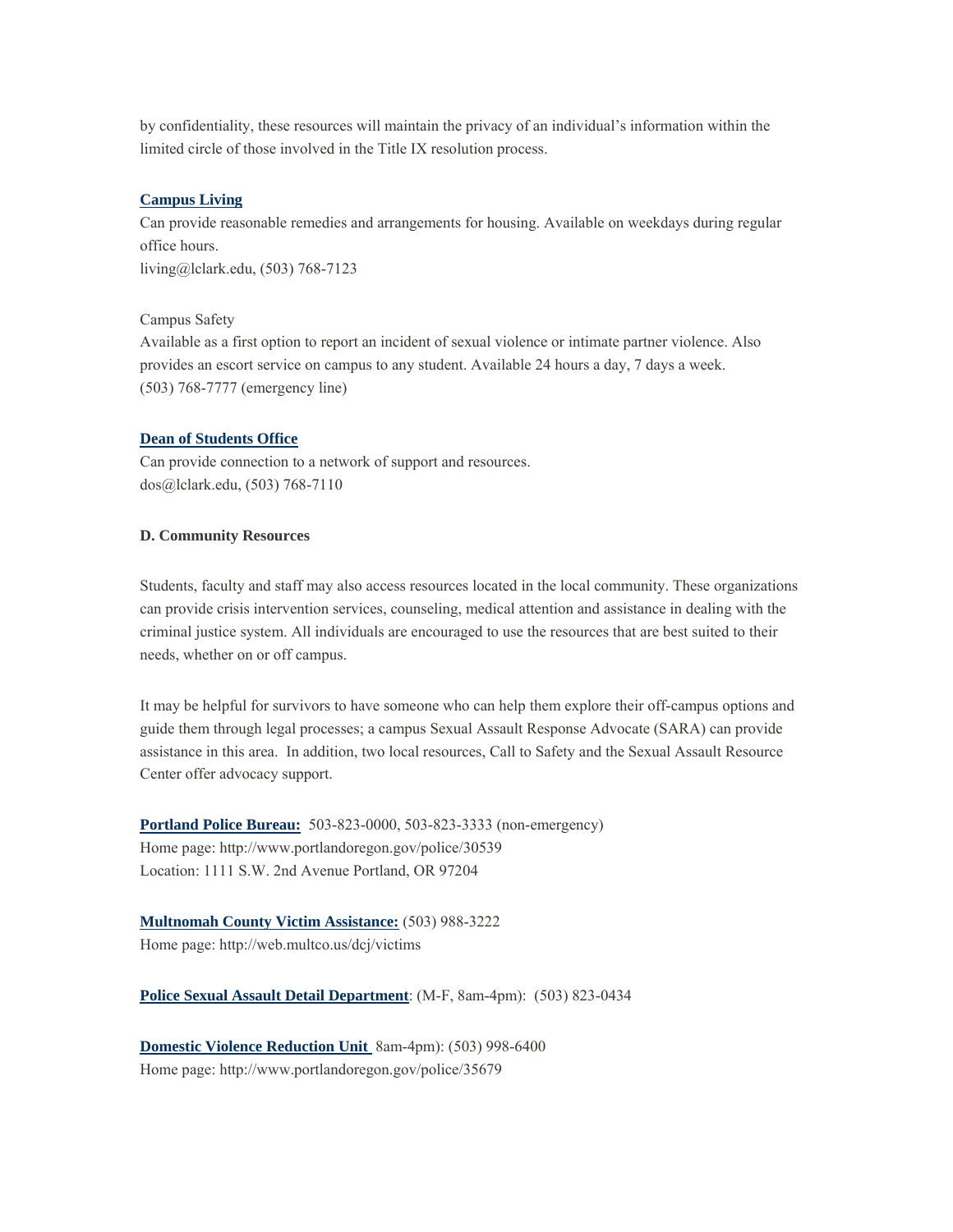by confidentiality, these resources will maintain the privacy of an individual's information within the limited circle of those involved in the Title IX resolution process.

**Campus Living**
Can provide reasonable remedies and arrangements for housing. Available on weekdays during regular office hours.
living@lclark.edu, (503) 768-7123

Campus Safety
Available as a first option to report an incident of sexual violence or intimate partner violence. Also provides an escort service on campus to any student. Available 24 hours a day, 7 days a week.
(503) 768-7777 (emergency line)

**Dean of Students Office**
Can provide connection to a network of support and resources.
dos@lclark.edu, (503) 768-7110

**D. Community Resources**

Students, faculty and staff may also access resources located in the local community. These organizations can provide crisis intervention services, counseling, medical attention and assistance in dealing with the criminal justice system. All individuals are encouraged to use the resources that are best suited to their needs, whether on or off campus.

It may be helpful for survivors to have someone who can help them explore their off-campus options and guide them through legal processes; a campus Sexual Assault Response Advocate (SARA) can provide assistance in this area. In addition, two local resources, Call to Safety and the Sexual Assault Resource Center offer advocacy support.

**Portland Police Bureau:** 503-823-0000, 503-823-3333 (non-emergency)
Home page: http://www.portlandoregon.gov/police/30539
Location: 1111 S.W. 2nd Avenue Portland, OR 97204

**Multnomah County Victim Assistance:** (503) 988-3222
Home page: http://web.multco.us/dcj/victims

**Police Sexual Assault Detail Department**: (M-F, 8am-4pm): (503) 823-0434

**Domestic Violence Reduction Unit** 8am-4pm): (503) 998-6400
Home page: http://www.portlandoregon.gov/police/35679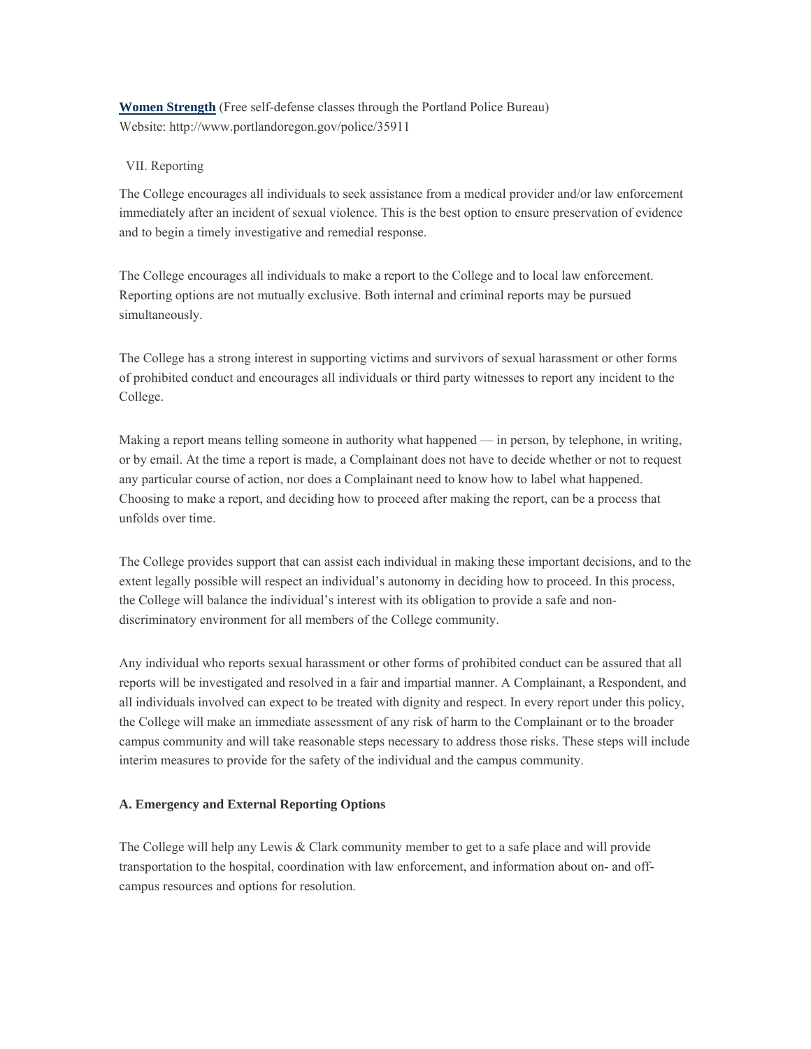**Women Strength** (Free self-defense classes through the Portland Police Bureau)
Website: http://www.portlandoregon.gov/police/35911

## VII. Reporting

The College encourages all individuals to seek assistance from a medical provider and/or law enforcement immediately after an incident of sexual violence. This is the best option to ensure preservation of evidence and to begin a timely investigative and remedial response.

The College encourages all individuals to make a report to the College and to local law enforcement. Reporting options are not mutually exclusive. Both internal and criminal reports may be pursued simultaneously.

The College has a strong interest in supporting victims and survivors of sexual harassment or other forms of prohibited conduct and encourages all individuals or third party witnesses to report any incident to the College.

Making a report means telling someone in authority what happened — in person, by telephone, in writing, or by email. At the time a report is made, a Complainant does not have to decide whether or not to request any particular course of action, nor does a Complainant need to know how to label what happened. Choosing to make a report, and deciding how to proceed after making the report, can be a process that unfolds over time.

The College provides support that can assist each individual in making these important decisions, and to the extent legally possible will respect an individual's autonomy in deciding how to proceed. In this process, the College will balance the individual's interest with its obligation to provide a safe and non-discriminatory environment for all members of the College community.

Any individual who reports sexual harassment or other forms of prohibited conduct can be assured that all reports will be investigated and resolved in a fair and impartial manner. A Complainant, a Respondent, and all individuals involved can expect to be treated with dignity and respect. In every report under this policy, the College will make an immediate assessment of any risk of harm to the Complainant or to the broader campus community and will take reasonable steps necessary to address those risks. These steps will include interim measures to provide for the safety of the individual and the campus community.

### A. Emergency and External Reporting Options

The College will help any Lewis & Clark community member to get to a safe place and will provide transportation to the hospital, coordination with law enforcement, and information about on- and off-campus resources and options for resolution.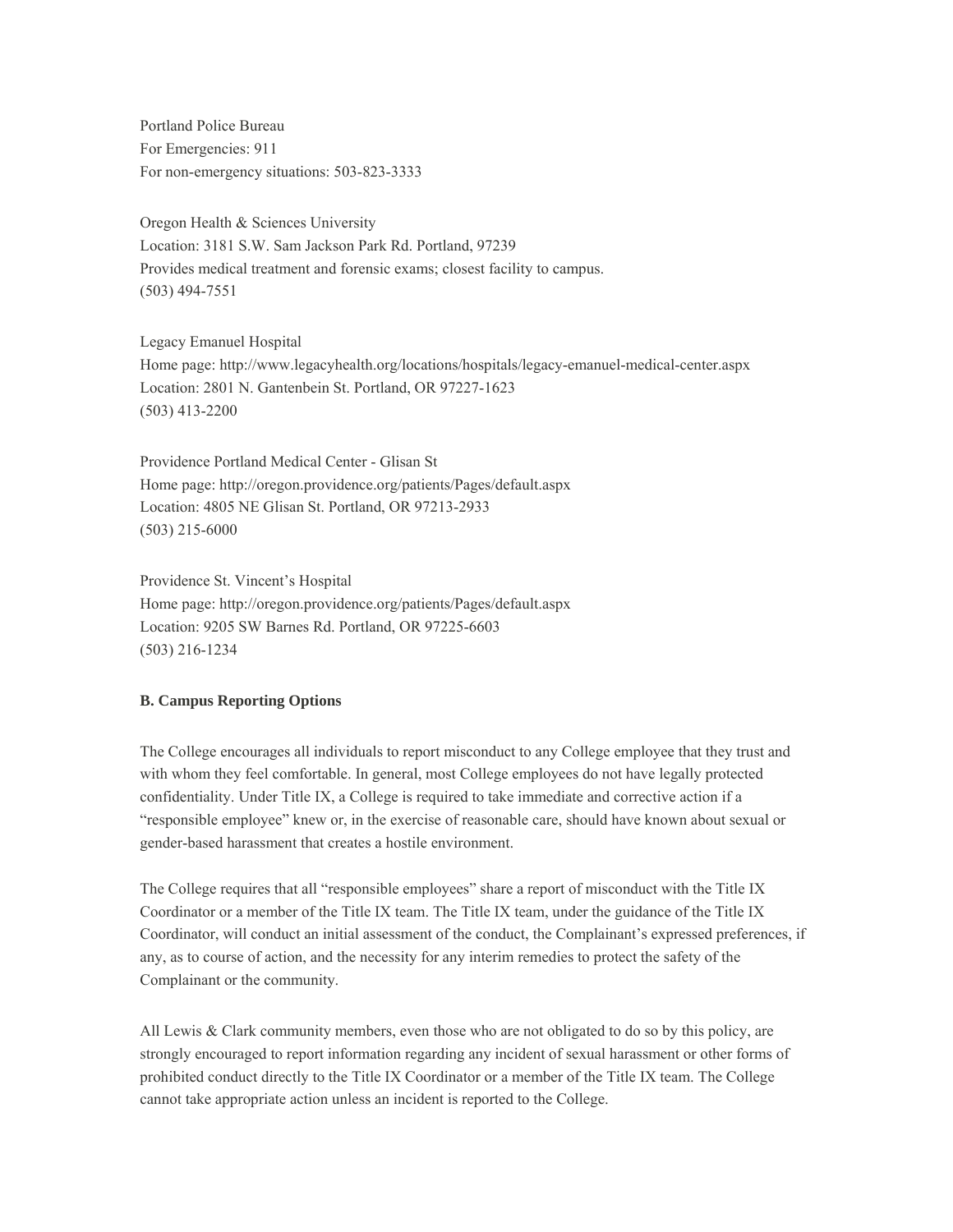Portland Police Bureau
For Emergencies: 911
For non-emergency situations: 503-823-3333

Oregon Health & Sciences University
Location: 3181 S.W. Sam Jackson Park Rd. Portland, 97239
Provides medical treatment and forensic exams; closest facility to campus.
(503) 494-7551

Legacy Emanuel Hospital
Home page: http://www.legacyhealth.org/locations/hospitals/legacy-emanuel-medical-center.aspx
Location: 2801 N. Gantenbein St. Portland, OR 97227-1623
(503) 413-2200

Providence Portland Medical Center - Glisan St
Home page: http://oregon.providence.org/patients/Pages/default.aspx
Location: 4805 NE Glisan St. Portland, OR 97213-2933
(503) 215-6000

Providence St. Vincent's Hospital
Home page: http://oregon.providence.org/patients/Pages/default.aspx
Location: 9205 SW Barnes Rd. Portland, OR 97225-6603
(503) 216-1234

**B. Campus Reporting Options**

The College encourages all individuals to report misconduct to any College employee that they trust and with whom they feel comfortable. In general, most College employees do not have legally protected confidentiality. Under Title IX, a College is required to take immediate and corrective action if a "responsible employee" knew or, in the exercise of reasonable care, should have known about sexual or gender-based harassment that creates a hostile environment.

The College requires that all "responsible employees" share a report of misconduct with the Title IX Coordinator or a member of the Title IX team. The Title IX team, under the guidance of the Title IX Coordinator, will conduct an initial assessment of the conduct, the Complainant's expressed preferences, if any, as to course of action, and the necessity for any interim remedies to protect the safety of the Complainant or the community.

All Lewis & Clark community members, even those who are not obligated to do so by this policy, are strongly encouraged to report information regarding any incident of sexual harassment or other forms of prohibited conduct directly to the Title IX Coordinator or a member of the Title IX team. The College cannot take appropriate action unless an incident is reported to the College.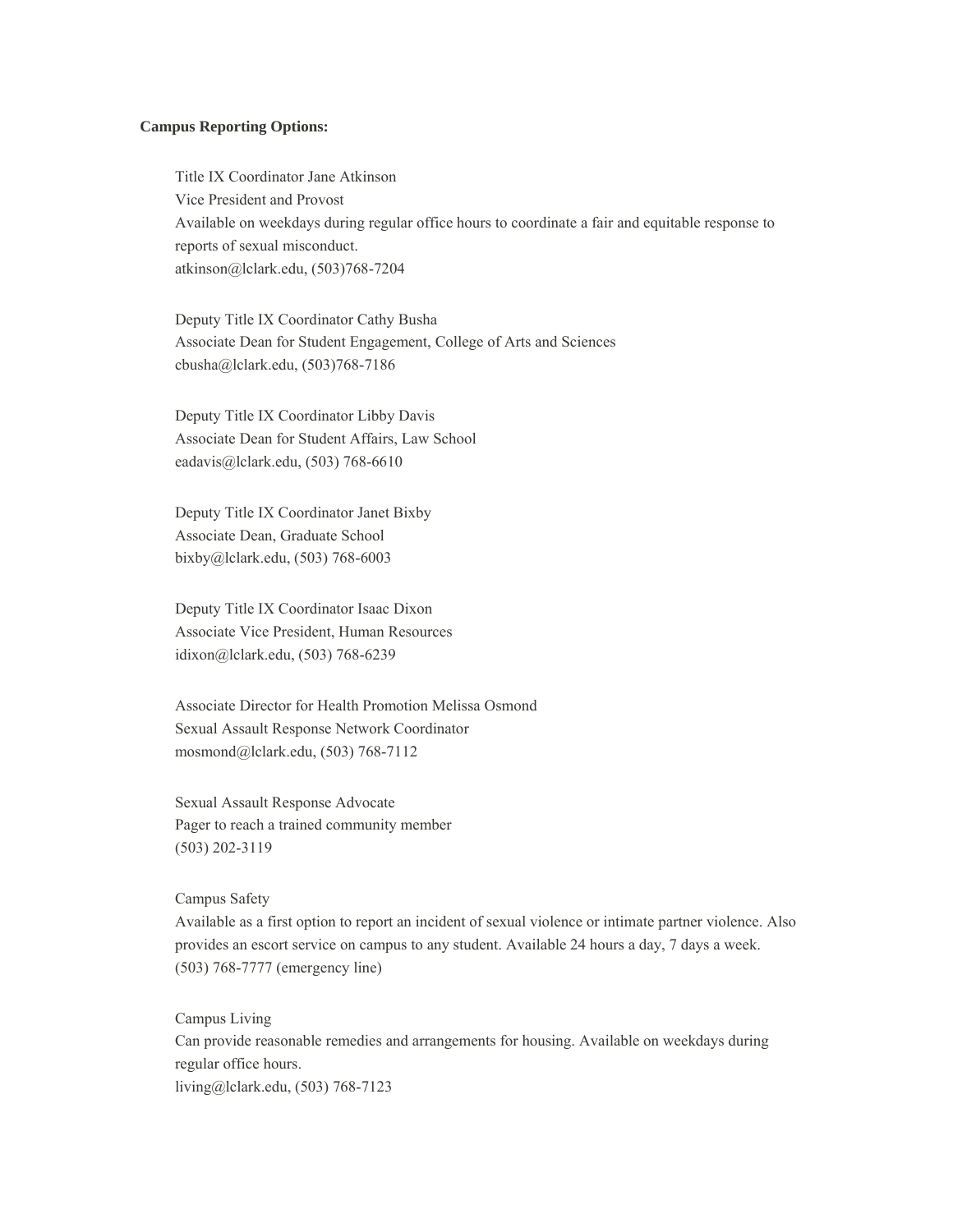**Campus Reporting Options:**

Title IX Coordinator Jane Atkinson  
Vice President and Provost  
Available on weekdays during regular office hours to coordinate a fair and equitable response to reports of sexual misconduct.  
atkinson@lclark.edu, (503)768-7204

Deputy Title IX Coordinator Cathy Busha  
Associate Dean for Student Engagement, College of Arts and Sciences  
cbusha@lclark.edu, (503)768-7186

Deputy Title IX Coordinator Libby Davis  
Associate Dean for Student Affairs, Law School  
eadavis@lclark.edu, (503) 768-6610

Deputy Title IX Coordinator Janet Bixby  
Associate Dean, Graduate School  
bixby@lclark.edu, (503) 768-6003

Deputy Title IX Coordinator Isaac Dixon  
Associate Vice President, Human Resources  
idixon@lclark.edu, (503) 768-6239

Associate Director for Health Promotion Melissa Osmond  
Sexual Assault Response Network Coordinator  
mosmond@lclark.edu, (503) 768-7112

Sexual Assault Response Advocate  
Pager to reach a trained community member  
(503) 202-3119

Campus Safety  
Available as a first option to report an incident of sexual violence or intimate partner violence. Also provides an escort service on campus to any student. Available 24 hours a day, 7 days a week.  
(503) 768-7777 (emergency line)

Campus Living  
Can provide reasonable remedies and arrangements for housing. Available on weekdays during regular office hours.  
living@lclark.edu, (503) 768-7123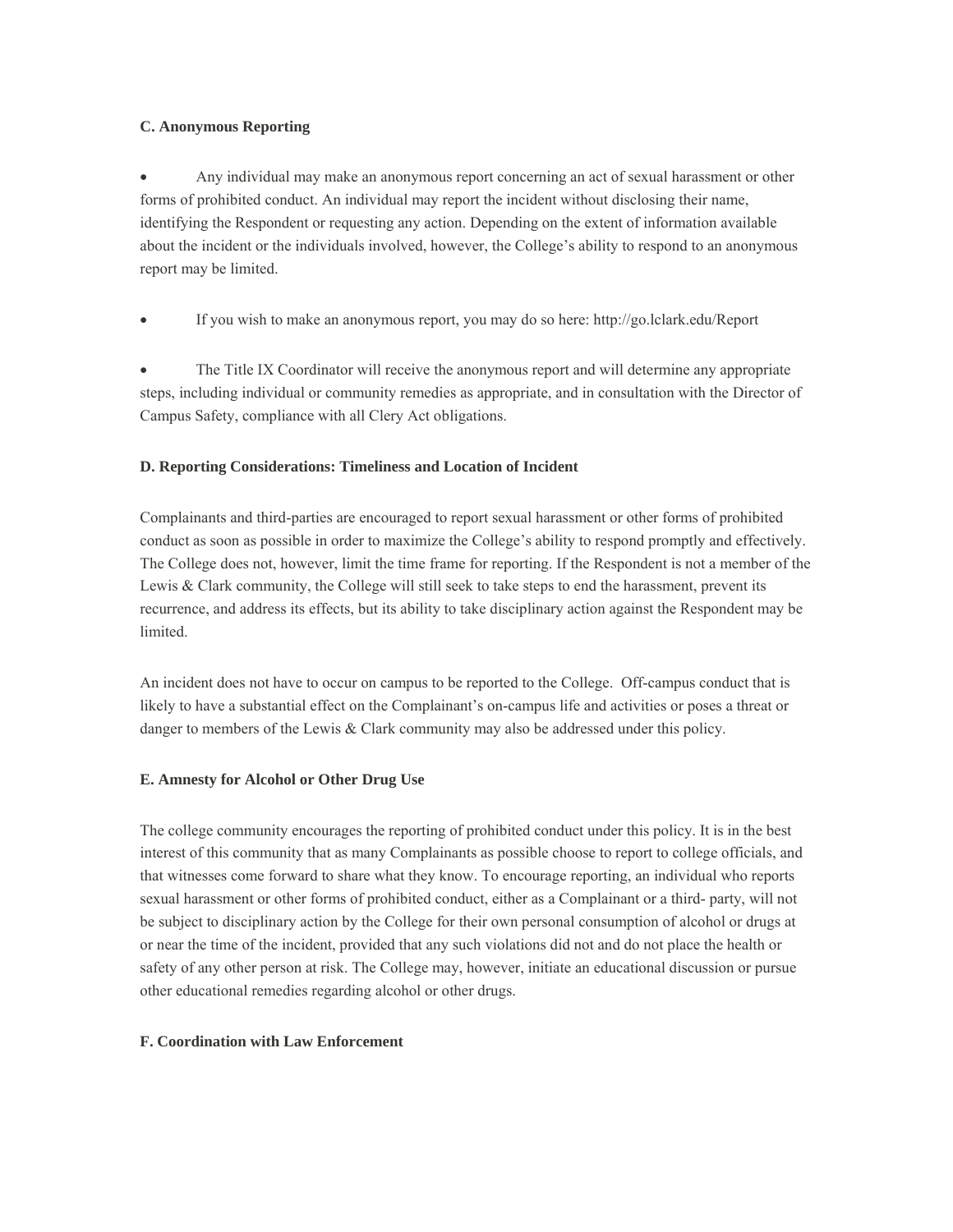**C. Anonymous Reporting**

- Any individual may make an anonymous report concerning an act of sexual harassment or other forms of prohibited conduct. An individual may report the incident without disclosing their name, identifying the Respondent or requesting any action. Depending on the extent of information available about the incident or the individuals involved, however, the College's ability to respond to an anonymous report may be limited.

- If you wish to make an anonymous report, you may do so here: http://go.lclark.edu/Report

- The Title IX Coordinator will receive the anonymous report and will determine any appropriate steps, including individual or community remedies as appropriate, and in consultation with the Director of Campus Safety, compliance with all Clery Act obligations.

**D. Reporting Considerations: Timeliness and Location of Incident**

Complainants and third-parties are encouraged to report sexual harassment or other forms of prohibited conduct as soon as possible in order to maximize the College's ability to respond promptly and effectively. The College does not, however, limit the time frame for reporting. If the Respondent is not a member of the Lewis & Clark community, the College will still seek to take steps to end the harassment, prevent its recurrence, and address its effects, but its ability to take disciplinary action against the Respondent may be limited.

An incident does not have to occur on campus to be reported to the College. Off-campus conduct that is likely to have a substantial effect on the Complainant's on-campus life and activities or poses a threat or danger to members of the Lewis & Clark community may also be addressed under this policy.

**E. Amnesty for Alcohol or Other Drug Use**

The college community encourages the reporting of prohibited conduct under this policy. It is in the best interest of this community that as many Complainants as possible choose to report to college officials, and that witnesses come forward to share what they know. To encourage reporting, an individual who reports sexual harassment or other forms of prohibited conduct, either as a Complainant or a third- party, will not be subject to disciplinary action by the College for their own personal consumption of alcohol or drugs at or near the time of the incident, provided that any such violations did not and do not place the health or safety of any other person at risk. The College may, however, initiate an educational discussion or pursue other educational remedies regarding alcohol or other drugs.

**F. Coordination with Law Enforcement**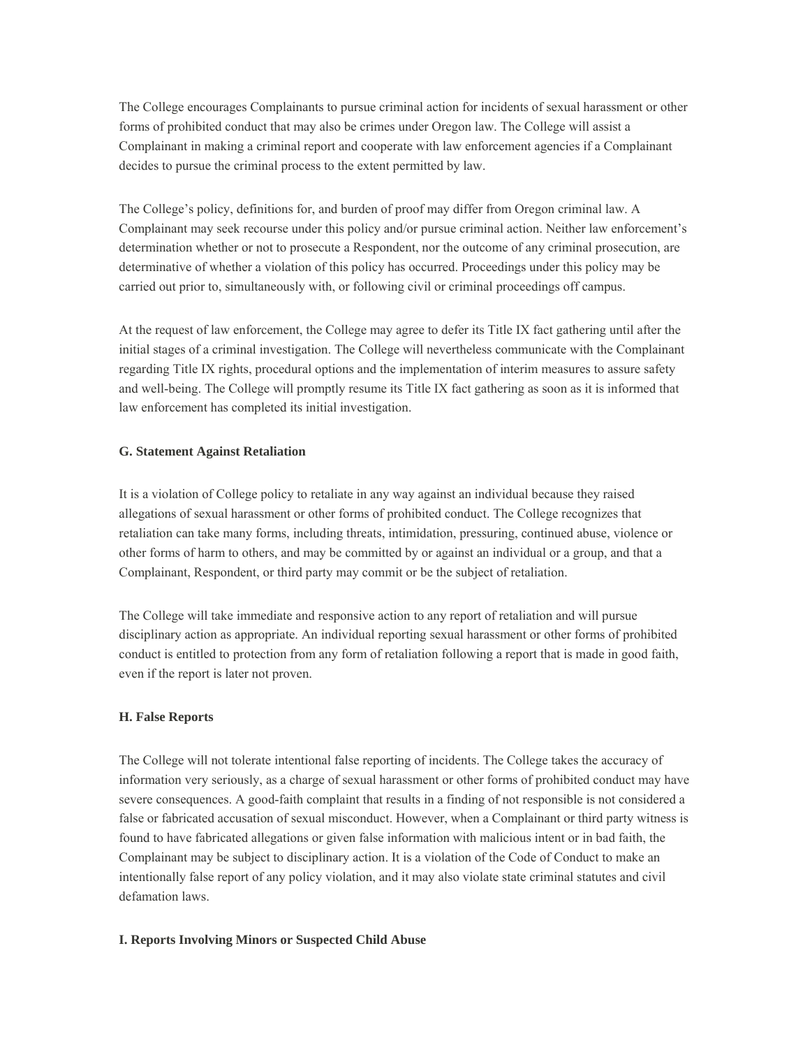The College encourages Complainants to pursue criminal action for incidents of sexual harassment or other forms of prohibited conduct that may also be crimes under Oregon law. The College will assist a Complainant in making a criminal report and cooperate with law enforcement agencies if a Complainant decides to pursue the criminal process to the extent permitted by law.

The College's policy, definitions for, and burden of proof may differ from Oregon criminal law. A Complainant may seek recourse under this policy and/or pursue criminal action. Neither law enforcement's determination whether or not to prosecute a Respondent, nor the outcome of any criminal prosecution, are determinative of whether a violation of this policy has occurred. Proceedings under this policy may be carried out prior to, simultaneously with, or following civil or criminal proceedings off campus.

At the request of law enforcement, the College may agree to defer its Title IX fact gathering until after the initial stages of a criminal investigation. The College will nevertheless communicate with the Complainant regarding Title IX rights, procedural options and the implementation of interim measures to assure safety and well-being. The College will promptly resume its Title IX fact gathering as soon as it is informed that law enforcement has completed its initial investigation.

**G. Statement Against Retaliation**

It is a violation of College policy to retaliate in any way against an individual because they raised allegations of sexual harassment or other forms of prohibited conduct. The College recognizes that retaliation can take many forms, including threats, intimidation, pressuring, continued abuse, violence or other forms of harm to others, and may be committed by or against an individual or a group, and that a Complainant, Respondent, or third party may commit or be the subject of retaliation.

The College will take immediate and responsive action to any report of retaliation and will pursue disciplinary action as appropriate. An individual reporting sexual harassment or other forms of prohibited conduct is entitled to protection from any form of retaliation following a report that is made in good faith, even if the report is later not proven.

**H. False Reports**

The College will not tolerate intentional false reporting of incidents. The College takes the accuracy of information very seriously, as a charge of sexual harassment or other forms of prohibited conduct may have severe consequences. A good-faith complaint that results in a finding of not responsible is not considered a false or fabricated accusation of sexual misconduct. However, when a Complainant or third party witness is found to have fabricated allegations or given false information with malicious intent or in bad faith, the Complainant may be subject to disciplinary action. It is a violation of the Code of Conduct to make an intentionally false report of any policy violation, and it may also violate state criminal statutes and civil defamation laws.

**I. Reports Involving Minors or Suspected Child Abuse**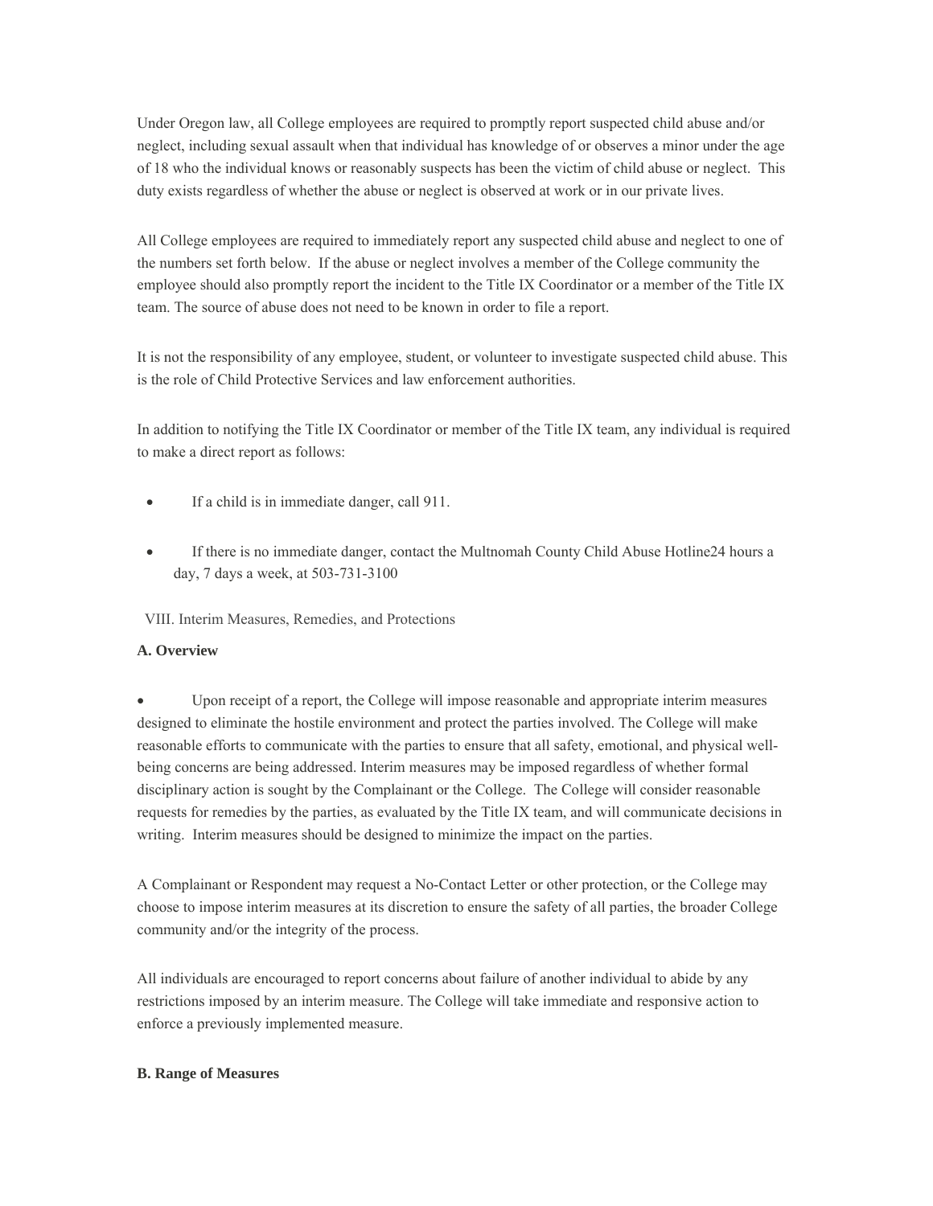Under Oregon law, all College employees are required to promptly report suspected child abuse and/or neglect, including sexual assault when that individual has knowledge of or observes a minor under the age of 18 who the individual knows or reasonably suspects has been the victim of child abuse or neglect. This duty exists regardless of whether the abuse or neglect is observed at work or in our private lives.

All College employees are required to immediately report any suspected child abuse and neglect to one of the numbers set forth below. If the abuse or neglect involves a member of the College community the employee should also promptly report the incident to the Title IX Coordinator or a member of the Title IX team. The source of abuse does not need to be known in order to file a report.

It is not the responsibility of any employee, student, or volunteer to investigate suspected child abuse. This is the role of Child Protective Services and law enforcement authorities.

In addition to notifying the Title IX Coordinator or member of the Title IX team, any individual is required to make a direct report as follows:

- If a child is in immediate danger, call 911.
- If there is no immediate danger, contact the Multnomah County Child Abuse Hotline24 hours a day, 7 days a week, at 503-731-3100

VIII. Interim Measures, Remedies, and Protections

**A. Overview**

- Upon receipt of a report, the College will impose reasonable and appropriate interim measures designed to eliminate the hostile environment and protect the parties involved. The College will make reasonable efforts to communicate with the parties to ensure that all safety, emotional, and physical well-being concerns are being addressed. Interim measures may be imposed regardless of whether formal disciplinary action is sought by the Complainant or the College. The College will consider reasonable requests for remedies by the parties, as evaluated by the Title IX team, and will communicate decisions in writing. Interim measures should be designed to minimize the impact on the parties.

A Complainant or Respondent may request a No-Contact Letter or other protection, or the College may choose to impose interim measures at its discretion to ensure the safety of all parties, the broader College community and/or the integrity of the process.

All individuals are encouraged to report concerns about failure of another individual to abide by any restrictions imposed by an interim measure. The College will take immediate and responsive action to enforce a previously implemented measure.

**B. Range of Measures**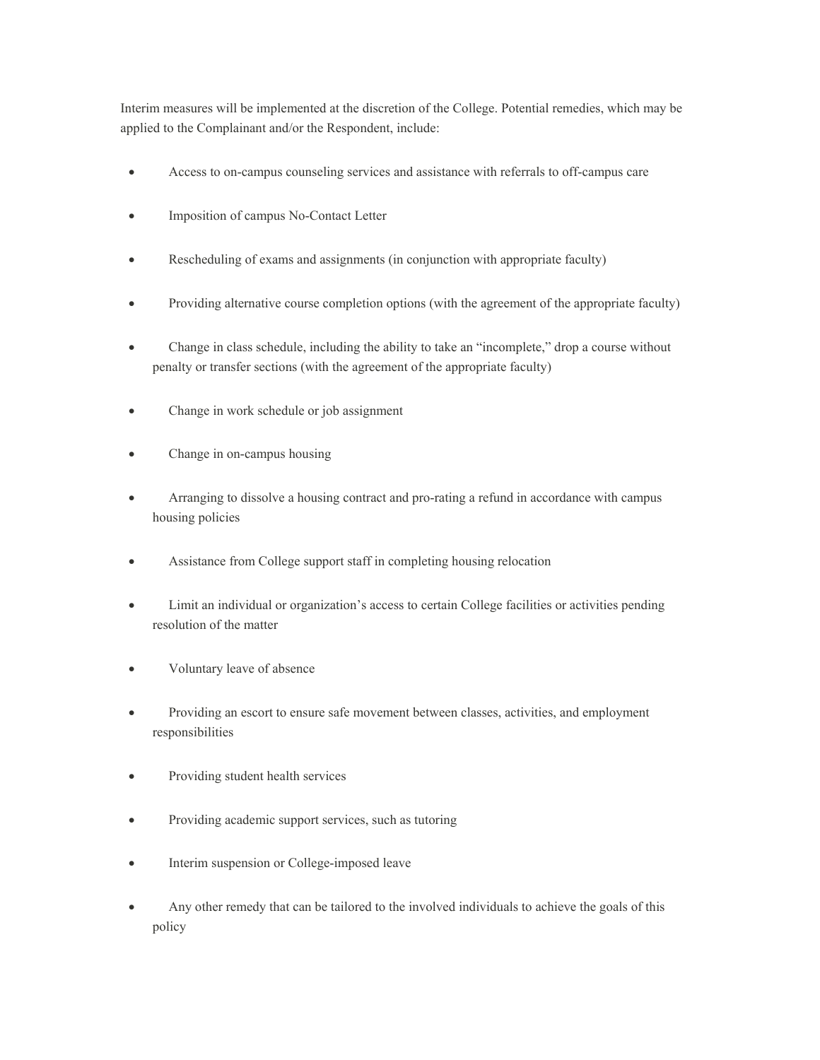Interim measures will be implemented at the discretion of the College. Potential remedies, which may be applied to the Complainant and/or the Respondent, include:

- Access to on-campus counseling services and assistance with referrals to off-campus care
- Imposition of campus No-Contact Letter
- Rescheduling of exams and assignments (in conjunction with appropriate faculty)
- Providing alternative course completion options (with the agreement of the appropriate faculty)
- Change in class schedule, including the ability to take an "incomplete," drop a course without penalty or transfer sections (with the agreement of the appropriate faculty)
- Change in work schedule or job assignment
- Change in on-campus housing
- Arranging to dissolve a housing contract and pro-rating a refund in accordance with campus housing policies
- Assistance from College support staff in completing housing relocation
- Limit an individual or organization's access to certain College facilities or activities pending resolution of the matter
- Voluntary leave of absence
- Providing an escort to ensure safe movement between classes, activities, and employment responsibilities
- Providing student health services
- Providing academic support services, such as tutoring
- Interim suspension or College-imposed leave
- Any other remedy that can be tailored to the involved individuals to achieve the goals of this policy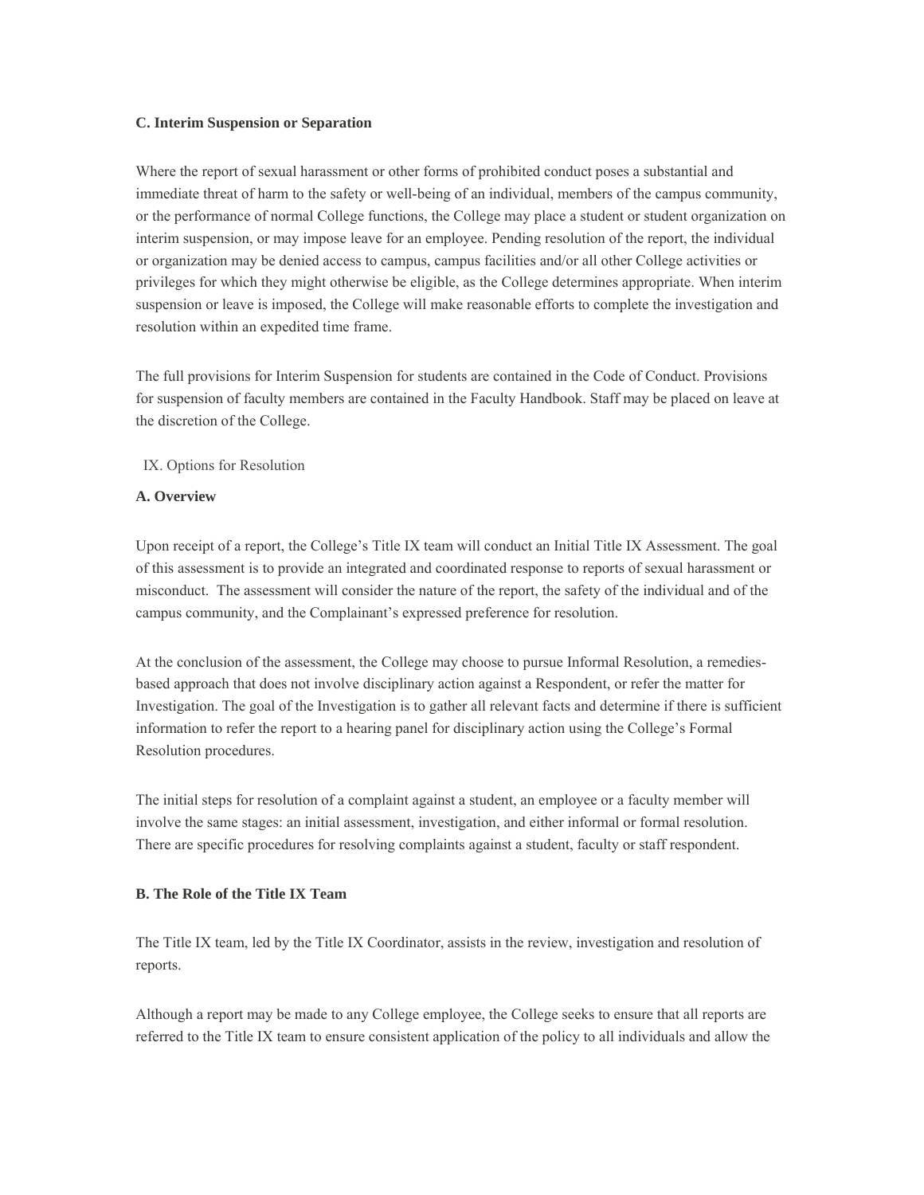### C. Interim Suspension or Separation

Where the report of sexual harassment or other forms of prohibited conduct poses a substantial and immediate threat of harm to the safety or well-being of an individual, members of the campus community, or the performance of normal College functions, the College may place a student or student organization on interim suspension, or may impose leave for an employee. Pending resolution of the report, the individual or organization may be denied access to campus, campus facilities and/or all other College activities or privileges for which they might otherwise be eligible, as the College determines appropriate. When interim suspension or leave is imposed, the College will make reasonable efforts to complete the investigation and resolution within an expedited time frame.

The full provisions for Interim Suspension for students are contained in the Code of Conduct. Provisions for suspension of faculty members are contained in the Faculty Handbook. Staff may be placed on leave at the discretion of the College.

## IX. Options for Resolution

### A. Overview

Upon receipt of a report, the College's Title IX team will conduct an Initial Title IX Assessment. The goal of this assessment is to provide an integrated and coordinated response to reports of sexual harassment or misconduct. The assessment will consider the nature of the report, the safety of the individual and of the campus community, and the Complainant's expressed preference for resolution.

At the conclusion of the assessment, the College may choose to pursue Informal Resolution, a remedies-based approach that does not involve disciplinary action against a Respondent, or refer the matter for Investigation. The goal of the Investigation is to gather all relevant facts and determine if there is sufficient information to refer the report to a hearing panel for disciplinary action using the College's Formal Resolution procedures.

The initial steps for resolution of a complaint against a student, an employee or a faculty member will involve the same stages: an initial assessment, investigation, and either informal or formal resolution. There are specific procedures for resolving complaints against a student, faculty or staff respondent.

### B. The Role of the Title IX Team

The Title IX team, led by the Title IX Coordinator, assists in the review, investigation and resolution of reports.

Although a report may be made to any College employee, the College seeks to ensure that all reports are referred to the Title IX team to ensure consistent application of the policy to all individuals and allow the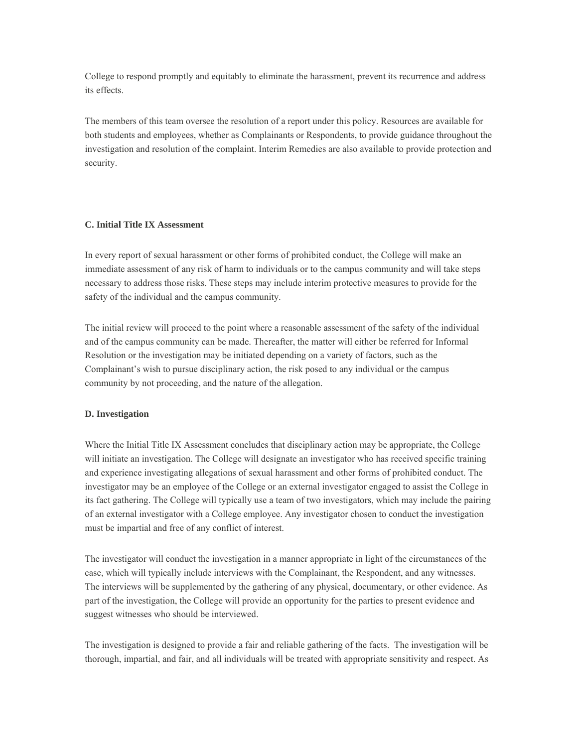College to respond promptly and equitably to eliminate the harassment, prevent its recurrence and address its effects.

The members of this team oversee the resolution of a report under this policy. Resources are available for both students and employees, whether as Complainants or Respondents, to provide guidance throughout the investigation and resolution of the complaint. Interim Remedies are also available to provide protection and security.

**C. Initial Title IX Assessment**

In every report of sexual harassment or other forms of prohibited conduct, the College will make an immediate assessment of any risk of harm to individuals or to the campus community and will take steps necessary to address those risks. These steps may include interim protective measures to provide for the safety of the individual and the campus community.

The initial review will proceed to the point where a reasonable assessment of the safety of the individual and of the campus community can be made. Thereafter, the matter will either be referred for Informal Resolution or the investigation may be initiated depending on a variety of factors, such as the Complainant's wish to pursue disciplinary action, the risk posed to any individual or the campus community by not proceeding, and the nature of the allegation.

**D. Investigation**

Where the Initial Title IX Assessment concludes that disciplinary action may be appropriate, the College will initiate an investigation. The College will designate an investigator who has received specific training and experience investigating allegations of sexual harassment and other forms of prohibited conduct. The investigator may be an employee of the College or an external investigator engaged to assist the College in its fact gathering. The College will typically use a team of two investigators, which may include the pairing of an external investigator with a College employee. Any investigator chosen to conduct the investigation must be impartial and free of any conflict of interest.

The investigator will conduct the investigation in a manner appropriate in light of the circumstances of the case, which will typically include interviews with the Complainant, the Respondent, and any witnesses. The interviews will be supplemented by the gathering of any physical, documentary, or other evidence. As part of the investigation, the College will provide an opportunity for the parties to present evidence and suggest witnesses who should be interviewed.

The investigation is designed to provide a fair and reliable gathering of the facts. The investigation will be thorough, impartial, and fair, and all individuals will be treated with appropriate sensitivity and respect. As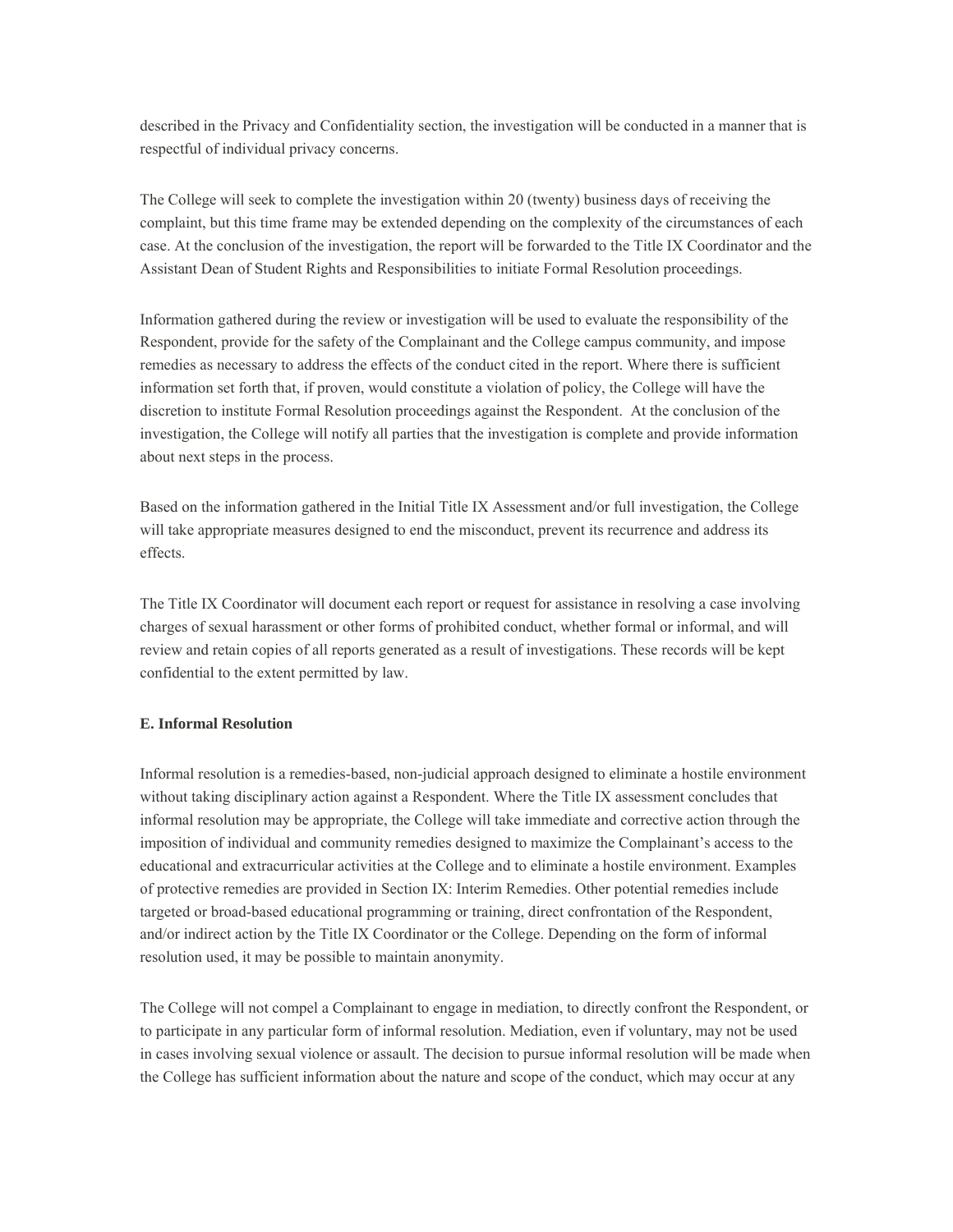described in the Privacy and Confidentiality section, the investigation will be conducted in a manner that is respectful of individual privacy concerns.

The College will seek to complete the investigation within 20 (twenty) business days of receiving the complaint, but this time frame may be extended depending on the complexity of the circumstances of each case. At the conclusion of the investigation, the report will be forwarded to the Title IX Coordinator and the Assistant Dean of Student Rights and Responsibilities to initiate Formal Resolution proceedings.

Information gathered during the review or investigation will be used to evaluate the responsibility of the Respondent, provide for the safety of the Complainant and the College campus community, and impose remedies as necessary to address the effects of the conduct cited in the report. Where there is sufficient information set forth that, if proven, would constitute a violation of policy, the College will have the discretion to institute Formal Resolution proceedings against the Respondent. At the conclusion of the investigation, the College will notify all parties that the investigation is complete and provide information about next steps in the process.

Based on the information gathered in the Initial Title IX Assessment and/or full investigation, the College will take appropriate measures designed to end the misconduct, prevent its recurrence and address its effects.

The Title IX Coordinator will document each report or request for assistance in resolving a case involving charges of sexual harassment or other forms of prohibited conduct, whether formal or informal, and will review and retain copies of all reports generated as a result of investigations. These records will be kept confidential to the extent permitted by law.

**E. Informal Resolution**

Informal resolution is a remedies-based, non-judicial approach designed to eliminate a hostile environment without taking disciplinary action against a Respondent. Where the Title IX assessment concludes that informal resolution may be appropriate, the College will take immediate and corrective action through the imposition of individual and community remedies designed to maximize the Complainant's access to the educational and extracurricular activities at the College and to eliminate a hostile environment. Examples of protective remedies are provided in Section IX: Interim Remedies. Other potential remedies include targeted or broad-based educational programming or training, direct confrontation of the Respondent, and/or indirect action by the Title IX Coordinator or the College. Depending on the form of informal resolution used, it may be possible to maintain anonymity.

The College will not compel a Complainant to engage in mediation, to directly confront the Respondent, or to participate in any particular form of informal resolution. Mediation, even if voluntary, may not be used in cases involving sexual violence or assault. The decision to pursue informal resolution will be made when the College has sufficient information about the nature and scope of the conduct, which may occur at any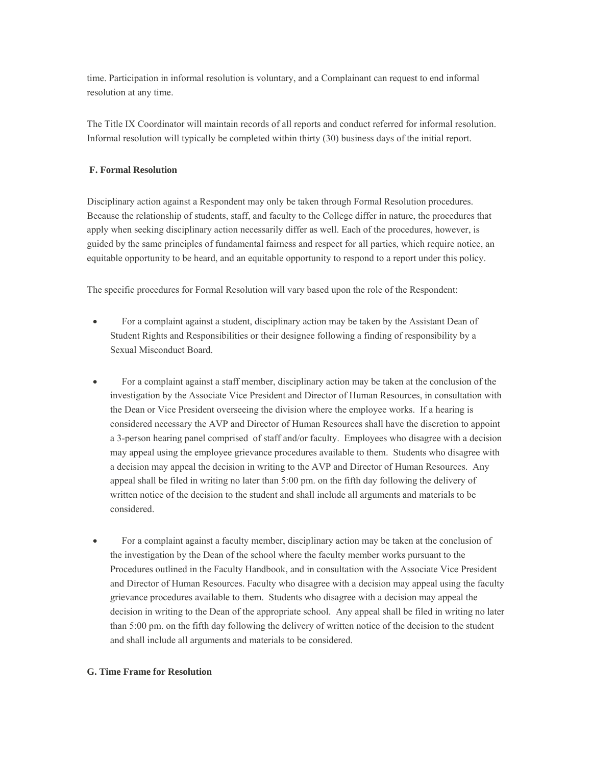time. Participation in informal resolution is voluntary, and a Complainant can request to end informal resolution at any time.

The Title IX Coordinator will maintain records of all reports and conduct referred for informal resolution. Informal resolution will typically be completed within thirty (30) business days of the initial report.

### F. Formal Resolution

Disciplinary action against a Respondent may only be taken through Formal Resolution procedures. Because the relationship of students, staff, and faculty to the College differ in nature, the procedures that apply when seeking disciplinary action necessarily differ as well. Each of the procedures, however, is guided by the same principles of fundamental fairness and respect for all parties, which require notice, an equitable opportunity to be heard, and an equitable opportunity to respond to a report under this policy.

The specific procedures for Formal Resolution will vary based upon the role of the Respondent:

- For a complaint against a student, disciplinary action may be taken by the Assistant Dean of Student Rights and Responsibilities or their designee following a finding of responsibility by a Sexual Misconduct Board.
- For a complaint against a staff member, disciplinary action may be taken at the conclusion of the investigation by the Associate Vice President and Director of Human Resources, in consultation with the Dean or Vice President overseeing the division where the employee works. If a hearing is considered necessary the AVP and Director of Human Resources shall have the discretion to appoint a 3-person hearing panel comprised of staff and/or faculty. Employees who disagree with a decision may appeal using the employee grievance procedures available to them. Students who disagree with a decision may appeal the decision in writing to the AVP and Director of Human Resources. Any appeal shall be filed in writing no later than 5:00 pm. on the fifth day following the delivery of written notice of the decision to the student and shall include all arguments and materials to be considered.
- For a complaint against a faculty member, disciplinary action may be taken at the conclusion of the investigation by the Dean of the school where the faculty member works pursuant to the Procedures outlined in the Faculty Handbook, and in consultation with the Associate Vice President and Director of Human Resources. Faculty who disagree with a decision may appeal using the faculty grievance procedures available to them. Students who disagree with a decision may appeal the decision in writing to the Dean of the appropriate school. Any appeal shall be filed in writing no later than 5:00 pm. on the fifth day following the delivery of written notice of the decision to the student and shall include all arguments and materials to be considered.

### G. Time Frame for Resolution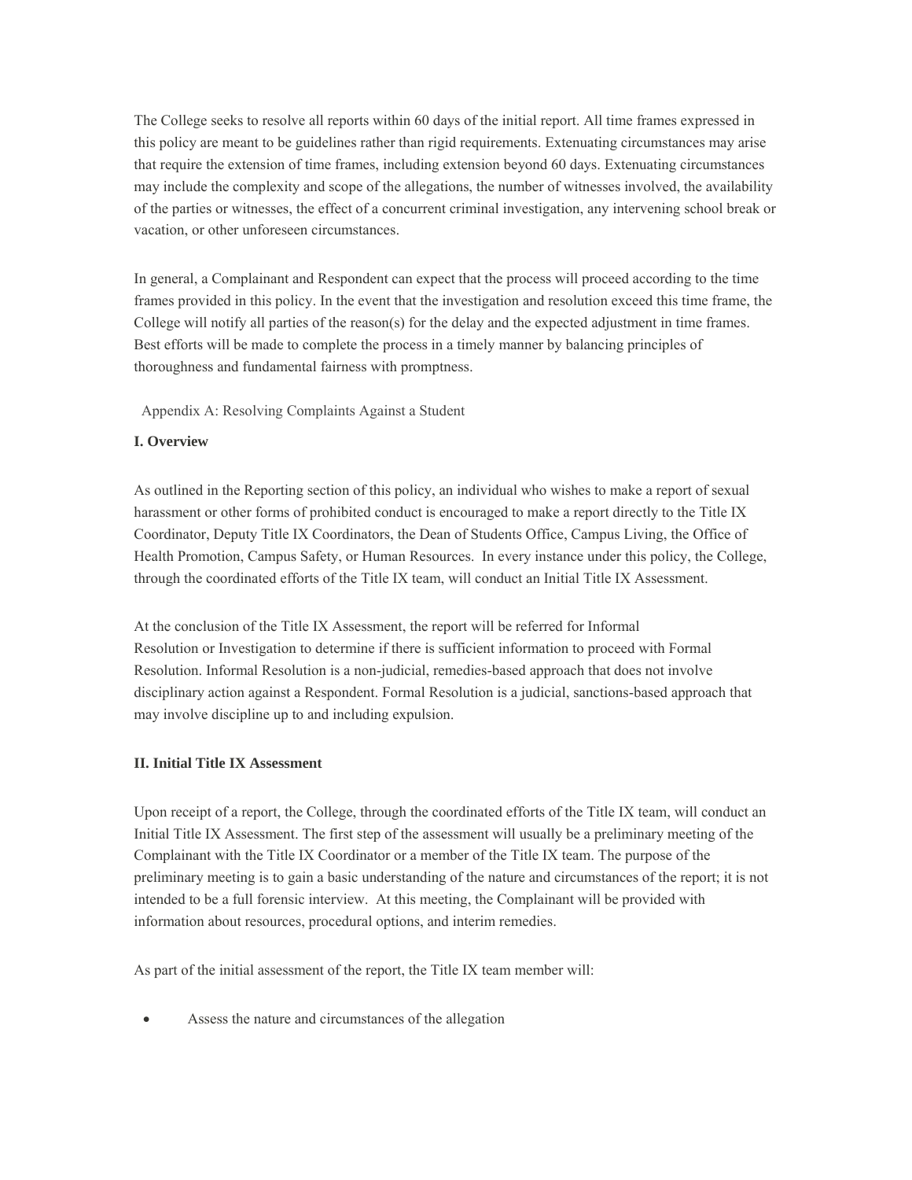The College seeks to resolve all reports within 60 days of the initial report. All time frames expressed in this policy are meant to be guidelines rather than rigid requirements. Extenuating circumstances may arise that require the extension of time frames, including extension beyond 60 days. Extenuating circumstances may include the complexity and scope of the allegations, the number of witnesses involved, the availability of the parties or witnesses, the effect of a concurrent criminal investigation, any intervening school break or vacation, or other unforeseen circumstances.

In general, a Complainant and Respondent can expect that the process will proceed according to the time frames provided in this policy. In the event that the investigation and resolution exceed this time frame, the College will notify all parties of the reason(s) for the delay and the expected adjustment in time frames. Best efforts will be made to complete the process in a timely manner by balancing principles of thoroughness and fundamental fairness with promptness.

## Appendix A: Resolving Complaints Against a Student

### I. Overview

As outlined in the Reporting section of this policy, an individual who wishes to make a report of sexual harassment or other forms of prohibited conduct is encouraged to make a report directly to the Title IX Coordinator, Deputy Title IX Coordinators, the Dean of Students Office, Campus Living, the Office of Health Promotion, Campus Safety, or Human Resources. In every instance under this policy, the College, through the coordinated efforts of the Title IX team, will conduct an Initial Title IX Assessment.

At the conclusion of the Title IX Assessment, the report will be referred for Informal Resolution or Investigation to determine if there is sufficient information to proceed with Formal Resolution. Informal Resolution is a non-judicial, remedies-based approach that does not involve disciplinary action against a Respondent. Formal Resolution is a judicial, sanctions-based approach that may involve discipline up to and including expulsion.

### II. Initial Title IX Assessment

Upon receipt of a report, the College, through the coordinated efforts of the Title IX team, will conduct an Initial Title IX Assessment. The first step of the assessment will usually be a preliminary meeting of the Complainant with the Title IX Coordinator or a member of the Title IX team. The purpose of the preliminary meeting is to gain a basic understanding of the nature and circumstances of the report; it is not intended to be a full forensic interview. At this meeting, the Complainant will be provided with information about resources, procedural options, and interim remedies.

As part of the initial assessment of the report, the Title IX team member will:

- Assess the nature and circumstances of the allegation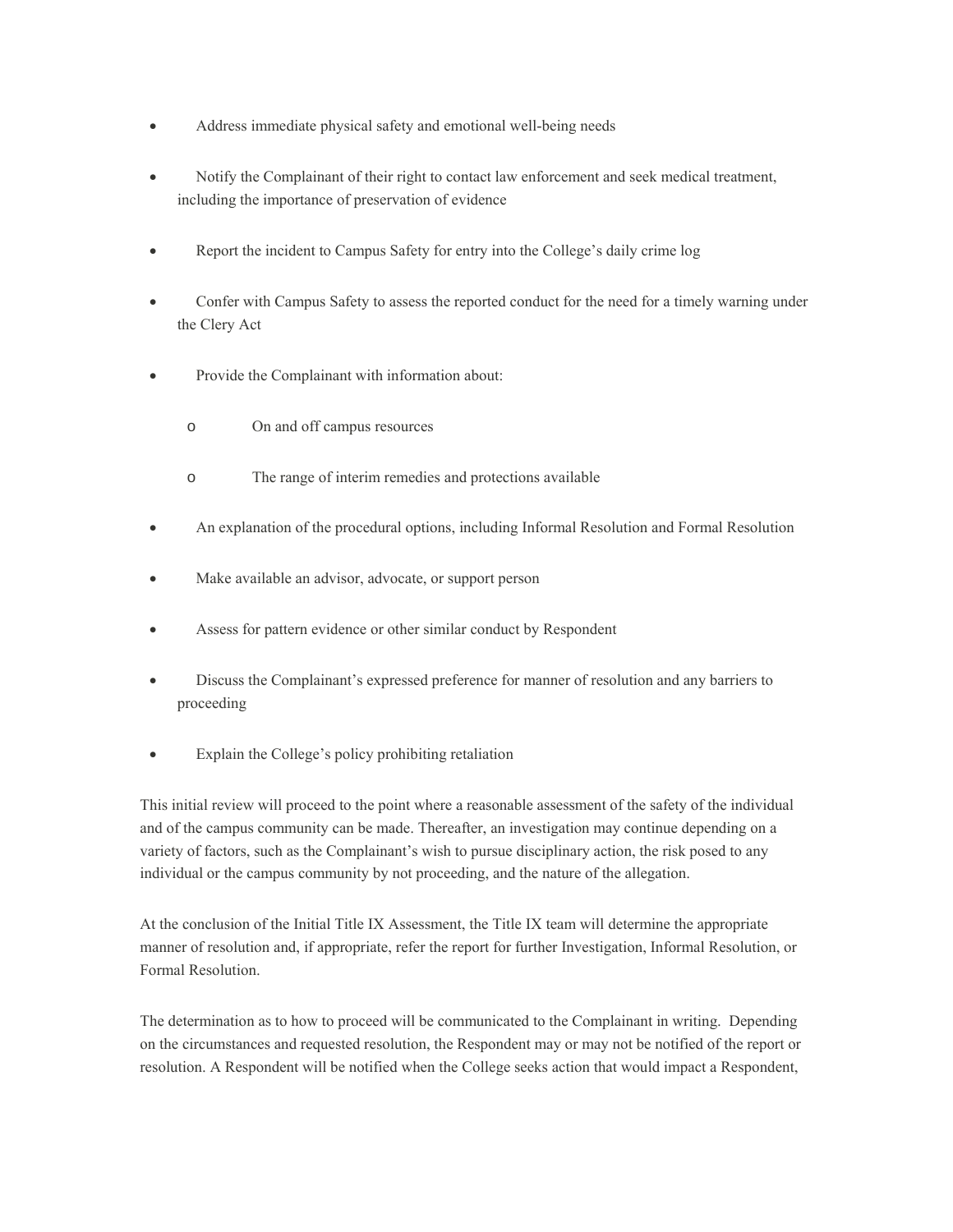- Address immediate physical safety and emotional well-being needs
- Notify the Complainant of their right to contact law enforcement and seek medical treatment, including the importance of preservation of evidence
- Report the incident to Campus Safety for entry into the College's daily crime log
- Confer with Campus Safety to assess the reported conduct for the need for a timely warning under the Clery Act
- Provide the Complainant with information about:
    - On and off campus resources
    - The range of interim remedies and protections available
- An explanation of the procedural options, including Informal Resolution and Formal Resolution
- Make available an advisor, advocate, or support person
- Assess for pattern evidence or other similar conduct by Respondent
- Discuss the Complainant's expressed preference for manner of resolution and any barriers to proceeding
- Explain the College's policy prohibiting retaliation

This initial review will proceed to the point where a reasonable assessment of the safety of the individual and of the campus community can be made. Thereafter, an investigation may continue depending on a variety of factors, such as the Complainant's wish to pursue disciplinary action, the risk posed to any individual or the campus community by not proceeding, and the nature of the allegation.

At the conclusion of the Initial Title IX Assessment, the Title IX team will determine the appropriate manner of resolution and, if appropriate, refer the report for further Investigation, Informal Resolution, or Formal Resolution.

The determination as to how to proceed will be communicated to the Complainant in writing. Depending on the circumstances and requested resolution, the Respondent may or may not be notified of the report or resolution. A Respondent will be notified when the College seeks action that would impact a Respondent,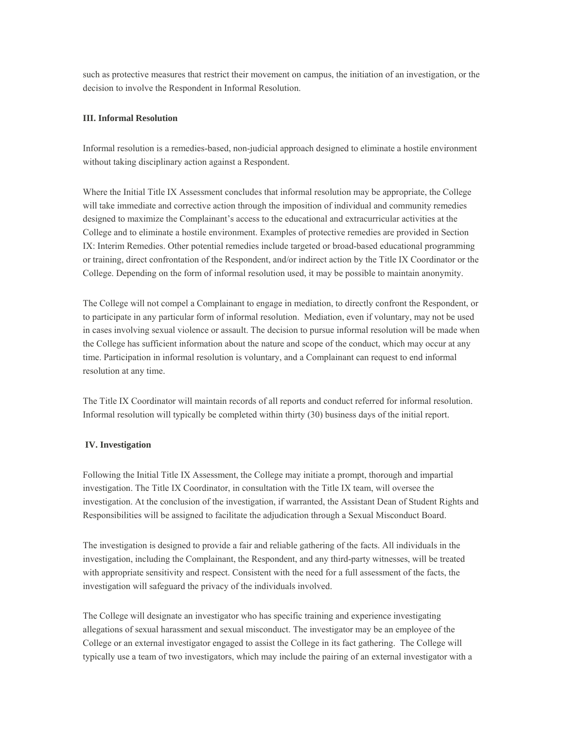such as protective measures that restrict their movement on campus, the initiation of an investigation, or the decision to involve the Respondent in Informal Resolution.

**III. Informal Resolution**

Informal resolution is a remedies-based, non-judicial approach designed to eliminate a hostile environment without taking disciplinary action against a Respondent.

Where the Initial Title IX Assessment concludes that informal resolution may be appropriate, the College will take immediate and corrective action through the imposition of individual and community remedies designed to maximize the Complainant's access to the educational and extracurricular activities at the College and to eliminate a hostile environment. Examples of protective remedies are provided in Section IX: Interim Remedies. Other potential remedies include targeted or broad-based educational programming or training, direct confrontation of the Respondent, and/or indirect action by the Title IX Coordinator or the College. Depending on the form of informal resolution used, it may be possible to maintain anonymity.

The College will not compel a Complainant to engage in mediation, to directly confront the Respondent, or to participate in any particular form of informal resolution. Mediation, even if voluntary, may not be used in cases involving sexual violence or assault. The decision to pursue informal resolution will be made when the College has sufficient information about the nature and scope of the conduct, which may occur at any time. Participation in informal resolution is voluntary, and a Complainant can request to end informal resolution at any time.

The Title IX Coordinator will maintain records of all reports and conduct referred for informal resolution. Informal resolution will typically be completed within thirty (30) business days of the initial report.

**IV. Investigation**

Following the Initial Title IX Assessment, the College may initiate a prompt, thorough and impartial investigation. The Title IX Coordinator, in consultation with the Title IX team, will oversee the investigation. At the conclusion of the investigation, if warranted, the Assistant Dean of Student Rights and Responsibilities will be assigned to facilitate the adjudication through a Sexual Misconduct Board.

The investigation is designed to provide a fair and reliable gathering of the facts. All individuals in the investigation, including the Complainant, the Respondent, and any third-party witnesses, will be treated with appropriate sensitivity and respect. Consistent with the need for a full assessment of the facts, the investigation will safeguard the privacy of the individuals involved.

The College will designate an investigator who has specific training and experience investigating allegations of sexual harassment and sexual misconduct. The investigator may be an employee of the College or an external investigator engaged to assist the College in its fact gathering. The College will typically use a team of two investigators, which may include the pairing of an external investigator with a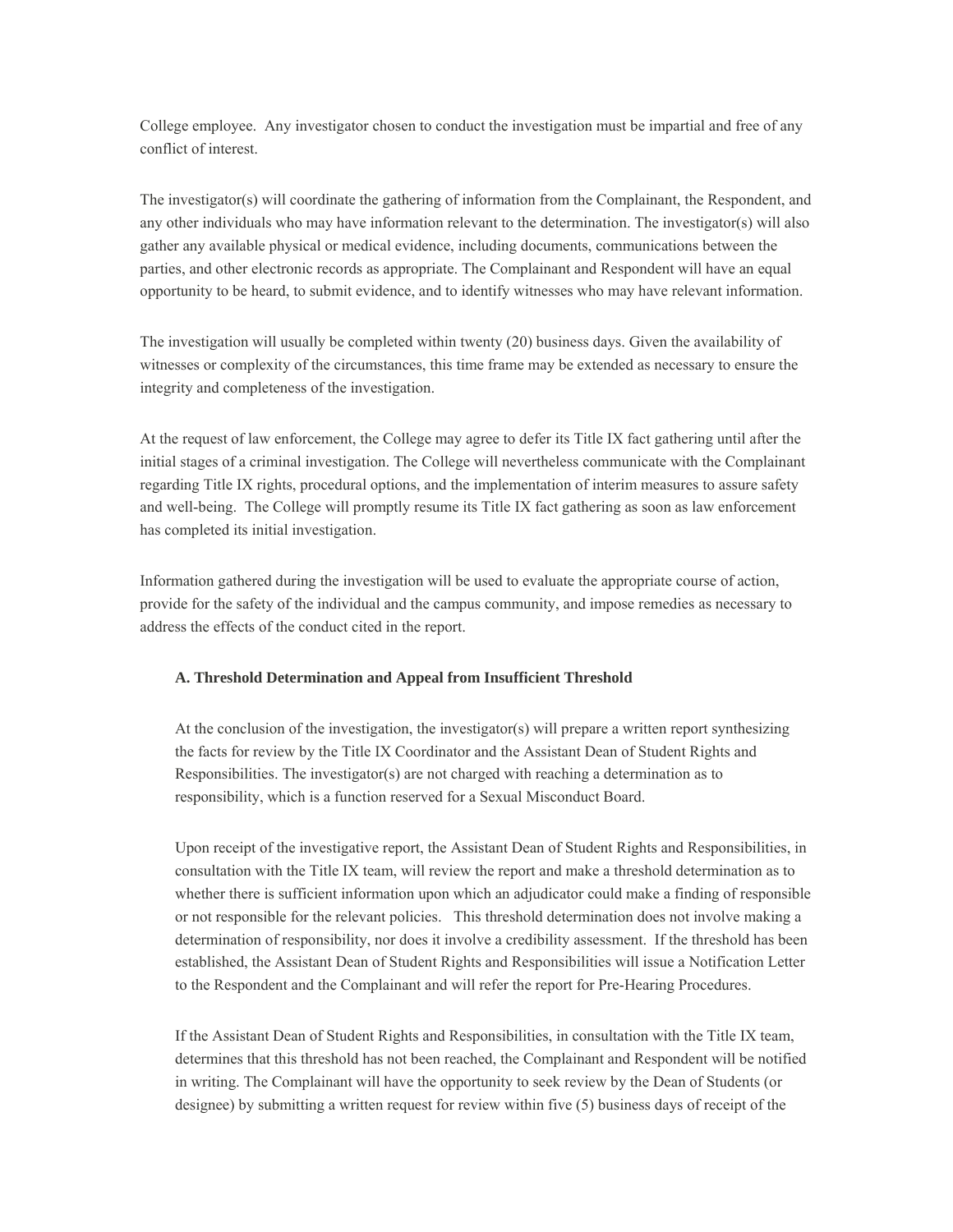College employee. Any investigator chosen to conduct the investigation must be impartial and free of any conflict of interest.

The investigator(s) will coordinate the gathering of information from the Complainant, the Respondent, and any other individuals who may have information relevant to the determination. The investigator(s) will also gather any available physical or medical evidence, including documents, communications between the parties, and other electronic records as appropriate. The Complainant and Respondent will have an equal opportunity to be heard, to submit evidence, and to identify witnesses who may have relevant information.

The investigation will usually be completed within twenty (20) business days. Given the availability of witnesses or complexity of the circumstances, this time frame may be extended as necessary to ensure the integrity and completeness of the investigation.

At the request of law enforcement, the College may agree to defer its Title IX fact gathering until after the initial stages of a criminal investigation. The College will nevertheless communicate with the Complainant regarding Title IX rights, procedural options, and the implementation of interim measures to assure safety and well-being. The College will promptly resume its Title IX fact gathering as soon as law enforcement has completed its initial investigation.

Information gathered during the investigation will be used to evaluate the appropriate course of action, provide for the safety of the individual and the campus community, and impose remedies as necessary to address the effects of the conduct cited in the report.

**A. Threshold Determination and Appeal from Insufficient Threshold**

At the conclusion of the investigation, the investigator(s) will prepare a written report synthesizing the facts for review by the Title IX Coordinator and the Assistant Dean of Student Rights and Responsibilities. The investigator(s) are not charged with reaching a determination as to responsibility, which is a function reserved for a Sexual Misconduct Board.

Upon receipt of the investigative report, the Assistant Dean of Student Rights and Responsibilities, in consultation with the Title IX team, will review the report and make a threshold determination as to whether there is sufficient information upon which an adjudicator could make a finding of responsible or not responsible for the relevant policies. This threshold determination does not involve making a determination of responsibility, nor does it involve a credibility assessment. If the threshold has been established, the Assistant Dean of Student Rights and Responsibilities will issue a Notification Letter to the Respondent and the Complainant and will refer the report for Pre-Hearing Procedures.

If the Assistant Dean of Student Rights and Responsibilities, in consultation with the Title IX team, determines that this threshold has not been reached, the Complainant and Respondent will be notified in writing. The Complainant will have the opportunity to seek review by the Dean of Students (or designee) by submitting a written request for review within five (5) business days of receipt of the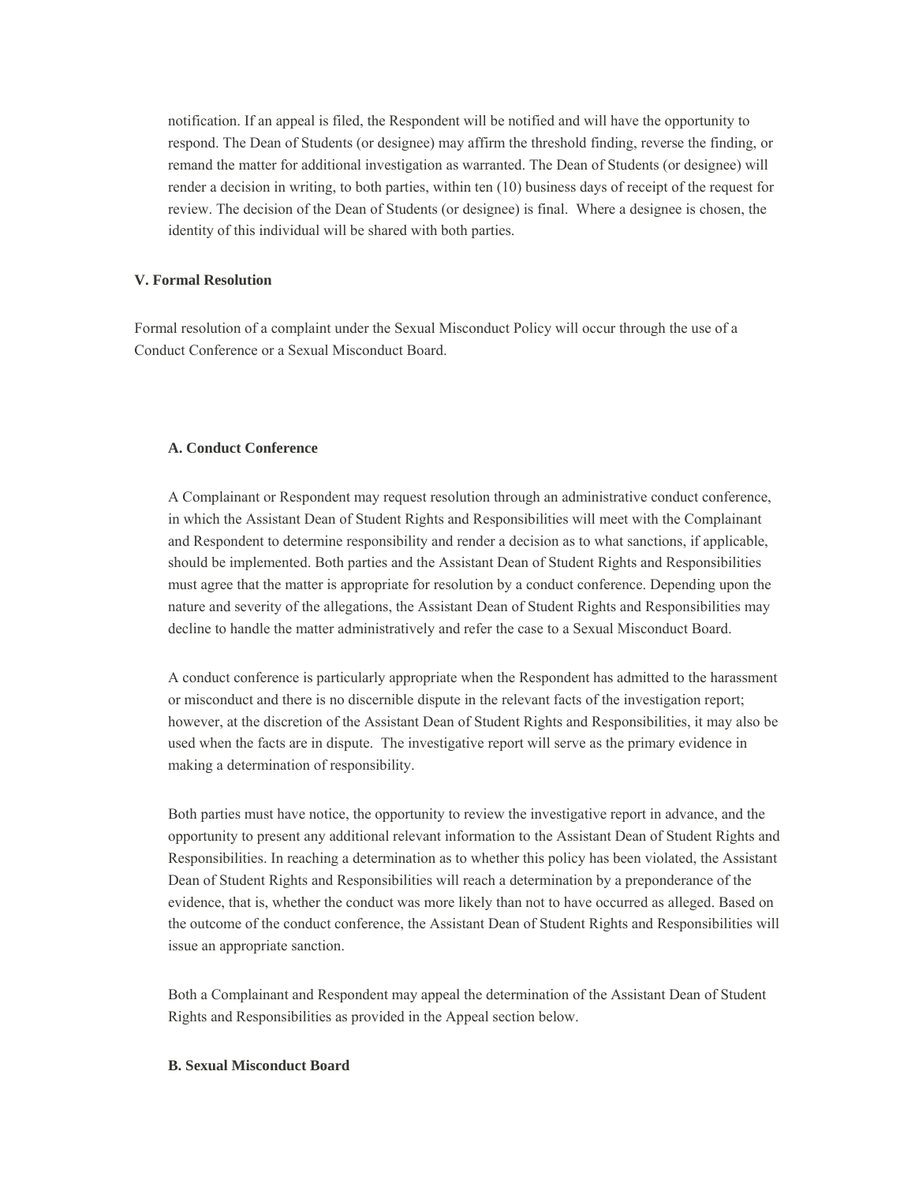notification. If an appeal is filed, the Respondent will be notified and will have the opportunity to respond. The Dean of Students (or designee) may affirm the threshold finding, reverse the finding, or remand the matter for additional investigation as warranted. The Dean of Students (or designee) will render a decision in writing, to both parties, within ten (10) business days of receipt of the request for review. The decision of the Dean of Students (or designee) is final. Where a designee is chosen, the identity of this individual will be shared with both parties.

**V. Formal Resolution**

Formal resolution of a complaint under the Sexual Misconduct Policy will occur through the use of a Conduct Conference or a Sexual Misconduct Board.

**A. Conduct Conference**

A Complainant or Respondent may request resolution through an administrative conduct conference, in which the Assistant Dean of Student Rights and Responsibilities will meet with the Complainant and Respondent to determine responsibility and render a decision as to what sanctions, if applicable, should be implemented. Both parties and the Assistant Dean of Student Rights and Responsibilities must agree that the matter is appropriate for resolution by a conduct conference. Depending upon the nature and severity of the allegations, the Assistant Dean of Student Rights and Responsibilities may decline to handle the matter administratively and refer the case to a Sexual Misconduct Board.

A conduct conference is particularly appropriate when the Respondent has admitted to the harassment or misconduct and there is no discernible dispute in the relevant facts of the investigation report; however, at the discretion of the Assistant Dean of Student Rights and Responsibilities, it may also be used when the facts are in dispute. The investigative report will serve as the primary evidence in making a determination of responsibility.

Both parties must have notice, the opportunity to review the investigative report in advance, and the opportunity to present any additional relevant information to the Assistant Dean of Student Rights and Responsibilities. In reaching a determination as to whether this policy has been violated, the Assistant Dean of Student Rights and Responsibilities will reach a determination by a preponderance of the evidence, that is, whether the conduct was more likely than not to have occurred as alleged. Based on the outcome of the conduct conference, the Assistant Dean of Student Rights and Responsibilities will issue an appropriate sanction.

Both a Complainant and Respondent may appeal the determination of the Assistant Dean of Student Rights and Responsibilities as provided in the Appeal section below.

**B. Sexual Misconduct Board**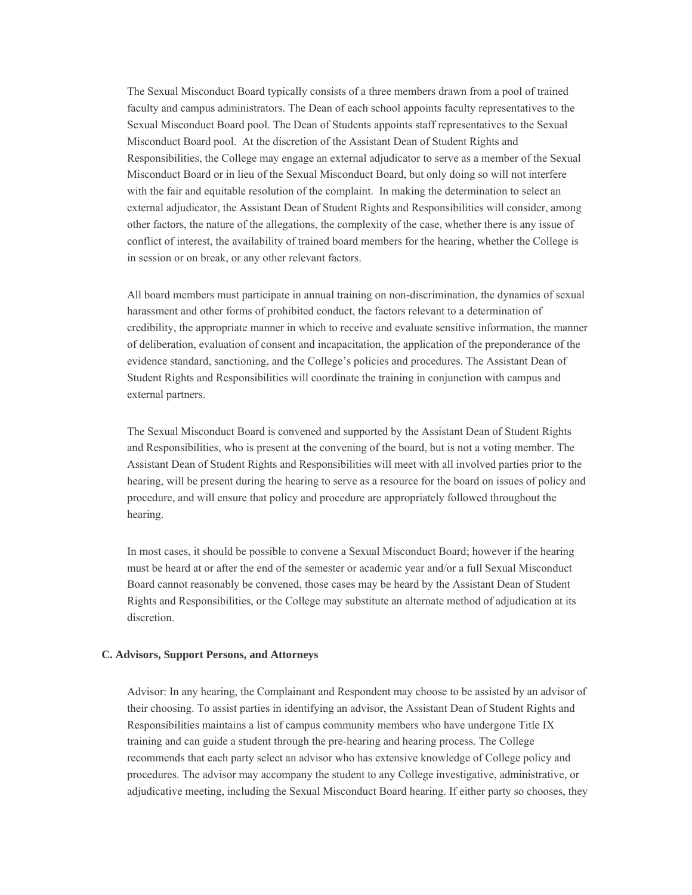The Sexual Misconduct Board typically consists of a three members drawn from a pool of trained faculty and campus administrators. The Dean of each school appoints faculty representatives to the Sexual Misconduct Board pool. The Dean of Students appoints staff representatives to the Sexual Misconduct Board pool. At the discretion of the Assistant Dean of Student Rights and Responsibilities, the College may engage an external adjudicator to serve as a member of the Sexual Misconduct Board or in lieu of the Sexual Misconduct Board, but only doing so will not interfere with the fair and equitable resolution of the complaint. In making the determination to select an external adjudicator, the Assistant Dean of Student Rights and Responsibilities will consider, among other factors, the nature of the allegations, the complexity of the case, whether there is any issue of conflict of interest, the availability of trained board members for the hearing, whether the College is in session or on break, or any other relevant factors.

All board members must participate in annual training on non-discrimination, the dynamics of sexual harassment and other forms of prohibited conduct, the factors relevant to a determination of credibility, the appropriate manner in which to receive and evaluate sensitive information, the manner of deliberation, evaluation of consent and incapacitation, the application of the preponderance of the evidence standard, sanctioning, and the College's policies and procedures. The Assistant Dean of Student Rights and Responsibilities will coordinate the training in conjunction with campus and external partners.

The Sexual Misconduct Board is convened and supported by the Assistant Dean of Student Rights and Responsibilities, who is present at the convening of the board, but is not a voting member. The Assistant Dean of Student Rights and Responsibilities will meet with all involved parties prior to the hearing, will be present during the hearing to serve as a resource for the board on issues of policy and procedure, and will ensure that policy and procedure are appropriately followed throughout the hearing.

In most cases, it should be possible to convene a Sexual Misconduct Board; however if the hearing must be heard at or after the end of the semester or academic year and/or a full Sexual Misconduct Board cannot reasonably be convened, those cases may be heard by the Assistant Dean of Student Rights and Responsibilities, or the College may substitute an alternate method of adjudication at its discretion.

**C. Advisors, Support Persons, and Attorneys**

Advisor: In any hearing, the Complainant and Respondent may choose to be assisted by an advisor of their choosing. To assist parties in identifying an advisor, the Assistant Dean of Student Rights and Responsibilities maintains a list of campus community members who have undergone Title IX training and can guide a student through the pre-hearing and hearing process. The College recommends that each party select an advisor who has extensive knowledge of College policy and procedures. The advisor may accompany the student to any College investigative, administrative, or adjudicative meeting, including the Sexual Misconduct Board hearing. If either party so chooses, they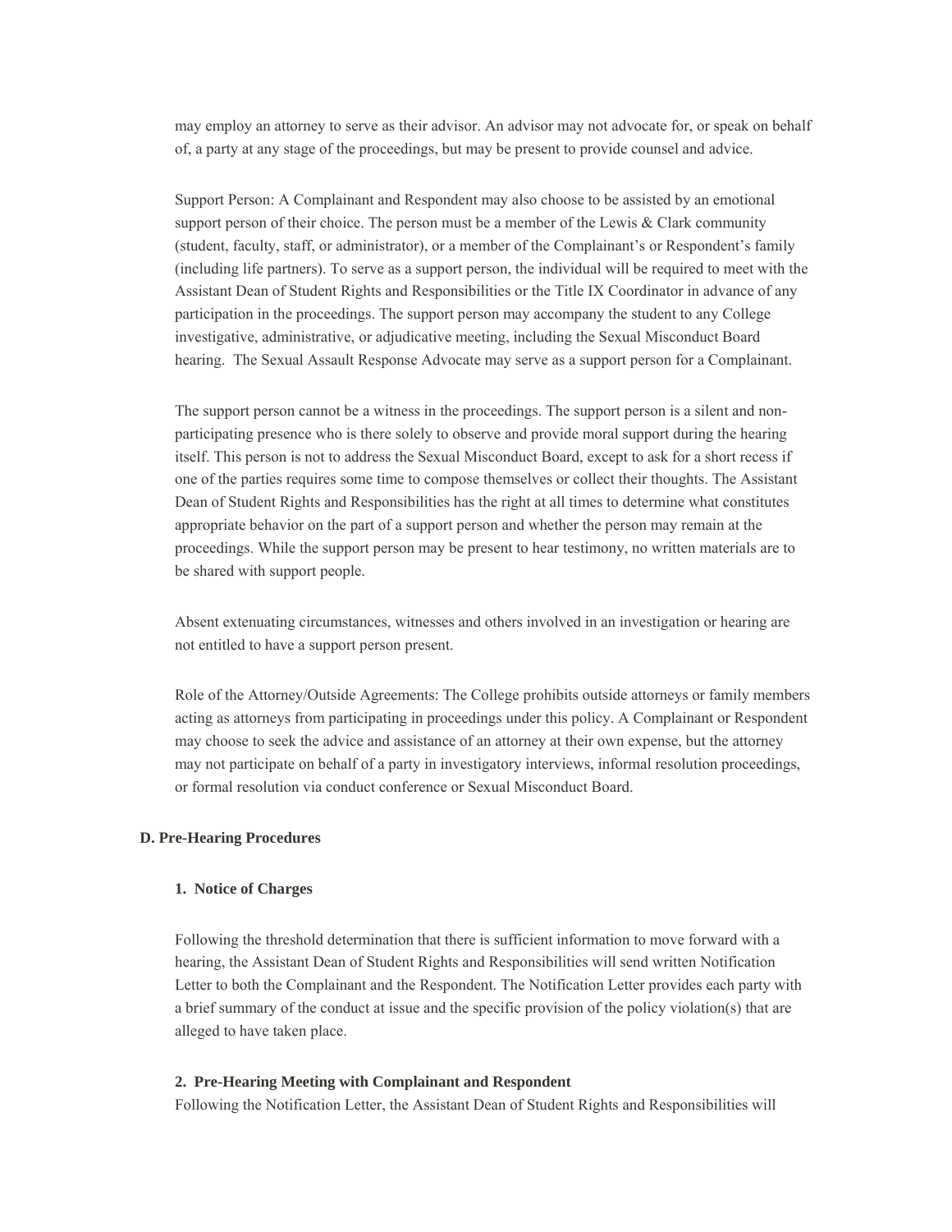may employ an attorney to serve as their advisor. An advisor may not advocate for, or speak on behalf of, a party at any stage of the proceedings, but may be present to provide counsel and advice.

Support Person: A Complainant and Respondent may also choose to be assisted by an emotional support person of their choice. The person must be a member of the Lewis & Clark community (student, faculty, staff, or administrator), or a member of the Complainant's or Respondent's family (including life partners). To serve as a support person, the individual will be required to meet with the Assistant Dean of Student Rights and Responsibilities or the Title IX Coordinator in advance of any participation in the proceedings. The support person may accompany the student to any College investigative, administrative, or adjudicative meeting, including the Sexual Misconduct Board hearing. The Sexual Assault Response Advocate may serve as a support person for a Complainant.

The support person cannot be a witness in the proceedings. The support person is a silent and non-participating presence who is there solely to observe and provide moral support during the hearing itself. This person is not to address the Sexual Misconduct Board, except to ask for a short recess if one of the parties requires some time to compose themselves or collect their thoughts. The Assistant Dean of Student Rights and Responsibilities has the right at all times to determine what constitutes appropriate behavior on the part of a support person and whether the person may remain at the proceedings. While the support person may be present to hear testimony, no written materials are to be shared with support people.

Absent extenuating circumstances, witnesses and others involved in an investigation or hearing are not entitled to have a support person present.

Role of the Attorney/Outside Agreements: The College prohibits outside attorneys or family members acting as attorneys from participating in proceedings under this policy. A Complainant or Respondent may choose to seek the advice and assistance of an attorney at their own expense, but the attorney may not participate on behalf of a party in investigatory interviews, informal resolution proceedings, or formal resolution via conduct conference or Sexual Misconduct Board.

### D. Pre-Hearing Procedures

#### 1. Notice of Charges

Following the threshold determination that there is sufficient information to move forward with a hearing, the Assistant Dean of Student Rights and Responsibilities will send written Notification Letter to both the Complainant and the Respondent. The Notification Letter provides each party with a brief summary of the conduct at issue and the specific provision of the policy violation(s) that are alleged to have taken place.

#### 2. Pre-Hearing Meeting with Complainant and Respondent

Following the Notification Letter, the Assistant Dean of Student Rights and Responsibilities will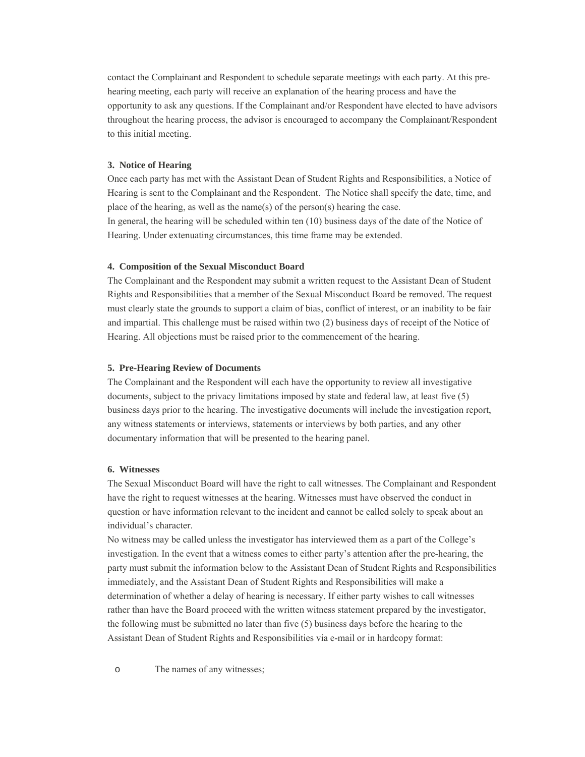contact the Complainant and Respondent to schedule separate meetings with each party. At this pre-hearing meeting, each party will receive an explanation of the hearing process and have the opportunity to ask any questions. If the Complainant and/or Respondent have elected to have advisors throughout the hearing process, the advisor is encouraged to accompany the Complainant/Respondent to this initial meeting.

**3. Notice of Hearing**

Once each party has met with the Assistant Dean of Student Rights and Responsibilities, a Notice of Hearing is sent to the Complainant and the Respondent. The Notice shall specify the date, time, and place of the hearing, as well as the name(s) of the person(s) hearing the case.

In general, the hearing will be scheduled within ten (10) business days of the date of the Notice of Hearing. Under extenuating circumstances, this time frame may be extended.

**4. Composition of the Sexual Misconduct Board**

The Complainant and the Respondent may submit a written request to the Assistant Dean of Student Rights and Responsibilities that a member of the Sexual Misconduct Board be removed. The request must clearly state the grounds to support a claim of bias, conflict of interest, or an inability to be fair and impartial. This challenge must be raised within two (2) business days of receipt of the Notice of Hearing. All objections must be raised prior to the commencement of the hearing.

**5. Pre-Hearing Review of Documents**

The Complainant and the Respondent will each have the opportunity to review all investigative documents, subject to the privacy limitations imposed by state and federal law, at least five (5) business days prior to the hearing. The investigative documents will include the investigation report, any witness statements or interviews, statements or interviews by both parties, and any other documentary information that will be presented to the hearing panel.

**6. Witnesses**

The Sexual Misconduct Board will have the right to call witnesses. The Complainant and Respondent have the right to request witnesses at the hearing. Witnesses must have observed the conduct in question or have information relevant to the incident and cannot be called solely to speak about an individual's character.

No witness may be called unless the investigator has interviewed them as a part of the College's investigation. In the event that a witness comes to either party's attention after the pre-hearing, the party must submit the information below to the Assistant Dean of Student Rights and Responsibilities immediately, and the Assistant Dean of Student Rights and Responsibilities will make a determination of whether a delay of hearing is necessary. If either party wishes to call witnesses rather than have the Board proceed with the written witness statement prepared by the investigator, the following must be submitted no later than five (5) business days before the hearing to the Assistant Dean of Student Rights and Responsibilities via e-mail or in hardcopy format:

- The names of any witnesses;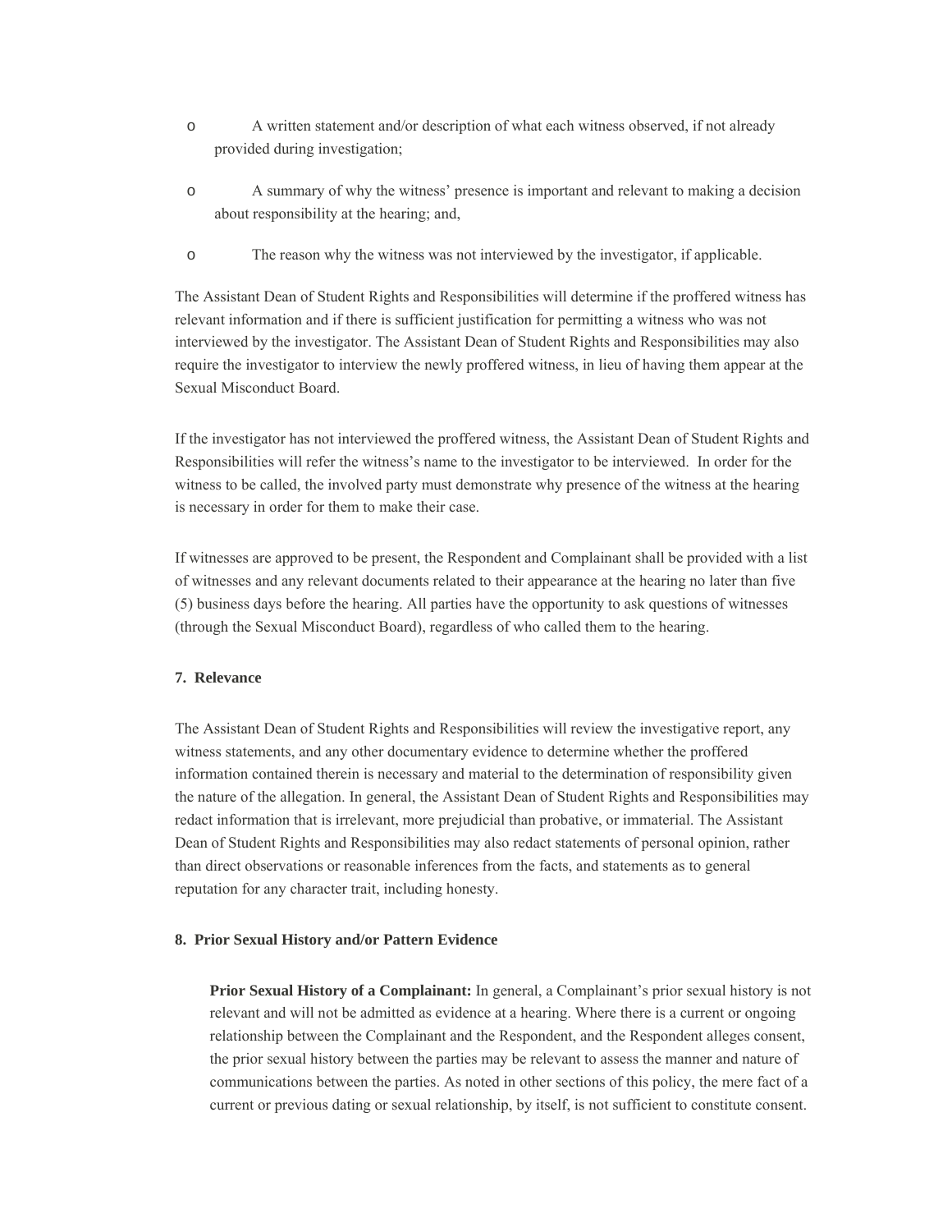- A written statement and/or description of what each witness observed, if not already provided during investigation;
- A summary of why the witness' presence is important and relevant to making a decision about responsibility at the hearing; and,
- The reason why the witness was not interviewed by the investigator, if applicable.

The Assistant Dean of Student Rights and Responsibilities will determine if the proffered witness has relevant information and if there is sufficient justification for permitting a witness who was not interviewed by the investigator. The Assistant Dean of Student Rights and Responsibilities may also require the investigator to interview the newly proffered witness, in lieu of having them appear at the Sexual Misconduct Board.

If the investigator has not interviewed the proffered witness, the Assistant Dean of Student Rights and Responsibilities will refer the witness's name to the investigator to be interviewed. In order for the witness to be called, the involved party must demonstrate why presence of the witness at the hearing is necessary in order for them to make their case.

If witnesses are approved to be present, the Respondent and Complainant shall be provided with a list of witnesses and any relevant documents related to their appearance at the hearing no later than five (5) business days before the hearing. All parties have the opportunity to ask questions of witnesses (through the Sexual Misconduct Board), regardless of who called them to the hearing.

**7. Relevance**

The Assistant Dean of Student Rights and Responsibilities will review the investigative report, any witness statements, and any other documentary evidence to determine whether the proffered information contained therein is necessary and material to the determination of responsibility given the nature of the allegation. In general, the Assistant Dean of Student Rights and Responsibilities may redact information that is irrelevant, more prejudicial than probative, or immaterial. The Assistant Dean of Student Rights and Responsibilities may also redact statements of personal opinion, rather than direct observations or reasonable inferences from the facts, and statements as to general reputation for any character trait, including honesty.

**8. Prior Sexual History and/or Pattern Evidence**

**Prior Sexual History of a Complainant:** In general, a Complainant's prior sexual history is not relevant and will not be admitted as evidence at a hearing. Where there is a current or ongoing relationship between the Complainant and the Respondent, and the Respondent alleges consent, the prior sexual history between the parties may be relevant to assess the manner and nature of communications between the parties. As noted in other sections of this policy, the mere fact of a current or previous dating or sexual relationship, by itself, is not sufficient to constitute consent.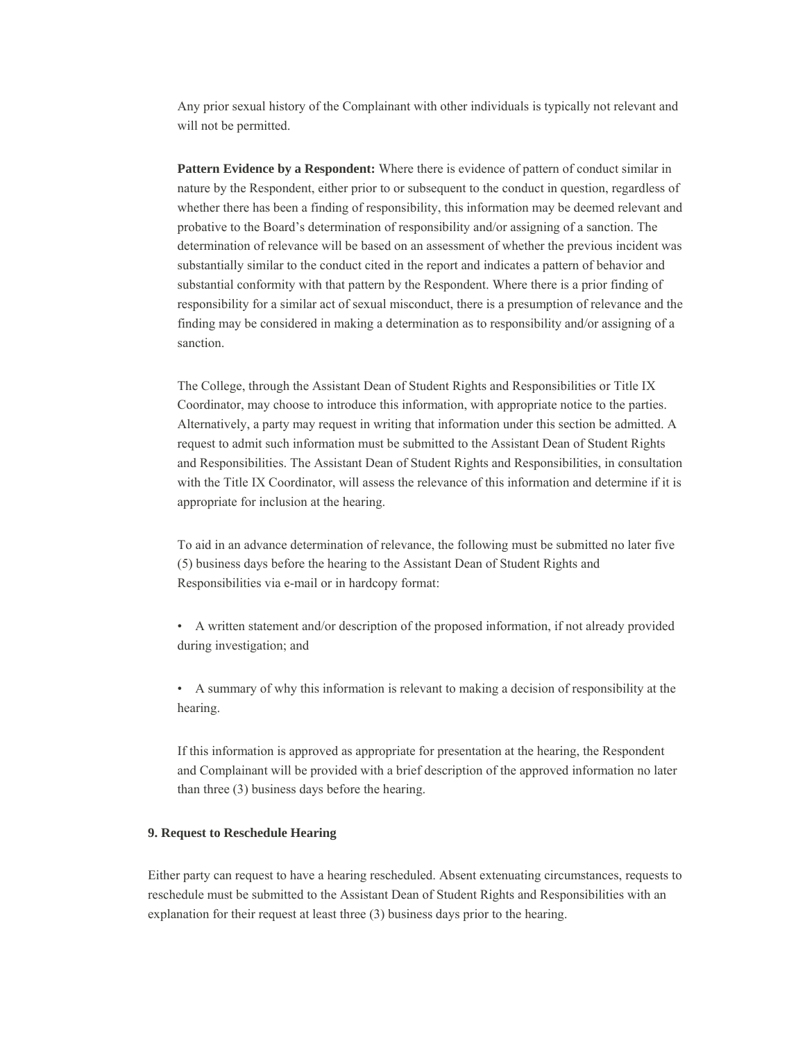Any prior sexual history of the Complainant with other individuals is typically not relevant and will not be permitted.

**Pattern Evidence by a Respondent:** Where there is evidence of pattern of conduct similar in nature by the Respondent, either prior to or subsequent to the conduct in question, regardless of whether there has been a finding of responsibility, this information may be deemed relevant and probative to the Board's determination of responsibility and/or assigning of a sanction. The determination of relevance will be based on an assessment of whether the previous incident was substantially similar to the conduct cited in the report and indicates a pattern of behavior and substantial conformity with that pattern by the Respondent. Where there is a prior finding of responsibility for a similar act of sexual misconduct, there is a presumption of relevance and the finding may be considered in making a determination as to responsibility and/or assigning of a sanction.

The College, through the Assistant Dean of Student Rights and Responsibilities or Title IX Coordinator, may choose to introduce this information, with appropriate notice to the parties. Alternatively, a party may request in writing that information under this section be admitted. A request to admit such information must be submitted to the Assistant Dean of Student Rights and Responsibilities. The Assistant Dean of Student Rights and Responsibilities, in consultation with the Title IX Coordinator, will assess the relevance of this information and determine if it is appropriate for inclusion at the hearing.

To aid in an advance determination of relevance, the following must be submitted no later five (5) business days before the hearing to the Assistant Dean of Student Rights and Responsibilities via e-mail or in hardcopy format:

- A written statement and/or description of the proposed information, if not already provided during investigation; and
- A summary of why this information is relevant to making a decision of responsibility at the hearing.

If this information is approved as appropriate for presentation at the hearing, the Respondent and Complainant will be provided with a brief description of the approved information no later than three (3) business days before the hearing.

**9. Request to Reschedule Hearing**

Either party can request to have a hearing rescheduled. Absent extenuating circumstances, requests to reschedule must be submitted to the Assistant Dean of Student Rights and Responsibilities with an explanation for their request at least three (3) business days prior to the hearing.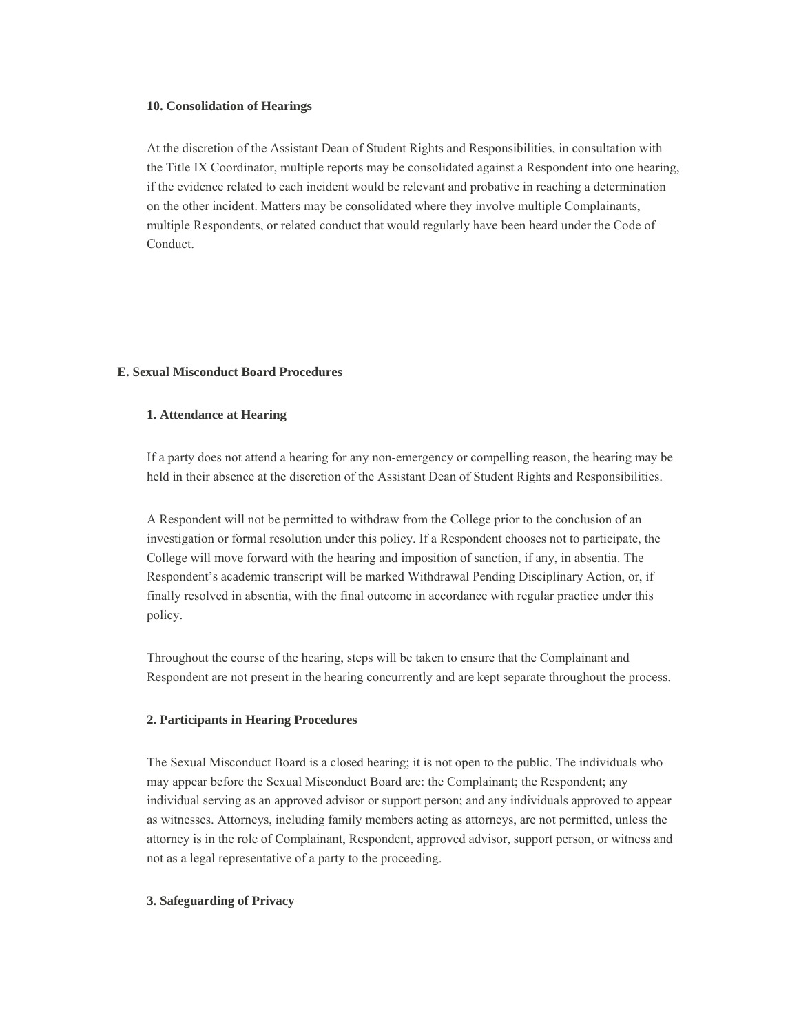#### 10. Consolidation of Hearings

At the discretion of the Assistant Dean of Student Rights and Responsibilities, in consultation with the Title IX Coordinator, multiple reports may be consolidated against a Respondent into one hearing, if the evidence related to each incident would be relevant and probative in reaching a determination on the other incident. Matters may be consolidated where they involve multiple Complainants, multiple Respondents, or related conduct that would regularly have been heard under the Code of Conduct.

### E. Sexual Misconduct Board Procedures

#### 1. Attendance at Hearing

If a party does not attend a hearing for any non-emergency or compelling reason, the hearing may be held in their absence at the discretion of the Assistant Dean of Student Rights and Responsibilities.

A Respondent will not be permitted to withdraw from the College prior to the conclusion of an investigation or formal resolution under this policy. If a Respondent chooses not to participate, the College will move forward with the hearing and imposition of sanction, if any, in absentia. The Respondent's academic transcript will be marked Withdrawal Pending Disciplinary Action, or, if finally resolved in absentia, with the final outcome in accordance with regular practice under this policy.

Throughout the course of the hearing, steps will be taken to ensure that the Complainant and Respondent are not present in the hearing concurrently and are kept separate throughout the process.

#### 2. Participants in Hearing Procedures

The Sexual Misconduct Board is a closed hearing; it is not open to the public. The individuals who may appear before the Sexual Misconduct Board are: the Complainant; the Respondent; any individual serving as an approved advisor or support person; and any individuals approved to appear as witnesses. Attorneys, including family members acting as attorneys, are not permitted, unless the attorney is in the role of Complainant, Respondent, approved advisor, support person, or witness and not as a legal representative of a party to the proceeding.

#### 3. Safeguarding of Privacy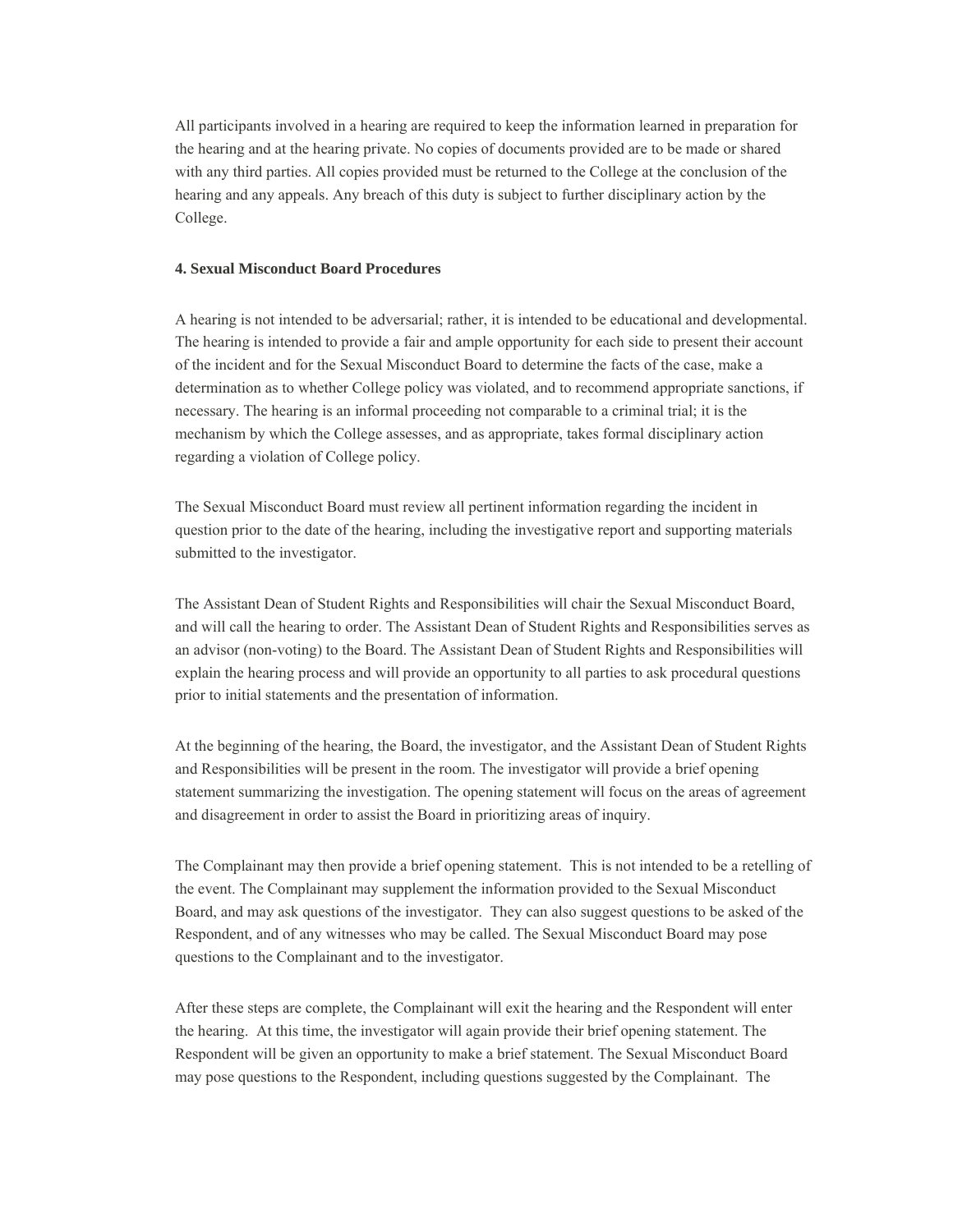All participants involved in a hearing are required to keep the information learned in preparation for the hearing and at the hearing private. No copies of documents provided are to be made or shared with any third parties. All copies provided must be returned to the College at the conclusion of the hearing and any appeals. Any breach of this duty is subject to further disciplinary action by the College.

**4. Sexual Misconduct Board Procedures**

A hearing is not intended to be adversarial; rather, it is intended to be educational and developmental. The hearing is intended to provide a fair and ample opportunity for each side to present their account of the incident and for the Sexual Misconduct Board to determine the facts of the case, make a determination as to whether College policy was violated, and to recommend appropriate sanctions, if necessary. The hearing is an informal proceeding not comparable to a criminal trial; it is the mechanism by which the College assesses, and as appropriate, takes formal disciplinary action regarding a violation of College policy.

The Sexual Misconduct Board must review all pertinent information regarding the incident in question prior to the date of the hearing, including the investigative report and supporting materials submitted to the investigator.

The Assistant Dean of Student Rights and Responsibilities will chair the Sexual Misconduct Board, and will call the hearing to order. The Assistant Dean of Student Rights and Responsibilities serves as an advisor (non-voting) to the Board. The Assistant Dean of Student Rights and Responsibilities will explain the hearing process and will provide an opportunity to all parties to ask procedural questions prior to initial statements and the presentation of information.

At the beginning of the hearing, the Board, the investigator, and the Assistant Dean of Student Rights and Responsibilities will be present in the room. The investigator will provide a brief opening statement summarizing the investigation. The opening statement will focus on the areas of agreement and disagreement in order to assist the Board in prioritizing areas of inquiry.

The Complainant may then provide a brief opening statement. This is not intended to be a retelling of the event. The Complainant may supplement the information provided to the Sexual Misconduct Board, and may ask questions of the investigator. They can also suggest questions to be asked of the Respondent, and of any witnesses who may be called. The Sexual Misconduct Board may pose questions to the Complainant and to the investigator.

After these steps are complete, the Complainant will exit the hearing and the Respondent will enter the hearing. At this time, the investigator will again provide their brief opening statement. The Respondent will be given an opportunity to make a brief statement. The Sexual Misconduct Board may pose questions to the Respondent, including questions suggested by the Complainant. The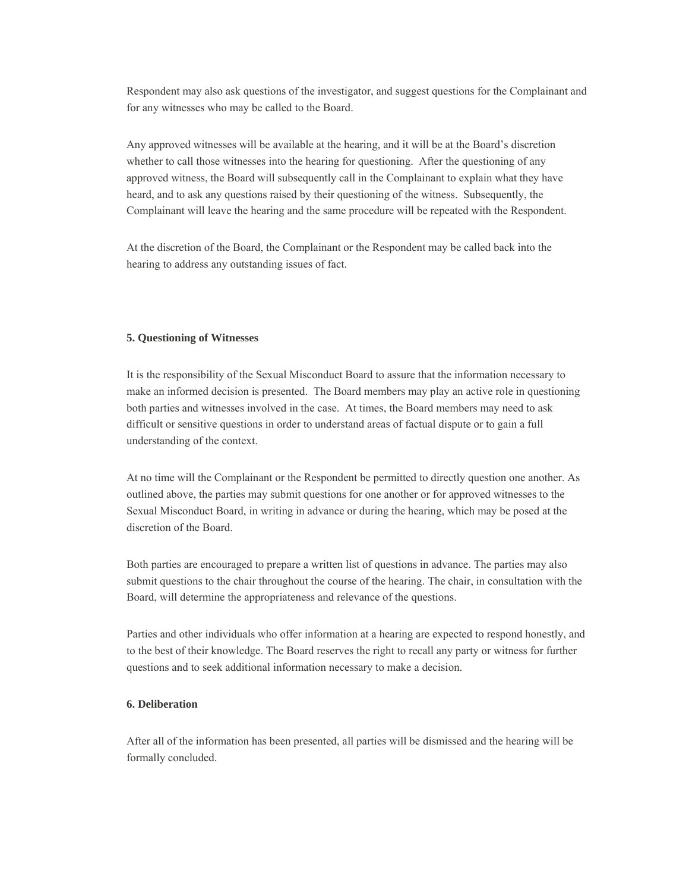Respondent may also ask questions of the investigator, and suggest questions for the Complainant and for any witnesses who may be called to the Board.

Any approved witnesses will be available at the hearing, and it will be at the Board's discretion whether to call those witnesses into the hearing for questioning. After the questioning of any approved witness, the Board will subsequently call in the Complainant to explain what they have heard, and to ask any questions raised by their questioning of the witness. Subsequently, the Complainant will leave the hearing and the same procedure will be repeated with the Respondent.

At the discretion of the Board, the Complainant or the Respondent may be called back into the hearing to address any outstanding issues of fact.

**5. Questioning of Witnesses**

It is the responsibility of the Sexual Misconduct Board to assure that the information necessary to make an informed decision is presented. The Board members may play an active role in questioning both parties and witnesses involved in the case. At times, the Board members may need to ask difficult or sensitive questions in order to understand areas of factual dispute or to gain a full understanding of the context.

At no time will the Complainant or the Respondent be permitted to directly question one another. As outlined above, the parties may submit questions for one another or for approved witnesses to the Sexual Misconduct Board, in writing in advance or during the hearing, which may be posed at the discretion of the Board.

Both parties are encouraged to prepare a written list of questions in advance. The parties may also submit questions to the chair throughout the course of the hearing. The chair, in consultation with the Board, will determine the appropriateness and relevance of the questions.

Parties and other individuals who offer information at a hearing are expected to respond honestly, and to the best of their knowledge. The Board reserves the right to recall any party or witness for further questions and to seek additional information necessary to make a decision.

**6. Deliberation**

After all of the information has been presented, all parties will be dismissed and the hearing will be formally concluded.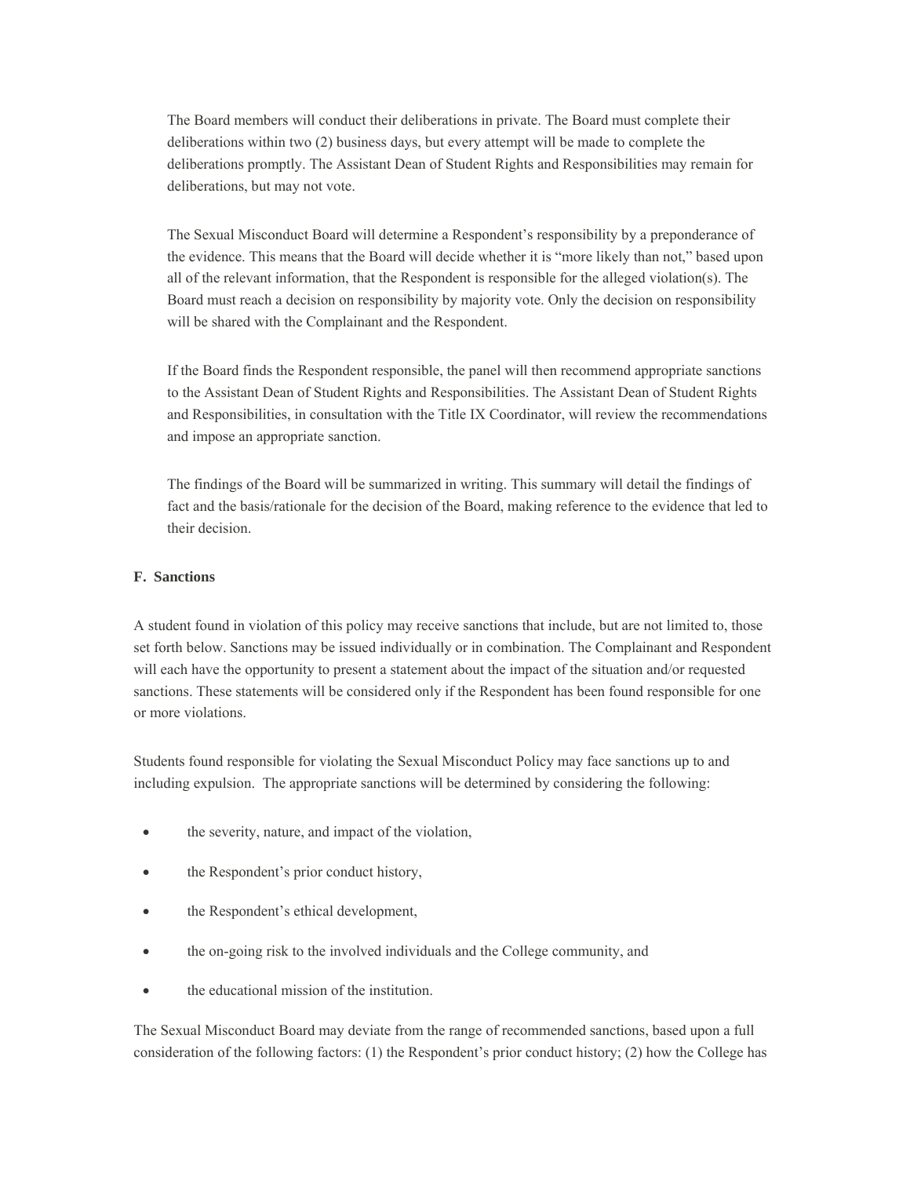The Board members will conduct their deliberations in private. The Board must complete their deliberations within two (2) business days, but every attempt will be made to complete the deliberations promptly. The Assistant Dean of Student Rights and Responsibilities may remain for deliberations, but may not vote.

The Sexual Misconduct Board will determine a Respondent's responsibility by a preponderance of the evidence. This means that the Board will decide whether it is "more likely than not," based upon all of the relevant information, that the Respondent is responsible for the alleged violation(s). The Board must reach a decision on responsibility by majority vote. Only the decision on responsibility will be shared with the Complainant and the Respondent.

If the Board finds the Respondent responsible, the panel will then recommend appropriate sanctions to the Assistant Dean of Student Rights and Responsibilities. The Assistant Dean of Student Rights and Responsibilities, in consultation with the Title IX Coordinator, will review the recommendations and impose an appropriate sanction.

The findings of the Board will be summarized in writing. This summary will detail the findings of fact and the basis/rationale for the decision of the Board, making reference to the evidence that led to their decision.

**F. Sanctions**

A student found in violation of this policy may receive sanctions that include, but are not limited to, those set forth below. Sanctions may be issued individually or in combination. The Complainant and Respondent will each have the opportunity to present a statement about the impact of the situation and/or requested sanctions. These statements will be considered only if the Respondent has been found responsible for one or more violations.

Students found responsible for violating the Sexual Misconduct Policy may face sanctions up to and including expulsion. The appropriate sanctions will be determined by considering the following:

- the severity, nature, and impact of the violation,
- the Respondent's prior conduct history,
- the Respondent's ethical development,
- the on-going risk to the involved individuals and the College community, and
- the educational mission of the institution.

The Sexual Misconduct Board may deviate from the range of recommended sanctions, based upon a full consideration of the following factors: (1) the Respondent's prior conduct history; (2) how the College has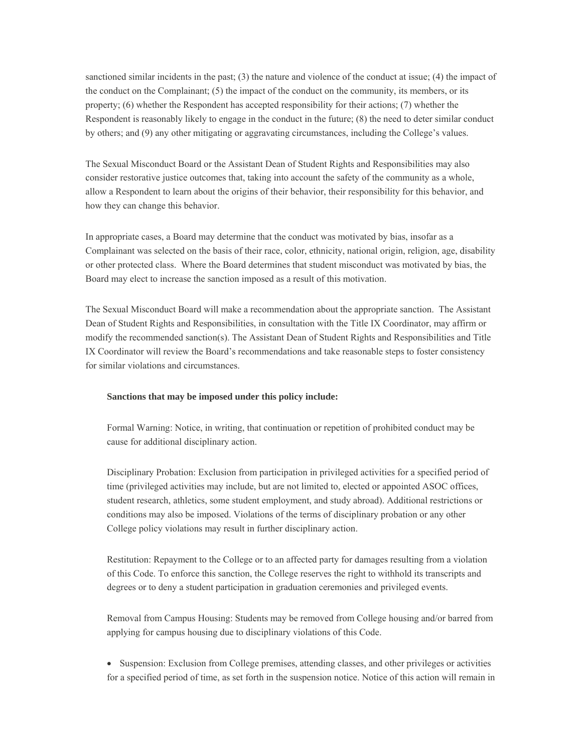sanctioned similar incidents in the past; (3) the nature and violence of the conduct at issue; (4) the impact of the conduct on the Complainant; (5) the impact of the conduct on the community, its members, or its property; (6) whether the Respondent has accepted responsibility for their actions; (7) whether the Respondent is reasonably likely to engage in the conduct in the future; (8) the need to deter similar conduct by others; and (9) any other mitigating or aggravating circumstances, including the College's values.

The Sexual Misconduct Board or the Assistant Dean of Student Rights and Responsibilities may also consider restorative justice outcomes that, taking into account the safety of the community as a whole, allow a Respondent to learn about the origins of their behavior, their responsibility for this behavior, and how they can change this behavior.

In appropriate cases, a Board may determine that the conduct was motivated by bias, insofar as a Complainant was selected on the basis of their race, color, ethnicity, national origin, religion, age, disability or other protected class. Where the Board determines that student misconduct was motivated by bias, the Board may elect to increase the sanction imposed as a result of this motivation.

The Sexual Misconduct Board will make a recommendation about the appropriate sanction. The Assistant Dean of Student Rights and Responsibilities, in consultation with the Title IX Coordinator, may affirm or modify the recommended sanction(s). The Assistant Dean of Student Rights and Responsibilities and Title IX Coordinator will review the Board's recommendations and take reasonable steps to foster consistency for similar violations and circumstances.

**Sanctions that may be imposed under this policy include:**

Formal Warning: Notice, in writing, that continuation or repetition of prohibited conduct may be cause for additional disciplinary action.

Disciplinary Probation: Exclusion from participation in privileged activities for a specified period of time (privileged activities may include, but are not limited to, elected or appointed ASOC offices, student research, athletics, some student employment, and study abroad). Additional restrictions or conditions may also be imposed. Violations of the terms of disciplinary probation or any other College policy violations may result in further disciplinary action.

Restitution: Repayment to the College or to an affected party for damages resulting from a violation of this Code. To enforce this sanction, the College reserves the right to withhold its transcripts and degrees or to deny a student participation in graduation ceremonies and privileged events.

Removal from Campus Housing: Students may be removed from College housing and/or barred from applying for campus housing due to disciplinary violations of this Code.

- Suspension: Exclusion from College premises, attending classes, and other privileges or activities for a specified period of time, as set forth in the suspension notice. Notice of this action will remain in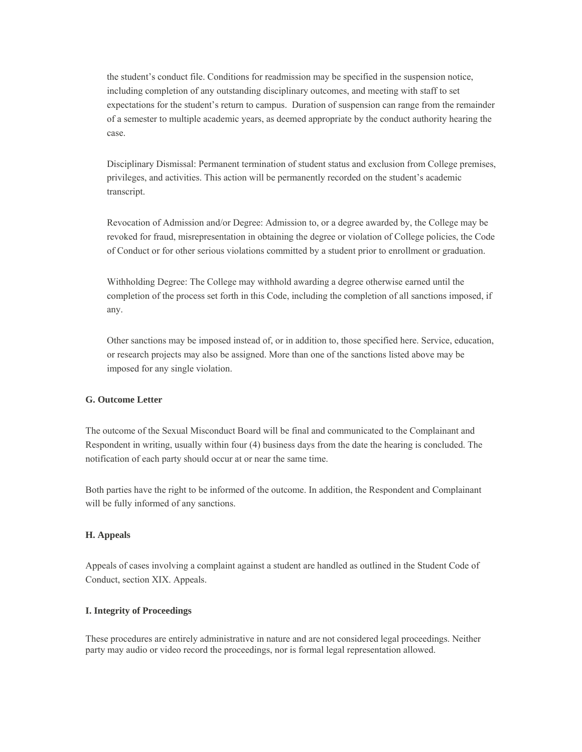the student's conduct file. Conditions for readmission may be specified in the suspension notice, including completion of any outstanding disciplinary outcomes, and meeting with staff to set expectations for the student's return to campus. Duration of suspension can range from the remainder of a semester to multiple academic years, as deemed appropriate by the conduct authority hearing the case.

Disciplinary Dismissal: Permanent termination of student status and exclusion from College premises, privileges, and activities. This action will be permanently recorded on the student's academic transcript.

Revocation of Admission and/or Degree: Admission to, or a degree awarded by, the College may be revoked for fraud, misrepresentation in obtaining the degree or violation of College policies, the Code of Conduct or for other serious violations committed by a student prior to enrollment or graduation.

Withholding Degree: The College may withhold awarding a degree otherwise earned until the completion of the process set forth in this Code, including the completion of all sanctions imposed, if any.

Other sanctions may be imposed instead of, or in addition to, those specified here. Service, education, or research projects may also be assigned. More than one of the sanctions listed above may be imposed for any single violation.

### G. Outcome Letter

The outcome of the Sexual Misconduct Board will be final and communicated to the Complainant and Respondent in writing, usually within four (4) business days from the date the hearing is concluded. The notification of each party should occur at or near the same time.

Both parties have the right to be informed of the outcome. In addition, the Respondent and Complainant will be fully informed of any sanctions.

### H. Appeals

Appeals of cases involving a complaint against a student are handled as outlined in the Student Code of Conduct, section XIX. Appeals.

### I. Integrity of Proceedings

These procedures are entirely administrative in nature and are not considered legal proceedings. Neither party may audio or video record the proceedings, nor is formal legal representation allowed.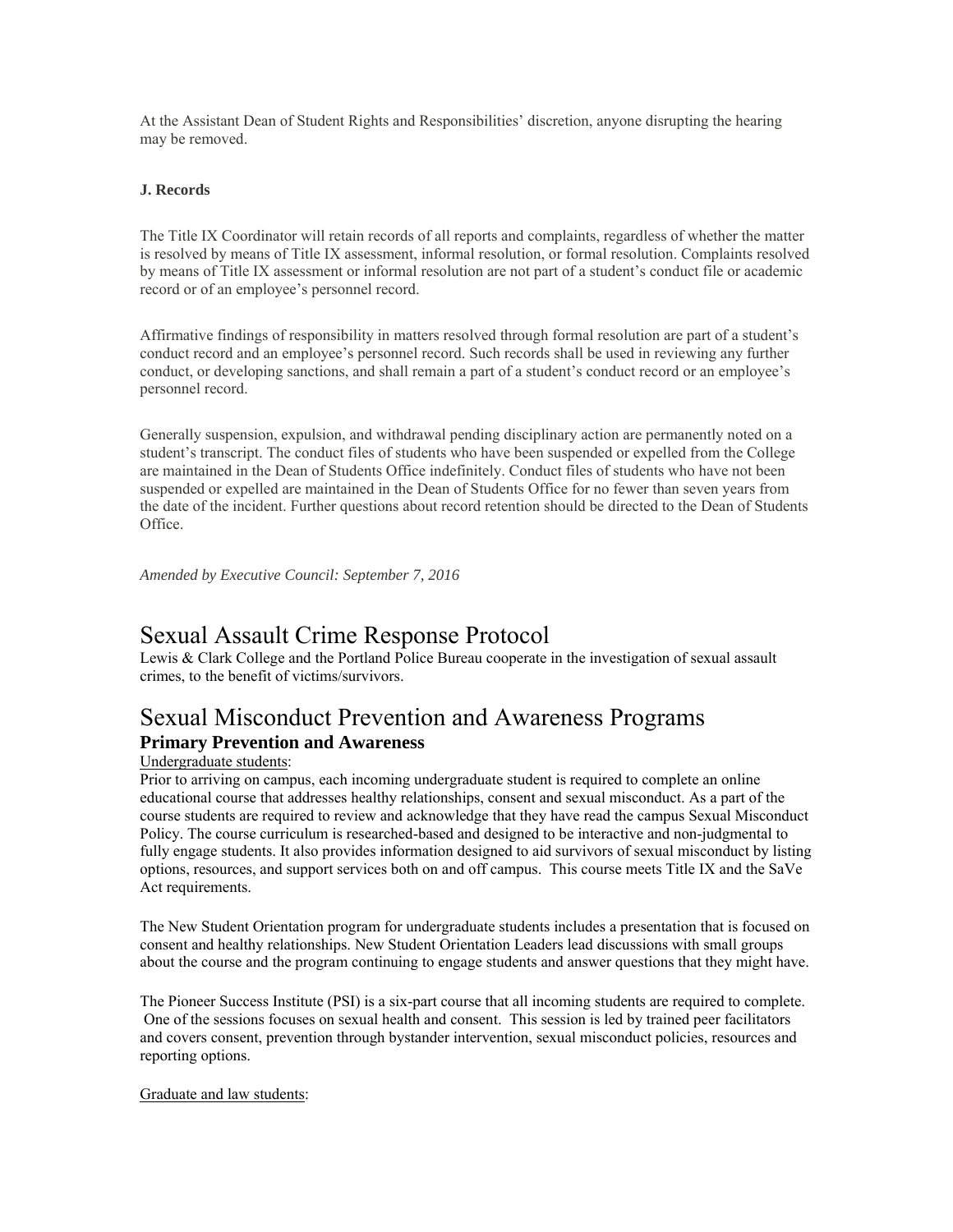At the Assistant Dean of Student Rights and Responsibilities' discretion, anyone disrupting the hearing may be removed.

**J. Records**

The Title IX Coordinator will retain records of all reports and complaints, regardless of whether the matter is resolved by means of Title IX assessment, informal resolution, or formal resolution. Complaints resolved by means of Title IX assessment or informal resolution are not part of a student's conduct file or academic record or of an employee's personnel record.

Affirmative findings of responsibility in matters resolved through formal resolution are part of a student's conduct record and an employee's personnel record. Such records shall be used in reviewing any further conduct, or developing sanctions, and shall remain a part of a student's conduct record or an employee's personnel record.

Generally suspension, expulsion, and withdrawal pending disciplinary action are permanently noted on a student's transcript. The conduct files of students who have been suspended or expelled from the College are maintained in the Dean of Students Office indefinitely. Conduct files of students who have not been suspended or expelled are maintained in the Dean of Students Office for no fewer than seven years from the date of the incident. Further questions about record retention should be directed to the Dean of Students Office.

*Amended by Executive Council: September 7, 2016*

# Sexual Assault Crime Response Protocol

Lewis & Clark College and the Portland Police Bureau cooperate in the investigation of sexual assault crimes, to the benefit of victims/survivors.

# Sexual Misconduct Prevention and Awareness Programs

## Primary Prevention and Awareness

Undergraduate students:

Prior to arriving on campus, each incoming undergraduate student is required to complete an online educational course that addresses healthy relationships, consent and sexual misconduct. As a part of the course students are required to review and acknowledge that they have read the campus Sexual Misconduct Policy. The course curriculum is researched-based and designed to be interactive and non-judgmental to fully engage students. It also provides information designed to aid survivors of sexual misconduct by listing options, resources, and support services both on and off campus. This course meets Title IX and the SaVe Act requirements.

The New Student Orientation program for undergraduate students includes a presentation that is focused on consent and healthy relationships. New Student Orientation Leaders lead discussions with small groups about the course and the program continuing to engage students and answer questions that they might have.

The Pioneer Success Institute (PSI) is a six-part course that all incoming students are required to complete. One of the sessions focuses on sexual health and consent. This session is led by trained peer facilitators and covers consent, prevention through bystander intervention, sexual misconduct policies, resources and reporting options.

Graduate and law students: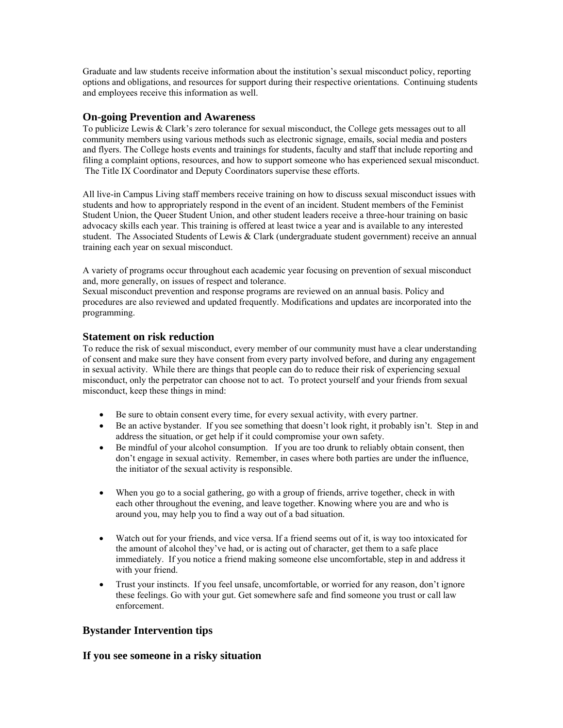Graduate and law students receive information about the institution's sexual misconduct policy, reporting options and obligations, and resources for support during their respective orientations. Continuing students and employees receive this information as well.

## On-going Prevention and Awareness

To publicize Lewis & Clark's zero tolerance for sexual misconduct, the College gets messages out to all community members using various methods such as electronic signage, emails, social media and posters and flyers. The College hosts events and trainings for students, faculty and staff that include reporting and filing a complaint options, resources, and how to support someone who has experienced sexual misconduct. The Title IX Coordinator and Deputy Coordinators supervise these efforts.

All live-in Campus Living staff members receive training on how to discuss sexual misconduct issues with students and how to appropriately respond in the event of an incident. Student members of the Feminist Student Union, the Queer Student Union, and other student leaders receive a three-hour training on basic advocacy skills each year. This training is offered at least twice a year and is available to any interested student. The Associated Students of Lewis & Clark (undergraduate student government) receive an annual training each year on sexual misconduct.

A variety of programs occur throughout each academic year focusing on prevention of sexual misconduct and, more generally, on issues of respect and tolerance.
Sexual misconduct prevention and response programs are reviewed on an annual basis. Policy and procedures are also reviewed and updated frequently. Modifications and updates are incorporated into the programming.

## Statement on risk reduction

To reduce the risk of sexual misconduct, every member of our community must have a clear understanding of consent and make sure they have consent from every party involved before, and during any engagement in sexual activity. While there are things that people can do to reduce their risk of experiencing sexual misconduct, only the perpetrator can choose not to act. To protect yourself and your friends from sexual misconduct, keep these things in mind:

- Be sure to obtain consent every time, for every sexual activity, with every partner.
- Be an active bystander. If you see something that doesn't look right, it probably isn't. Step in and address the situation, or get help if it could compromise your own safety.
- Be mindful of your alcohol consumption. If you are too drunk to reliably obtain consent, then don't engage in sexual activity. Remember, in cases where both parties are under the influence, the initiator of the sexual activity is responsible.
- When you go to a social gathering, go with a group of friends, arrive together, check in with each other throughout the evening, and leave together. Knowing where you are and who is around you, may help you to find a way out of a bad situation.
- Watch out for your friends, and vice versa. If a friend seems out of it, is way too intoxicated for the amount of alcohol they've had, or is acting out of character, get them to a safe place immediately. If you notice a friend making someone else uncomfortable, step in and address it with your friend.
- Trust your instincts. If you feel unsafe, uncomfortable, or worried for any reason, don't ignore these feelings. Go with your gut. Get somewhere safe and find someone you trust or call law enforcement.

## Bystander Intervention tips

## If you see someone in a risky situation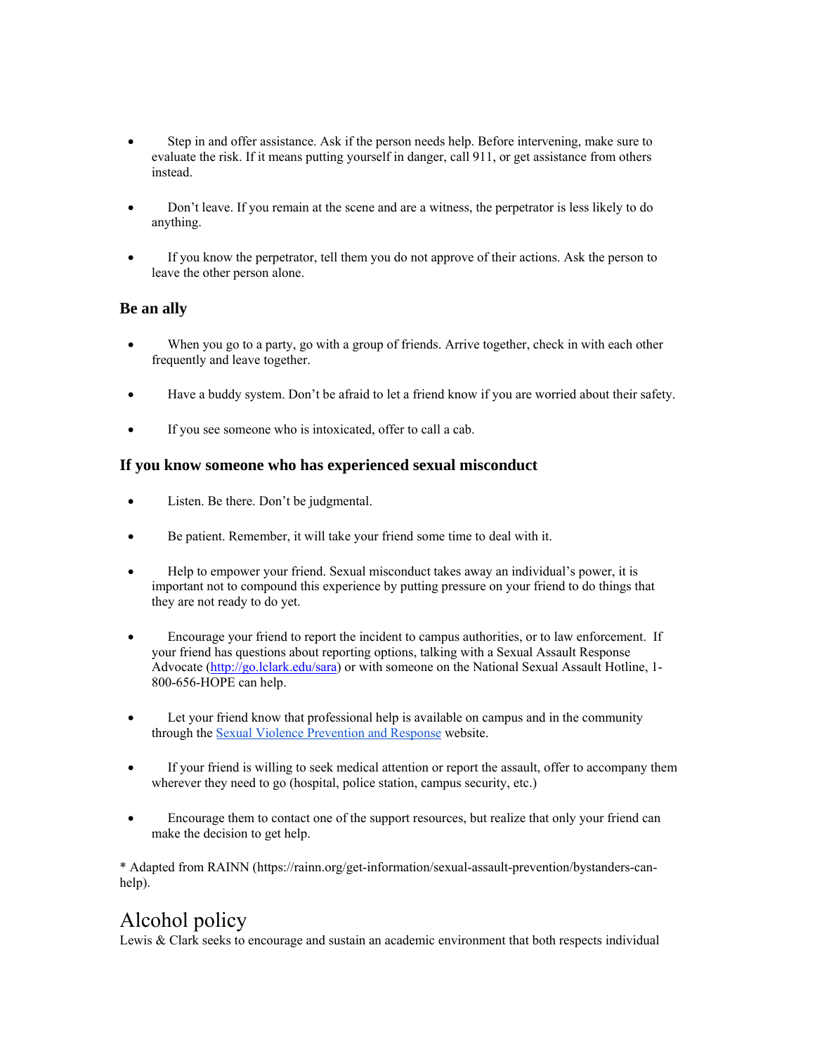- Step in and offer assistance. Ask if the person needs help. Before intervening, make sure to evaluate the risk. If it means putting yourself in danger, call 911, or get assistance from others instead.
- Don't leave. If you remain at the scene and are a witness, the perpetrator is less likely to do anything.
- If you know the perpetrator, tell them you do not approve of their actions. Ask the person to leave the other person alone.

### Be an ally

- When you go to a party, go with a group of friends. Arrive together, check in with each other frequently and leave together.
- Have a buddy system. Don't be afraid to let a friend know if you are worried about their safety.
- If you see someone who is intoxicated, offer to call a cab.

### If you know someone who has experienced sexual misconduct

- Listen. Be there. Don't be judgmental.
- Be patient. Remember, it will take your friend some time to deal with it.
- Help to empower your friend. Sexual misconduct takes away an individual's power, it is important not to compound this experience by putting pressure on your friend to do things that they are not ready to do yet.
- Encourage your friend to report the incident to campus authorities, or to law enforcement. If your friend has questions about reporting options, talking with a Sexual Assault Response Advocate ([http://go.lclark.edu/sara](http://go.lclark.edu/sara)) or with someone on the National Sexual Assault Hotline, 1-800-656-HOPE can help.
- Let your friend know that professional help is available on campus and in the community through the [Sexual Violence Prevention and Response]() website.
- If your friend is willing to seek medical attention or report the assault, offer to accompany them wherever they need to go (hospital, police station, campus security, etc.)
- Encourage them to contact one of the support resources, but realize that only your friend can make the decision to get help.

* Adapted from RAINN (https://rainn.org/get-information/sexual-assault-prevention/bystanders-can-help).

## Alcohol policy

Lewis & Clark seeks to encourage and sustain an academic environment that both respects individual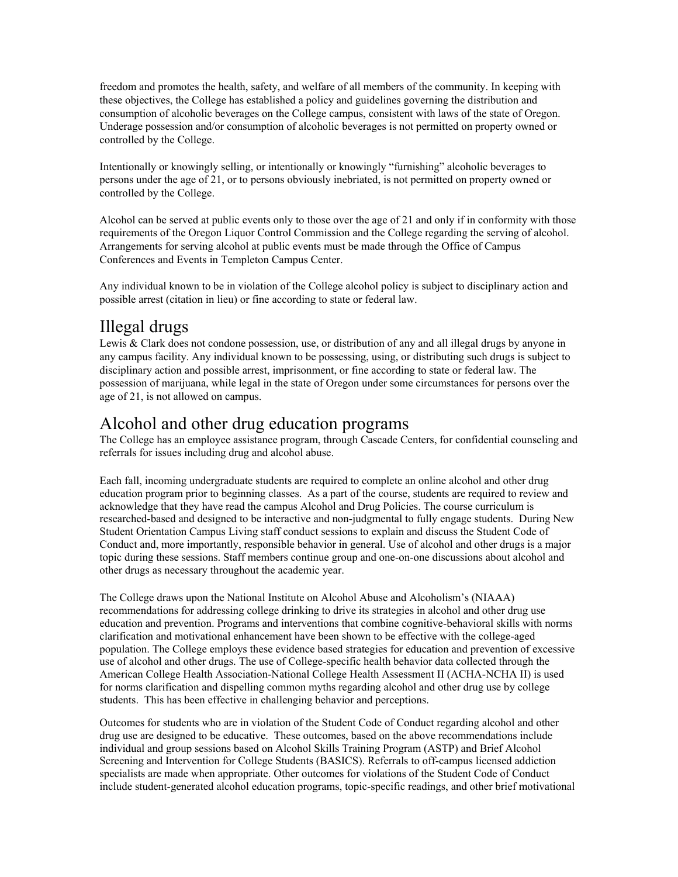freedom and promotes the health, safety, and welfare of all members of the community. In keeping with these objectives, the College has established a policy and guidelines governing the distribution and consumption of alcoholic beverages on the College campus, consistent with laws of the state of Oregon. Underage possession and/or consumption of alcoholic beverages is not permitted on property owned or controlled by the College.

Intentionally or knowingly selling, or intentionally or knowingly "furnishing" alcoholic beverages to persons under the age of 21, or to persons obviously inebriated, is not permitted on property owned or controlled by the College.

Alcohol can be served at public events only to those over the age of 21 and only if in conformity with those requirements of the Oregon Liquor Control Commission and the College regarding the serving of alcohol. Arrangements for serving alcohol at public events must be made through the Office of Campus Conferences and Events in Templeton Campus Center.

Any individual known to be in violation of the College alcohol policy is subject to disciplinary action and possible arrest (citation in lieu) or fine according to state or federal law.

## Illegal drugs

Lewis & Clark does not condone possession, use, or distribution of any and all illegal drugs by anyone in any campus facility. Any individual known to be possessing, using, or distributing such drugs is subject to disciplinary action and possible arrest, imprisonment, or fine according to state or federal law. The possession of marijuana, while legal in the state of Oregon under some circumstances for persons over the age of 21, is not allowed on campus.

## Alcohol and other drug education programs

The College has an employee assistance program, through Cascade Centers, for confidential counseling and referrals for issues including drug and alcohol abuse.

Each fall, incoming undergraduate students are required to complete an online alcohol and other drug education program prior to beginning classes. As a part of the course, students are required to review and acknowledge that they have read the campus Alcohol and Drug Policies. The course curriculum is researched-based and designed to be interactive and non-judgmental to fully engage students. During New Student Orientation Campus Living staff conduct sessions to explain and discuss the Student Code of Conduct and, more importantly, responsible behavior in general. Use of alcohol and other drugs is a major topic during these sessions. Staff members continue group and one-on-one discussions about alcohol and other drugs as necessary throughout the academic year.

The College draws upon the National Institute on Alcohol Abuse and Alcoholism's (NIAAA) recommendations for addressing college drinking to drive its strategies in alcohol and other drug use education and prevention. Programs and interventions that combine cognitive-behavioral skills with norms clarification and motivational enhancement have been shown to be effective with the college-aged population. The College employs these evidence based strategies for education and prevention of excessive use of alcohol and other drugs. The use of College-specific health behavior data collected through the American College Health Association-National College Health Assessment II (ACHA-NCHA II) is used for norms clarification and dispelling common myths regarding alcohol and other drug use by college students. This has been effective in challenging behavior and perceptions.

Outcomes for students who are in violation of the Student Code of Conduct regarding alcohol and other drug use are designed to be educative. These outcomes, based on the above recommendations include individual and group sessions based on Alcohol Skills Training Program (ASTP) and Brief Alcohol Screening and Intervention for College Students (BASICS). Referrals to off-campus licensed addiction specialists are made when appropriate. Other outcomes for violations of the Student Code of Conduct include student-generated alcohol education programs, topic-specific readings, and other brief motivational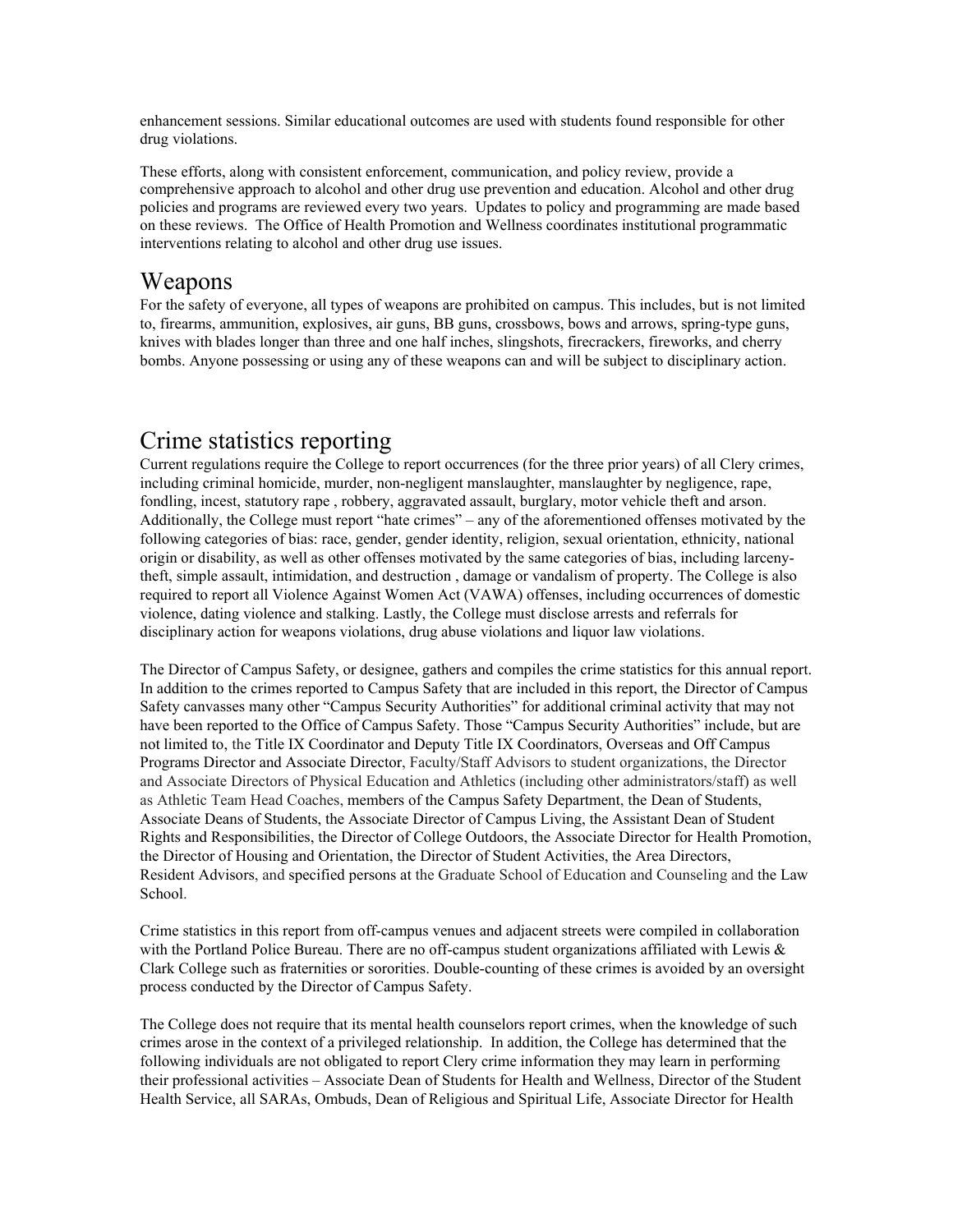enhancement sessions. Similar educational outcomes are used with students found responsible for other drug violations.

These efforts, along with consistent enforcement, communication, and policy review, provide a comprehensive approach to alcohol and other drug use prevention and education. Alcohol and other drug policies and programs are reviewed every two years. Updates to policy and programming are made based on these reviews. The Office of Health Promotion and Wellness coordinates institutional programmatic interventions relating to alcohol and other drug use issues.

## Weapons

For the safety of everyone, all types of weapons are prohibited on campus. This includes, but is not limited to, firearms, ammunition, explosives, air guns, BB guns, crossbows, bows and arrows, spring-type guns, knives with blades longer than three and one half inches, slingshots, firecrackers, fireworks, and cherry bombs. Anyone possessing or using any of these weapons can and will be subject to disciplinary action.

## Crime statistics reporting

Current regulations require the College to report occurrences (for the three prior years) of all Clery crimes, including criminal homicide, murder, non-negligent manslaughter, manslaughter by negligence, rape, fondling, incest, statutory rape , robbery, aggravated assault, burglary, motor vehicle theft and arson. Additionally, the College must report "hate crimes" – any of the aforementioned offenses motivated by the following categories of bias: race, gender, gender identity, religion, sexual orientation, ethnicity, national origin or disability, as well as other offenses motivated by the same categories of bias, including larceny-theft, simple assault, intimidation, and destruction , damage or vandalism of property. The College is also required to report all Violence Against Women Act (VAWA) offenses, including occurrences of domestic violence, dating violence and stalking. Lastly, the College must disclose arrests and referrals for disciplinary action for weapons violations, drug abuse violations and liquor law violations.

The Director of Campus Safety, or designee, gathers and compiles the crime statistics for this annual report. In addition to the crimes reported to Campus Safety that are included in this report, the Director of Campus Safety canvasses many other "Campus Security Authorities" for additional criminal activity that may not have been reported to the Office of Campus Safety. Those "Campus Security Authorities" include, but are not limited to, the Title IX Coordinator and Deputy Title IX Coordinators, Overseas and Off Campus Programs Director and Associate Director, Faculty/Staff Advisors to student organizations, the Director and Associate Directors of Physical Education and Athletics (including other administrators/staff) as well as Athletic Team Head Coaches, members of the Campus Safety Department, the Dean of Students, Associate Deans of Students, the Associate Director of Campus Living, the Assistant Dean of Student Rights and Responsibilities, the Director of College Outdoors, the Associate Director for Health Promotion, the Director of Housing and Orientation, the Director of Student Activities, the Area Directors, Resident Advisors, and specified persons at the Graduate School of Education and Counseling and the Law School.

Crime statistics in this report from off-campus venues and adjacent streets were compiled in collaboration with the Portland Police Bureau. There are no off-campus student organizations affiliated with Lewis & Clark College such as fraternities or sororities. Double-counting of these crimes is avoided by an oversight process conducted by the Director of Campus Safety.

The College does not require that its mental health counselors report crimes, when the knowledge of such crimes arose in the context of a privileged relationship. In addition, the College has determined that the following individuals are not obligated to report Clery crime information they may learn in performing their professional activities – Associate Dean of Students for Health and Wellness, Director of the Student Health Service, all SARAs, Ombuds, Dean of Religious and Spiritual Life, Associate Director for Health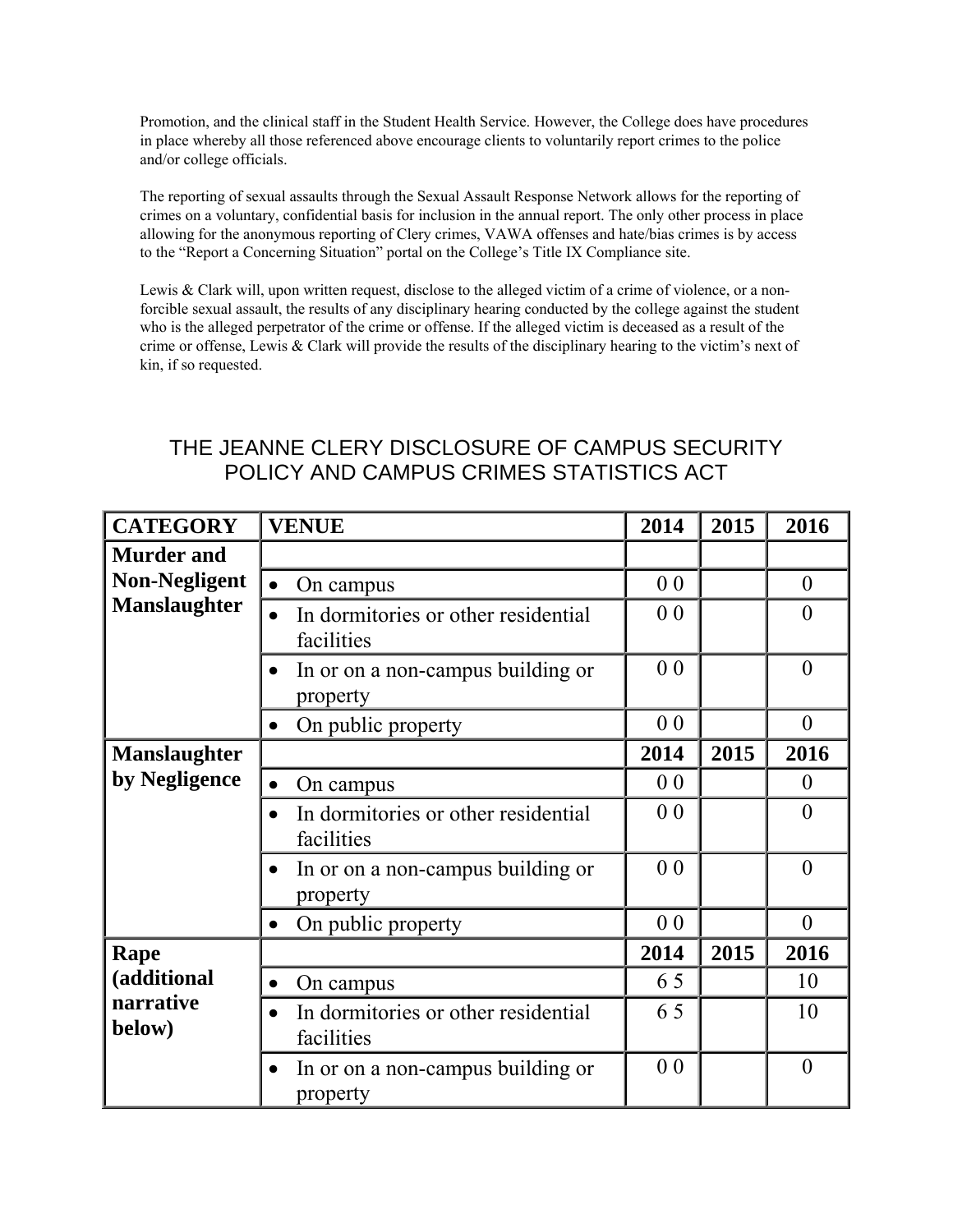Promotion, and the clinical staff in the Student Health Service. However, the College does have procedures in place whereby all those referenced above encourage clients to voluntarily report crimes to the police and/or college officials.

The reporting of sexual assaults through the Sexual Assault Response Network allows for the reporting of crimes on a voluntary, confidential basis for inclusion in the annual report. The only other process in place allowing for the anonymous reporting of Clery crimes, VAWA offenses and hate/bias crimes is by access to the "Report a Concerning Situation" portal on the College's Title IX Compliance site.

Lewis & Clark will, upon written request, disclose to the alleged victim of a crime of violence, or a non-forcible sexual assault, the results of any disciplinary hearing conducted by the college against the student who is the alleged perpetrator of the crime or offense. If the alleged victim is deceased as a result of the crime or offense, Lewis & Clark will provide the results of the disciplinary hearing to the victim's next of kin, if so requested.

## THE JEANNE CLERY DISCLOSURE OF CAMPUS SECURITY POLICY AND CAMPUS CRIMES STATISTICS ACT

| CATEGORY | VENUE | 2014 | 2015 | 2016 |
|---|---|---|---|---|
| **Murder and Non-Negligent Manslaughter** | | | | |
| | • On campus | 0 0 | | 0 |
| | • In dormitories or other residential facilities | 0 0 | | 0 |
| | • In or on a non-campus building or property | 0 0 | | 0 |
| | • On public property | 0 0 | | 0 |
| **Manslaughter by Negligence** | | **2014** | **2015** | **2016** |
| | • On campus | 0 0 | | 0 |
| | • In dormitories or other residential facilities | 0 0 | | 0 |
| | • In or on a non-campus building or property | 0 0 | | 0 |
| | • On public property | 0 0 | | 0 |
| **Rape (additional narrative below)** | | **2014** | **2015** | **2016** |
| | • On campus | 6 5 | | 10 |
| | • In dormitories or other residential facilities | 6 5 | | 10 |
| | • In or on a non-campus building or property | 0 0 | | 0 |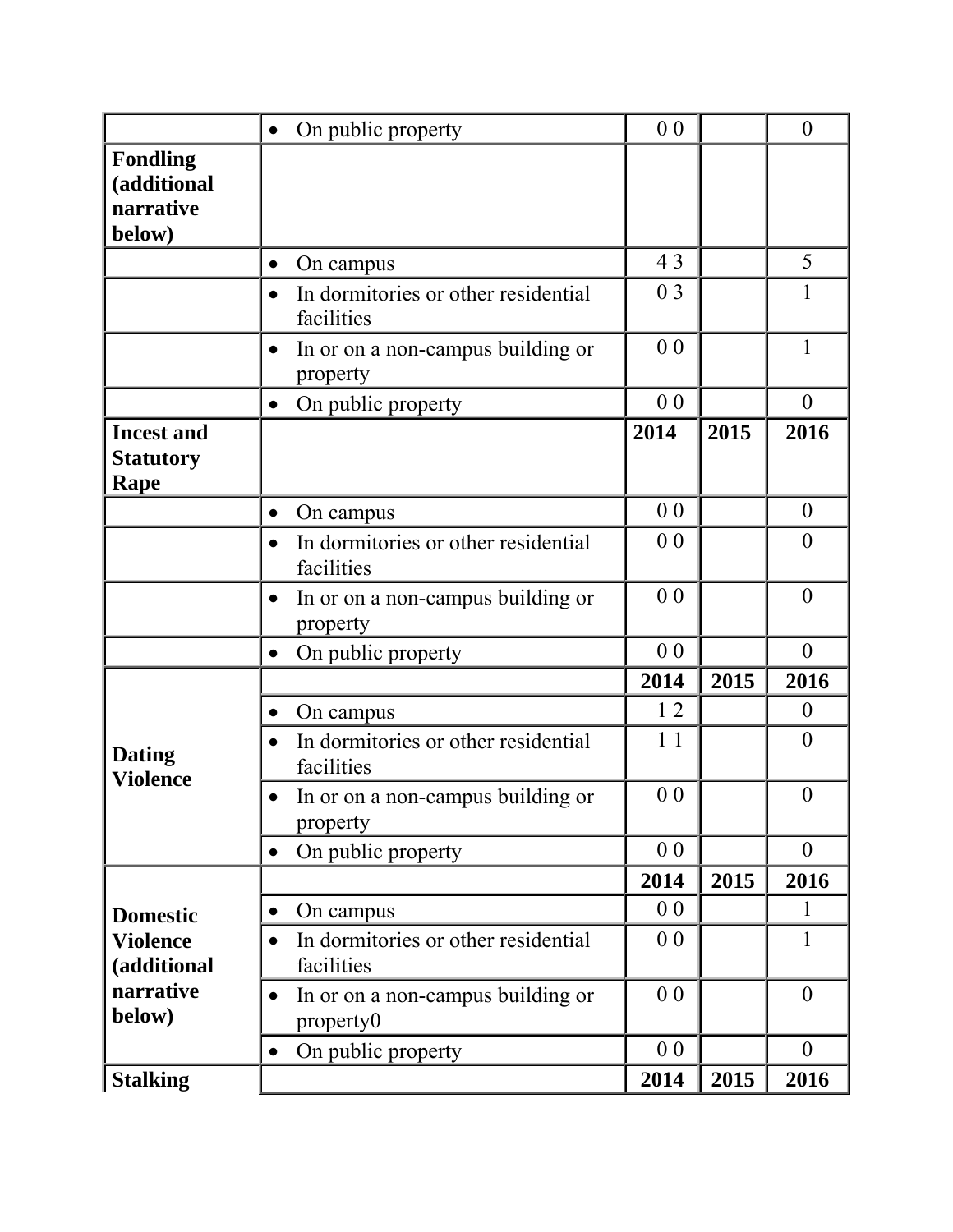| | | | | |
|---|---|---|---|---|
| | • On public property | 0 0 | | 0 |
| **Fondling (additional narrative below)** | | | | |
| | • On campus | 4 3 | | 5 |
| | • In dormitories or other residential facilities | 0 3 | | 1 |
| | • In or on a non-campus building or property | 0 0 | | 1 |
| | • On public property | 0 0 | | 0 |
| **Incest and Statutory Rape** | | **2014** | **2015** | **2016** |
| | • On campus | 0 0 | | 0 |
| | • In dormitories or other residential facilities | 0 0 | | 0 |
| | • In or on a non-campus building or property | 0 0 | | 0 |
| | • On public property | 0 0 | | 0 |
| **Dating Violence** | | **2014** | **2015** | **2016** |
| | • On campus | 1 2 | | 0 |
| | • In dormitories or other residential facilities | 1 1 | | 0 |
| | • In or on a non-campus building or property | 0 0 | | 0 |
| | • On public property | 0 0 | | 0 |
| **Domestic Violence (additional narrative below)** | | **2014** | **2015** | **2016** |
| | • On campus | 0 0 | | 1 |
| | • In dormitories or other residential facilities | 0 0 | | 1 |
| | • In or on a non-campus building or property0 | 0 0 | | 0 |
| | • On public property | 0 0 | | 0 |
| **Stalking** | | **2014** | **2015** | **2016** |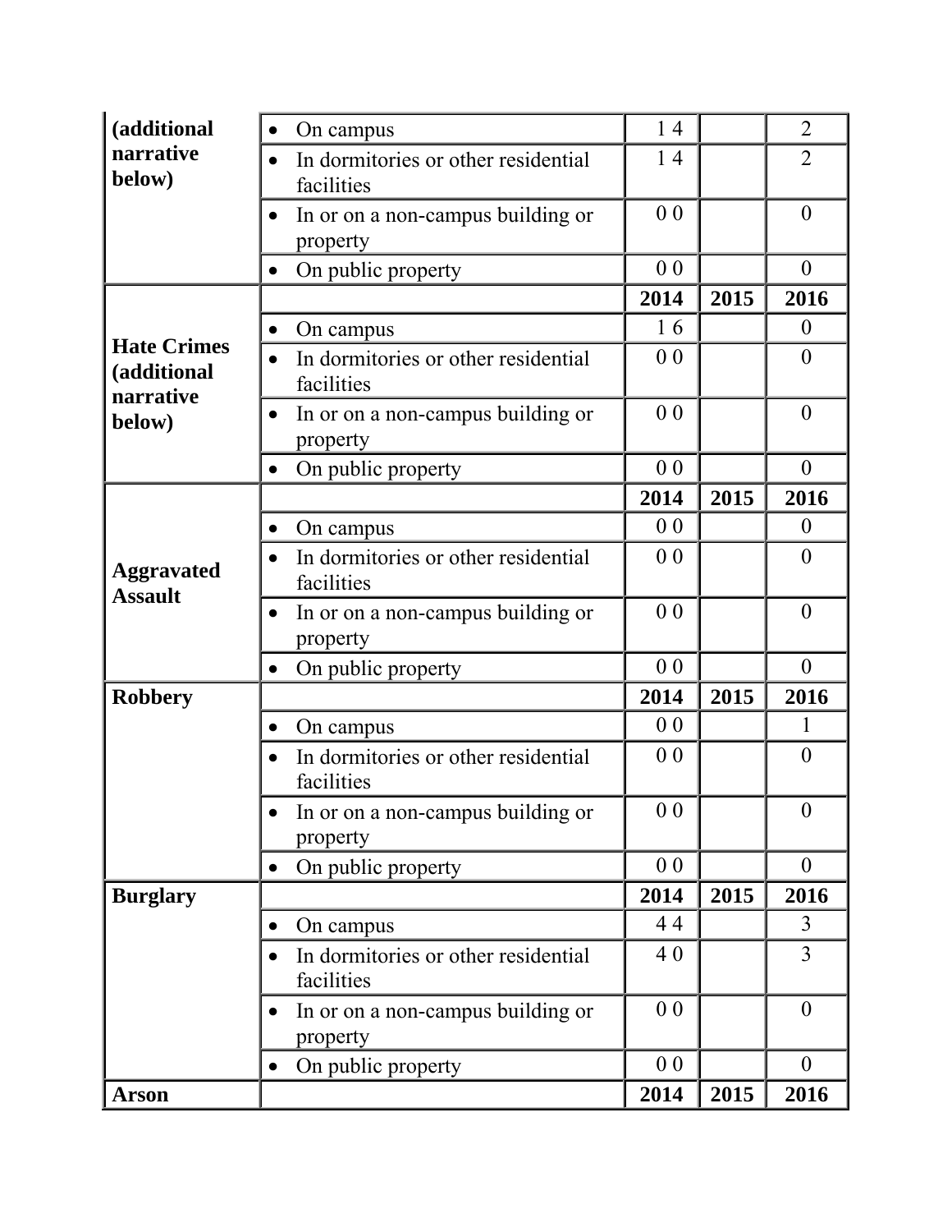| (additional narrative below) | • On campus | 1 4 | | 2 |
|---|---|---|---|---|
| | • In dormitories or other residential facilities | 1 4 | | 2 |
| | • In or on a non-campus building or property | 0 0 | | 0 |
| | • On public property | 0 0 | | 0 |
| **Hate Crimes (additional narrative below)** | | **2014** | **2015** | **2016** |
| | • On campus | 1 6 | | 0 |
| | • In dormitories or other residential facilities | 0 0 | | 0 |
| | • In or on a non-campus building or property | 0 0 | | 0 |
| | • On public property | 0 0 | | 0 |
| **Aggravated Assault** | | **2014** | **2015** | **2016** |
| | • On campus | 0 0 | | 0 |
| | • In dormitories or other residential facilities | 0 0 | | 0 |
| | • In or on a non-campus building or property | 0 0 | | 0 |
| | • On public property | 0 0 | | 0 |
| **Robbery** | | **2014** | **2015** | **2016** |
| | • On campus | 0 0 | | 1 |
| | • In dormitories or other residential facilities | 0 0 | | 0 |
| | • In or on a non-campus building or property | 0 0 | | 0 |
| | • On public property | 0 0 | | 0 |
| **Burglary** | | **2014** | **2015** | **2016** |
| | • On campus | 4 4 | | 3 |
| | • In dormitories or other residential facilities | 4 0 | | 3 |
| | • In or on a non-campus building or property | 0 0 | | 0 |
| | • On public property | 0 0 | | 0 |
| **Arson** | | **2014** | **2015** | **2016** |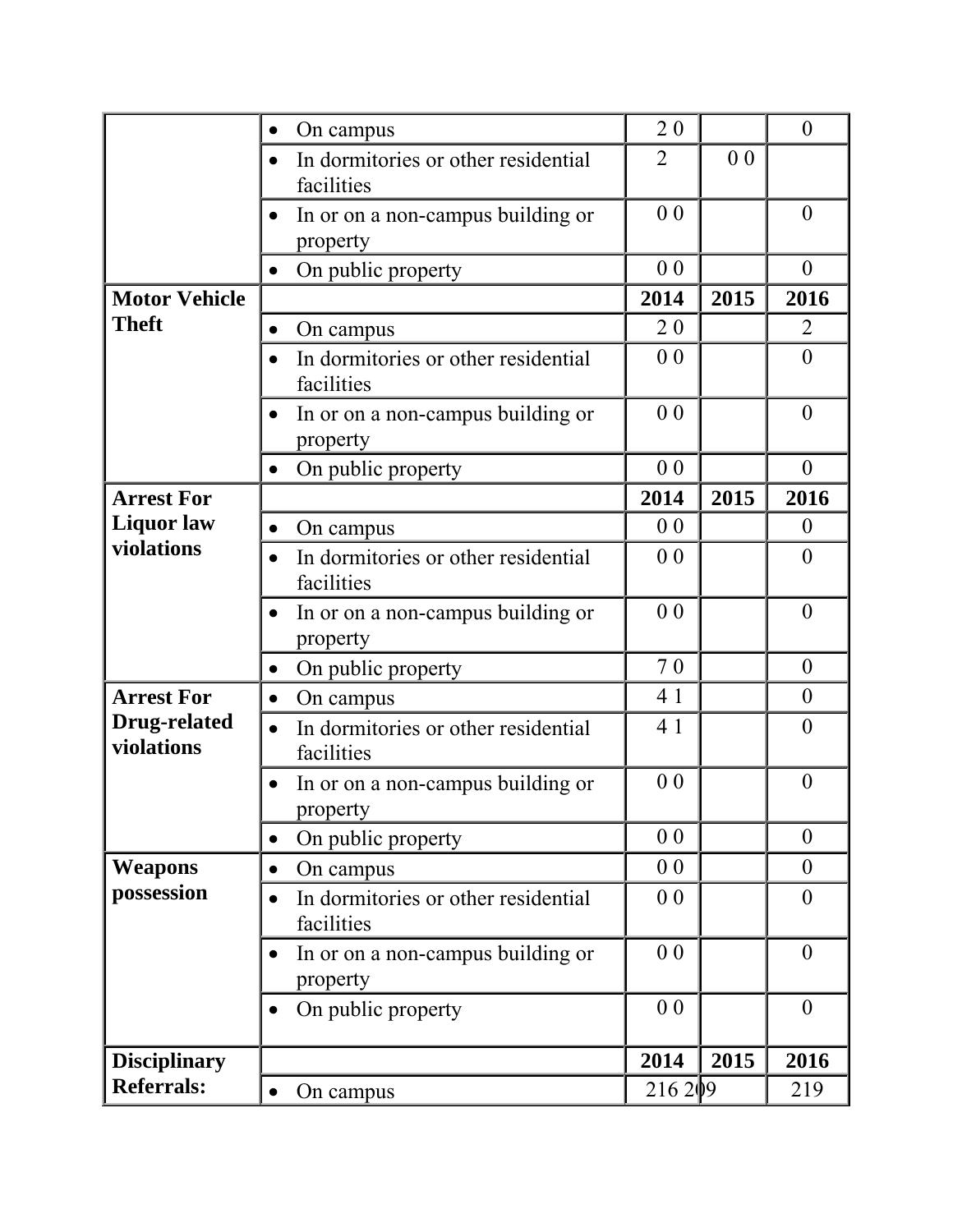| | | | | |
|---|---|---|---|---|
| | • On campus | 2 0 | | 0 |
| | • In dormitories or other residential facilities | 2 | 0 0 | |
| | • In or on a non-campus building or property | 0 0 | | 0 |
| | • On public property | 0 0 | | 0 |
| **Motor Vehicle Theft** | | **2014** | **2015** | **2016** |
| | • On campus | 2 0 | | 2 |
| | • In dormitories or other residential facilities | 0 0 | | 0 |
| | • In or on a non-campus building or property | 0 0 | | 0 |
| | • On public property | 0 0 | | 0 |
| **Arrest For Liquor law violations** | | **2014** | **2015** | **2016** |
| | • On campus | 0 0 | | 0 |
| | • In dormitories or other residential facilities | 0 0 | | 0 |
| | • In or on a non-campus building or property | 0 0 | | 0 |
| | • On public property | 7 0 | | 0 |
| **Arrest For Drug-related violations** | • On campus | 4 1 | | 0 |
| | • In dormitories or other residential facilities | 4 1 | | 0 |
| | • In or on a non-campus building or property | 0 0 | | 0 |
| | • On public property | 0 0 | | 0 |
| **Weapons possession** | • On campus | 0 0 | | 0 |
| | • In dormitories or other residential facilities | 0 0 | | 0 |
| | • In or on a non-campus building or property | 0 0 | | 0 |
| | • On public property | 0 0 | | 0 |
| **Disciplinary Referrals:** | | **2014** | **2015** | **2016** |
| | • On campus | 216 209 | | 219 |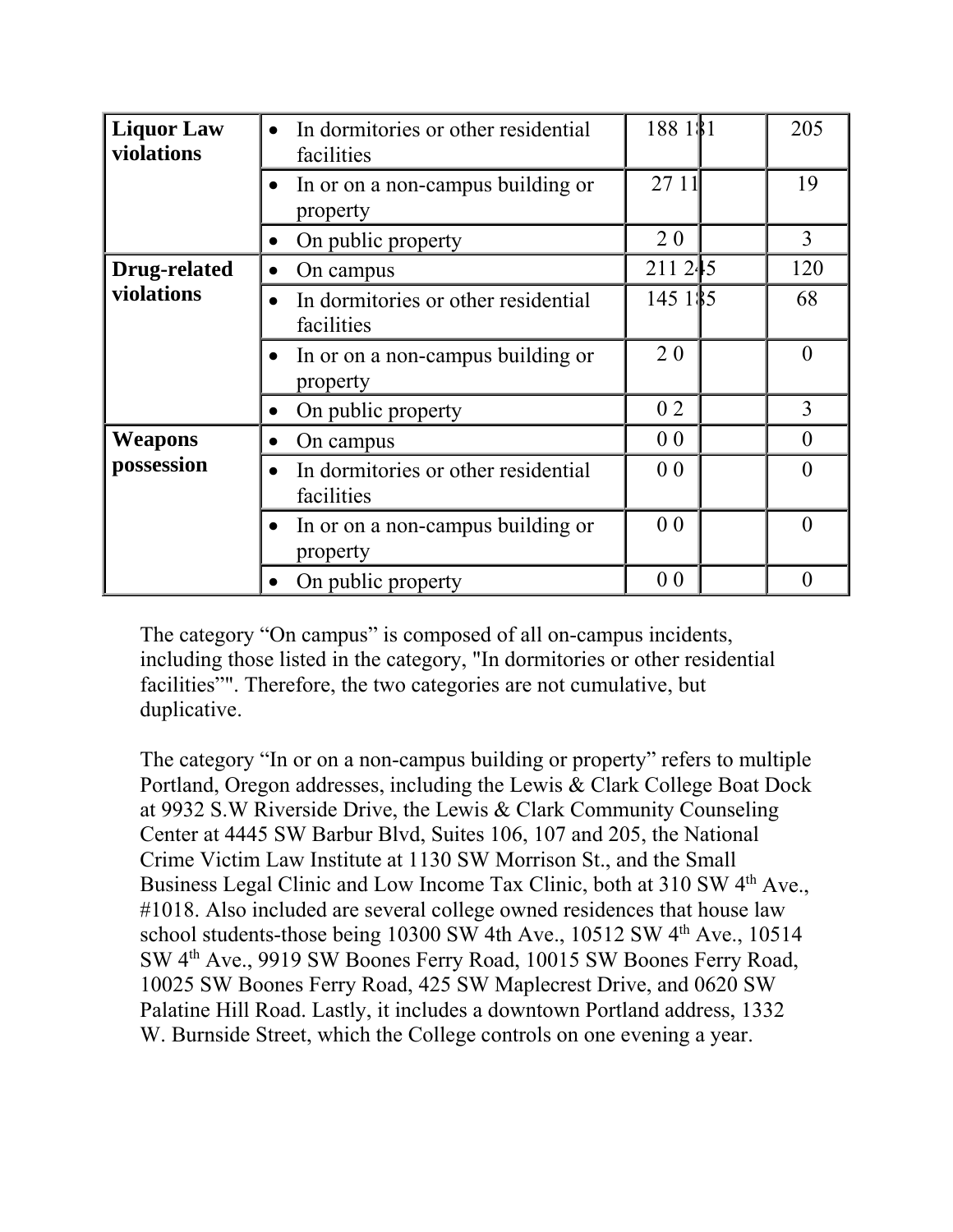| Liquor Law violations | • In dormitories or other residential facilities | 188 181 | | 205 |
|---|---|---|---|---|
| | • In or on a non-campus building or property | 27 11 | | 19 |
| | • On public property | 2 0 | | 3 |
| **Drug-related violations** | • On campus | 211 245 | | 120 |
| | • In dormitories or other residential facilities | 145 185 | | 68 |
| | • In or on a non-campus building or property | 2 0 | | 0 |
| | • On public property | 0 2 | | 3 |
| **Weapons possession** | • On campus | 0 0 | | 0 |
| | • In dormitories or other residential facilities | 0 0 | | 0 |
| | • In or on a non-campus building or property | 0 0 | | 0 |
| | • On public property | 0 0 | | 0 |

The category "On campus" is composed of all on-campus incidents, including those listed in the category, "In dormitories or other residential facilities”". Therefore, the two categories are not cumulative, but duplicative.

The category "In or on a non-campus building or property" refers to multiple Portland, Oregon addresses, including the Lewis & Clark College Boat Dock at 9932 S.W Riverside Drive, the Lewis & Clark Community Counseling Center at 4445 SW Barbur Blvd, Suites 106, 107 and 205, the National Crime Victim Law Institute at 1130 SW Morrison St., and the Small Business Legal Clinic and Low Income Tax Clinic, both at 310 SW 4th Ave., #1018. Also included are several college owned residences that house law school students-those being 10300 SW 4th Ave., 10512 SW 4th Ave., 10514 SW 4th Ave., 9919 SW Boones Ferry Road, 10015 SW Boones Ferry Road, 10025 SW Boones Ferry Road, 425 SW Maplecrest Drive, and 0620 SW Palatine Hill Road. Lastly, it includes a downtown Portland address, 1332 W. Burnside Street, which the College controls on one evening a year.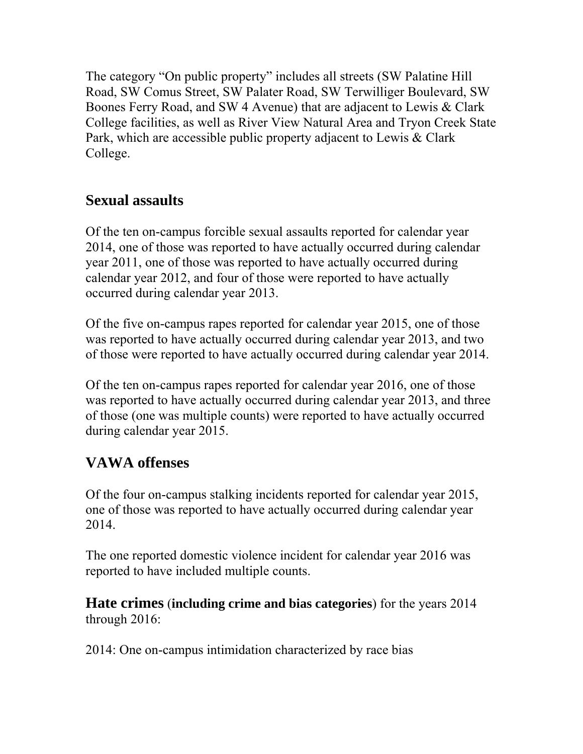The category "On public property" includes all streets (SW Palatine Hill Road, SW Comus Street, SW Palater Road, SW Terwilliger Boulevard, SW Boones Ferry Road, and SW 4 Avenue) that are adjacent to Lewis & Clark College facilities, as well as River View Natural Area and Tryon Creek State Park, which are accessible public property adjacent to Lewis & Clark College.

## Sexual assaults

Of the ten on-campus forcible sexual assaults reported for calendar year 2014, one of those was reported to have actually occurred during calendar year 2011, one of those was reported to have actually occurred during calendar year 2012, and four of those were reported to have actually occurred during calendar year 2013.

Of the five on-campus rapes reported for calendar year 2015, one of those was reported to have actually occurred during calendar year 2013, and two of those were reported to have actually occurred during calendar year 2014.

Of the ten on-campus rapes reported for calendar year 2016, one of those was reported to have actually occurred during calendar year 2013, and three of those (one was multiple counts) were reported to have actually occurred during calendar year 2015.

## VAWA offenses

Of the four on-campus stalking incidents reported for calendar year 2015, one of those was reported to have actually occurred during calendar year 2014.

The one reported domestic violence incident for calendar year 2016 was reported to have included multiple counts.

**Hate crimes** (**including crime and bias categories**) for the years 2014 through 2016:

2014: One on-campus intimidation characterized by race bias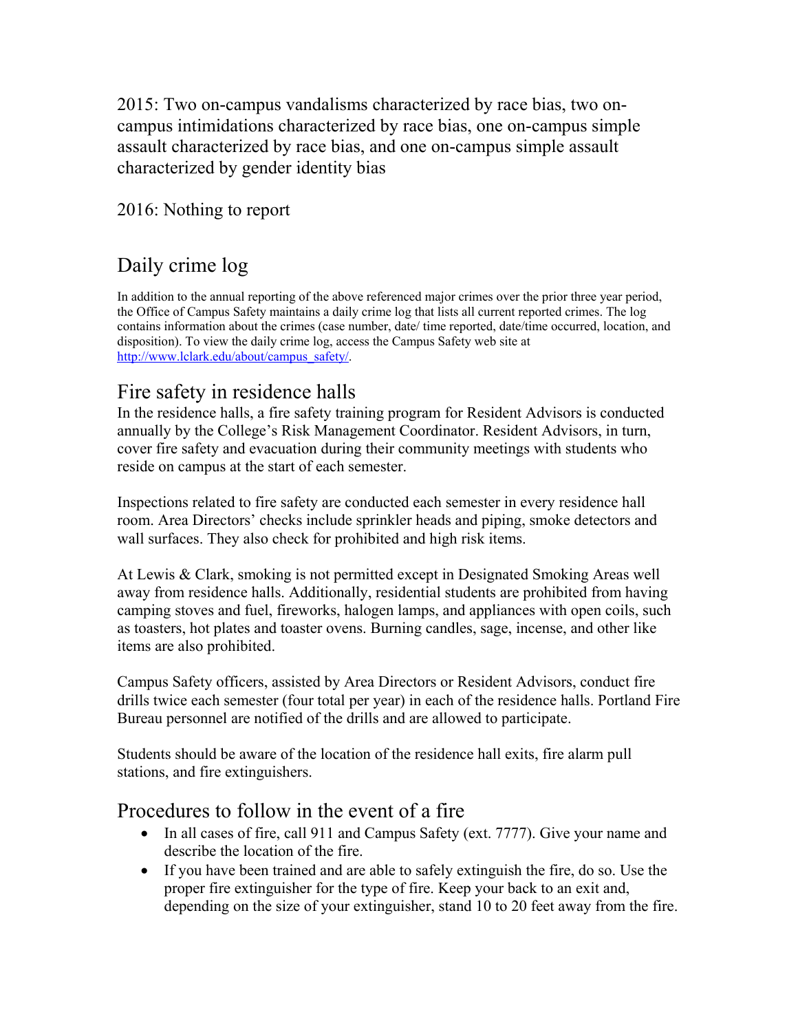2015: Two on-campus vandalisms characterized by race bias, two on-campus intimidations characterized by race bias, one on-campus simple assault characterized by race bias, and one on-campus simple assault characterized by gender identity bias

2016: Nothing to report

## Daily crime log

In addition to the annual reporting of the above referenced major crimes over the prior three year period, the Office of Campus Safety maintains a daily crime log that lists all current reported crimes. The log contains information about the crimes (case number, date/ time reported, date/time occurred, location, and disposition). To view the daily crime log, access the Campus Safety web site at http://www.lclark.edu/about/campus_safety/.

## Fire safety in residence halls

In the residence halls, a fire safety training program for Resident Advisors is conducted annually by the College's Risk Management Coordinator. Resident Advisors, in turn, cover fire safety and evacuation during their community meetings with students who reside on campus at the start of each semester.

Inspections related to fire safety are conducted each semester in every residence hall room. Area Directors' checks include sprinkler heads and piping, smoke detectors and wall surfaces. They also check for prohibited and high risk items.

At Lewis & Clark, smoking is not permitted except in Designated Smoking Areas well away from residence halls. Additionally, residential students are prohibited from having camping stoves and fuel, fireworks, halogen lamps, and appliances with open coils, such as toasters, hot plates and toaster ovens. Burning candles, sage, incense, and other like items are also prohibited.

Campus Safety officers, assisted by Area Directors or Resident Advisors, conduct fire drills twice each semester (four total per year) in each of the residence halls. Portland Fire Bureau personnel are notified of the drills and are allowed to participate.

Students should be aware of the location of the residence hall exits, fire alarm pull stations, and fire extinguishers.

## Procedures to follow in the event of a fire

- In all cases of fire, call 911 and Campus Safety (ext. 7777). Give your name and describe the location of the fire.
- If you have been trained and are able to safely extinguish the fire, do so. Use the proper fire extinguisher for the type of fire. Keep your back to an exit and, depending on the size of your extinguisher, stand 10 to 20 feet away from the fire.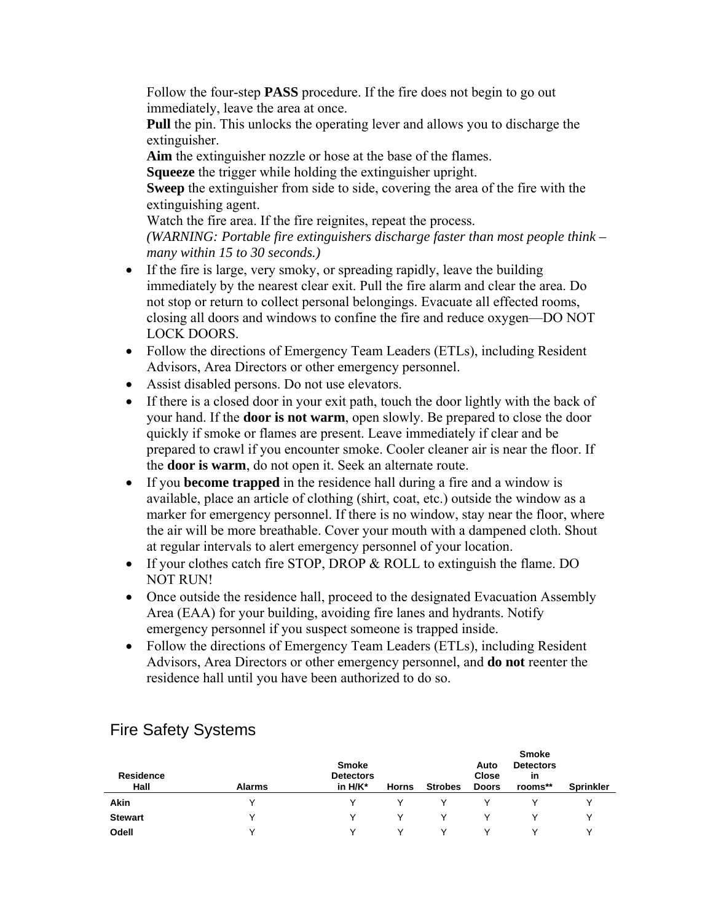Follow the four-step **PASS** procedure. If the fire does not begin to go out immediately, leave the area at once.
**Pull** the pin. This unlocks the operating lever and allows you to discharge the extinguisher.
**Aim** the extinguisher nozzle or hose at the base of the flames.
**Squeeze** the trigger while holding the extinguisher upright.
**Sweep** the extinguisher from side to side, covering the area of the fire with the extinguishing agent.
Watch the fire area. If the fire reignites, repeat the process.
*(WARNING: Portable fire extinguishers discharge faster than most people think – many within 15 to 30 seconds.)*

- If the fire is large, very smoky, or spreading rapidly, leave the building immediately by the nearest clear exit. Pull the fire alarm and clear the area. Do not stop or return to collect personal belongings. Evacuate all effected rooms, closing all doors and windows to confine the fire and reduce oxygen—DO NOT LOCK DOORS.
- Follow the directions of Emergency Team Leaders (ETLs), including Resident Advisors, Area Directors or other emergency personnel.
- Assist disabled persons. Do not use elevators.
- If there is a closed door in your exit path, touch the door lightly with the back of your hand. If the **door is not warm**, open slowly. Be prepared to close the door quickly if smoke or flames are present. Leave immediately if clear and be prepared to crawl if you encounter smoke. Cooler cleaner air is near the floor. If the **door is warm**, do not open it. Seek an alternate route.
- If you **become trapped** in the residence hall during a fire and a window is available, place an article of clothing (shirt, coat, etc.) outside the window as a marker for emergency personnel. If there is no window, stay near the floor, where the air will be more breathable. Cover your mouth with a dampened cloth. Shout at regular intervals to alert emergency personnel of your location.
- If your clothes catch fire STOP, DROP & ROLL to extinguish the flame. DO NOT RUN!
- Once outside the residence hall, proceed to the designated Evacuation Assembly Area (EAA) for your building, avoiding fire lanes and hydrants. Notify emergency personnel if you suspect someone is trapped inside.
- Follow the directions of Emergency Team Leaders (ETLs), including Resident Advisors, Area Directors or other emergency personnel, and **do not** reenter the residence hall until you have been authorized to do so.

## Fire Safety Systems

| Residence Hall | Alarms | Smoke Detectors in H/K* | Horns | Strobes | Auto Close Doors | Smoke Detectors in rooms** | Sprinkler |
|---|---|---|---|---|---|---|---|
| Akin | Y | Y | Y | Y | Y | Y | Y |
| Stewart | Y | Y | Y | Y | Y | Y | Y |
| Odell | Y | Y | Y | Y | Y | Y | Y |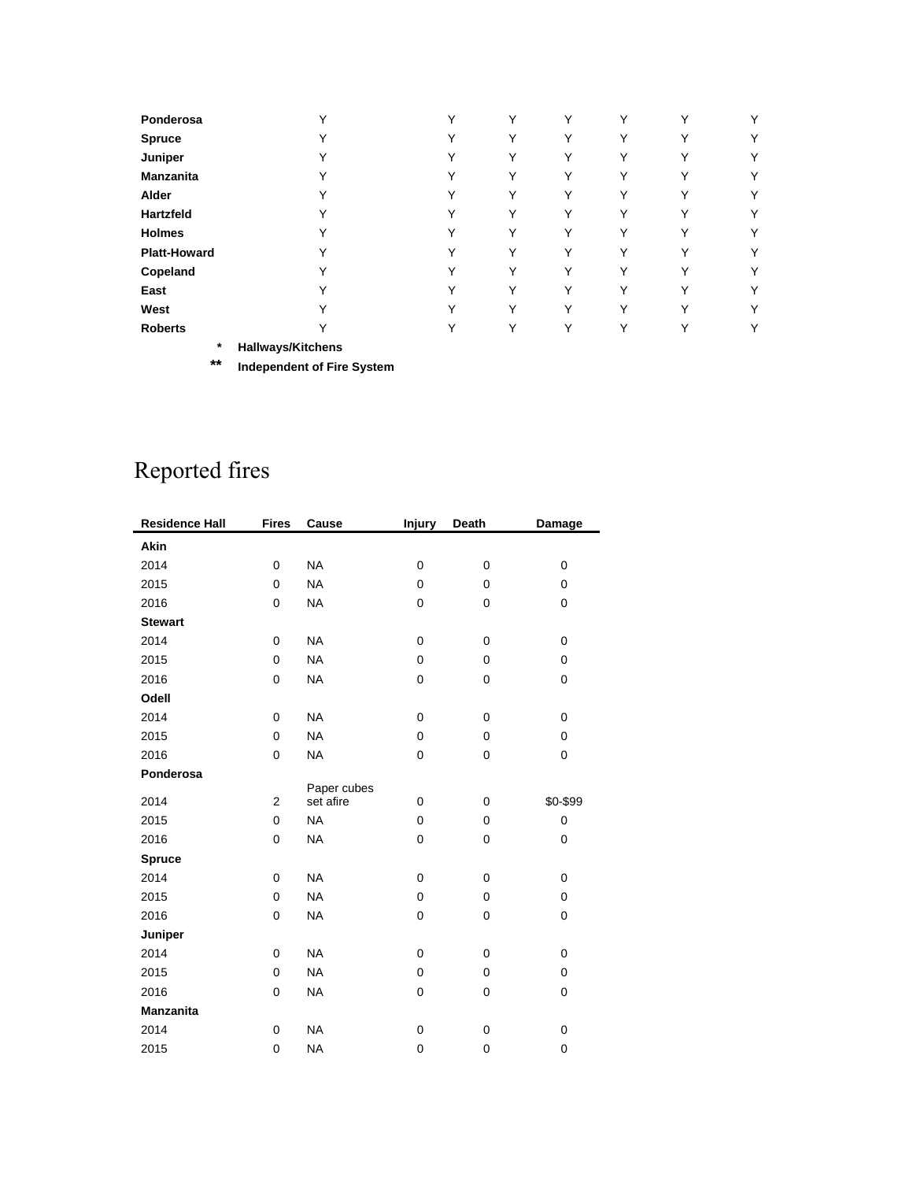| | | | | | | | |
|---|---|---|---|---|---|---|---|
| **Ponderosa** | Y | Y | Y | Y | Y | Y | Y |
| **Spruce** | Y | Y | Y | Y | Y | Y | Y |
| **Juniper** | Y | Y | Y | Y | Y | Y | Y |
| **Manzanita** | Y | Y | Y | Y | Y | Y | Y |
| **Alder** | Y | Y | Y | Y | Y | Y | Y |
| **Hartzfeld** | Y | Y | Y | Y | Y | Y | Y |
| **Holmes** | Y | Y | Y | Y | Y | Y | Y |
| **Platt-Howard** | Y | Y | Y | Y | Y | Y | Y |
| **Copeland** | Y | Y | Y | Y | Y | Y | Y |
| **East** | Y | Y | Y | Y | Y | Y | Y |
| **West** | Y | Y | Y | Y | Y | Y | Y |
| **Roberts** | Y | Y | Y | Y | Y | Y | Y |

\* **Hallways/Kitchens**

\*\* **Independent of Fire System**

# Reported fires

| Residence Hall | Fires | Cause | Injury | Death | Damage |
|---|---|---|---|---|---|
| **Akin** | | | | | |
| 2014 | 0 | NA | 0 | 0 | 0 |
| 2015 | 0 | NA | 0 | 0 | 0 |
| 2016 | 0 | NA | 0 | 0 | 0 |
| **Stewart** | | | | | |
| 2014 | 0 | NA | 0 | 0 | 0 |
| 2015 | 0 | NA | 0 | 0 | 0 |
| 2016 | 0 | NA | 0 | 0 | 0 |
| **Odell** | | | | | |
| 2014 | 0 | NA | 0 | 0 | 0 |
| 2015 | 0 | NA | 0 | 0 | 0 |
| 2016 | 0 | NA | 0 | 0 | 0 |
| **Ponderosa** | | | | | |
| 2014 | 2 | Paper cubes set afire | 0 | 0 | $0-$99 |
| 2015 | 0 | NA | 0 | 0 | 0 |
| 2016 | 0 | NA | 0 | 0 | 0 |
| **Spruce** | | | | | |
| 2014 | 0 | NA | 0 | 0 | 0 |
| 2015 | 0 | NA | 0 | 0 | 0 |
| 2016 | 0 | NA | 0 | 0 | 0 |
| **Juniper** | | | | | |
| 2014 | 0 | NA | 0 | 0 | 0 |
| 2015 | 0 | NA | 0 | 0 | 0 |
| 2016 | 0 | NA | 0 | 0 | 0 |
| **Manzanita** | | | | | |
| 2014 | 0 | NA | 0 | 0 | 0 |
| 2015 | 0 | NA | 0 | 0 | 0 |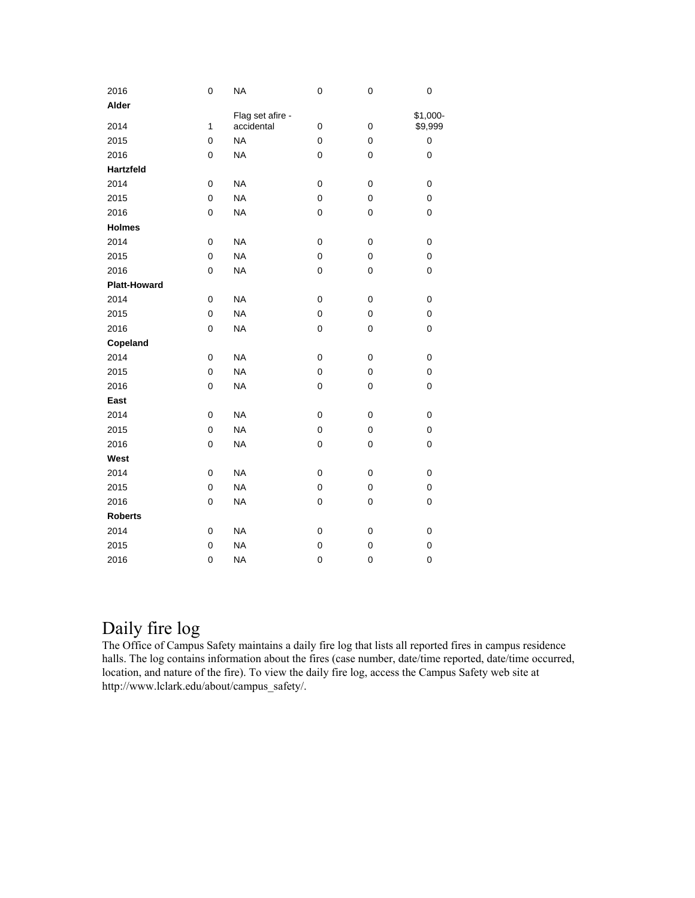| | | | | | |
|---|---|---|---|---|---|
| 2016 | 0 | NA | 0 | 0 | 0 |
| **Alder** | | | | | |
| 2014 | 1 | Flag set afire - accidental | 0 | 0 | $1,000-$9,999 |
| 2015 | 0 | NA | 0 | 0 | 0 |
| 2016 | 0 | NA | 0 | 0 | 0 |
| **Hartzfeld** | | | | | |
| 2014 | 0 | NA | 0 | 0 | 0 |
| 2015 | 0 | NA | 0 | 0 | 0 |
| 2016 | 0 | NA | 0 | 0 | 0 |
| **Holmes** | | | | | |
| 2014 | 0 | NA | 0 | 0 | 0 |
| 2015 | 0 | NA | 0 | 0 | 0 |
| 2016 | 0 | NA | 0 | 0 | 0 |
| **Platt-Howard** | | | | | |
| 2014 | 0 | NA | 0 | 0 | 0 |
| 2015 | 0 | NA | 0 | 0 | 0 |
| 2016 | 0 | NA | 0 | 0 | 0 |
| **Copeland** | | | | | |
| 2014 | 0 | NA | 0 | 0 | 0 |
| 2015 | 0 | NA | 0 | 0 | 0 |
| 2016 | 0 | NA | 0 | 0 | 0 |
| **East** | | | | | |
| 2014 | 0 | NA | 0 | 0 | 0 |
| 2015 | 0 | NA | 0 | 0 | 0 |
| 2016 | 0 | NA | 0 | 0 | 0 |
| **West** | | | | | |
| 2014 | 0 | NA | 0 | 0 | 0 |
| 2015 | 0 | NA | 0 | 0 | 0 |
| 2016 | 0 | NA | 0 | 0 | 0 |
| **Roberts** | | | | | |
| 2014 | 0 | NA | 0 | 0 | 0 |
| 2015 | 0 | NA | 0 | 0 | 0 |
| 2016 | 0 | NA | 0 | 0 | 0 |

# Daily fire log

The Office of Campus Safety maintains a daily fire log that lists all reported fires in campus residence halls. The log contains information about the fires (case number, date/time reported, date/time occurred, location, and nature of the fire). To view the daily fire log, access the Campus Safety web site at http://www.lclark.edu/about/campus_safety/.